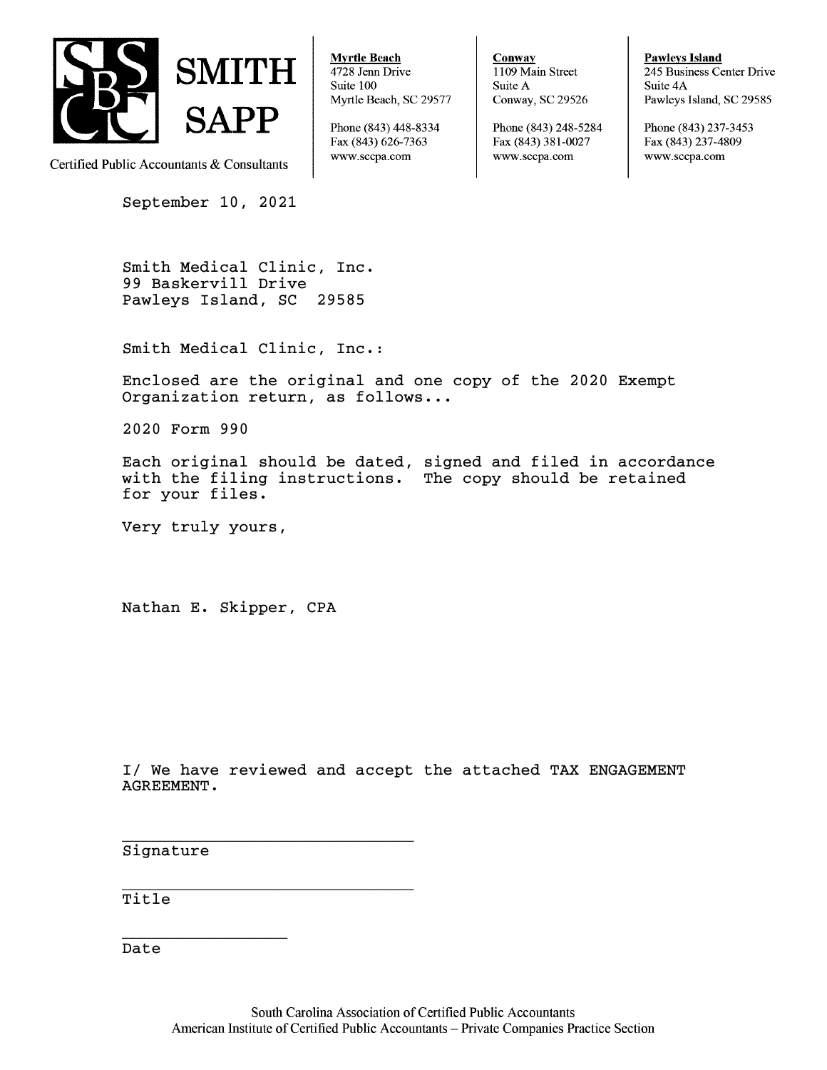**SMITH SAPP**

Certified Public Accountants & Consultants

**Myrtle Beach**
4728 Jenn Drive
Suite 100
Myrtle Beach, SC 29577

Phone (843) 448-8334
Fax (843) 626-7363
www.sccpa.com

**Conway**
1109 Main Street
Suite A
Conway, SC 29526

Phone (843) 248-5284
Fax (843) 381-0027
www.sccpa.com

**Pawleys Island**
245 Business Center Drive
Suite 4A
Pawleys Island, SC 29585

Phone (843) 237-3453
Fax (843) 237-4809
www.sccpa.com

September 10, 2021

Smith Medical Clinic, Inc.
99 Baskervill Drive
Pawleys Island, SC 29585

Smith Medical Clinic, Inc.:

Enclosed are the original and one copy of the 2020 Exempt Organization return, as follows...

2020 Form 990

Each original should be dated, signed and filed in accordance with the filing instructions. The copy should be retained for your files.

Very truly yours,

Nathan E. Skipper, CPA

I/ We have reviewed and accept the attached TAX ENGAGEMENT AGREEMENT.

\_\_\_\_\_\_\_\_\_\_\_\_\_\_\_\_\_\_\_\_\_\_\_\_\_\_\_\_\_\_
Signature

\_\_\_\_\_\_\_\_\_\_\_\_\_\_\_\_\_\_\_\_\_\_\_\_\_\_\_\_\_\_
Title

\_\_\_\_\_\_\_\_\_\_\_\_\_\_\_\_\_
Date

South Carolina Association of Certified Public Accountants
American Institute of Certified Public Accountants – Private Companies Practice Section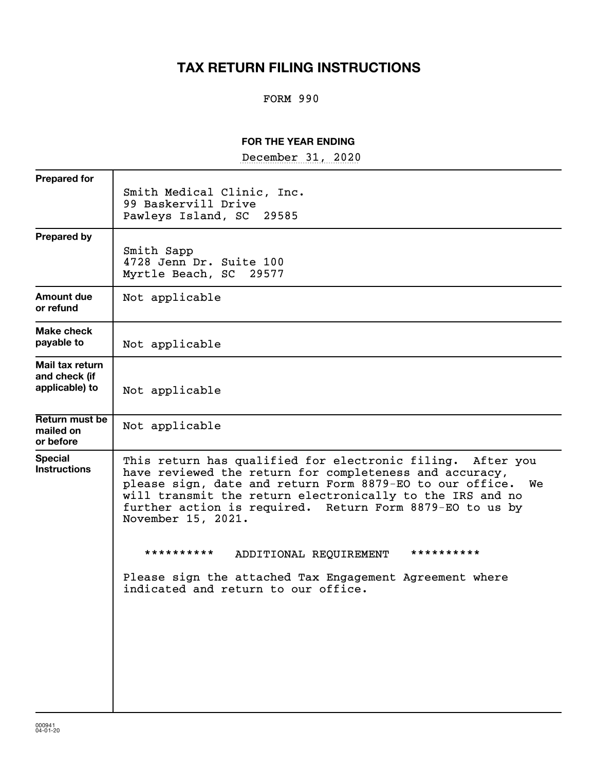# TAX RETURN FILING INSTRUCTIONS

FORM 990

**FOR THE YEAR ENDING**

December 31, 2020

| | |
|---|---|
| **Prepared for** | Smith Medical Clinic, Inc.<br>99 Baskervill Drive<br>Pawleys Island, SC 29585 |
| **Prepared by** | Smith Sapp<br>4728 Jenn Dr. Suite 100<br>Myrtle Beach, SC 29577 |
| **Amount due or refund** | Not applicable |
| **Make check payable to** | Not applicable |
| **Mail tax return and check (if applicable) to** | Not applicable |
| **Return must be mailed on or before** | Not applicable |
| **Special Instructions** | This return has qualified for electronic filing. After you have reviewed the return for completeness and accuracy, please sign, date and return Form 8879-EO to our office. We will transmit the return electronically to the IRS and no further action is required. Return Form 8879-EO to us by November 15, 2021.<br><br>********** ADDITIONAL REQUIREMENT **********<br><br>Please sign the attached Tax Engagement Agreement where indicated and return to our office. |

000941
04-01-20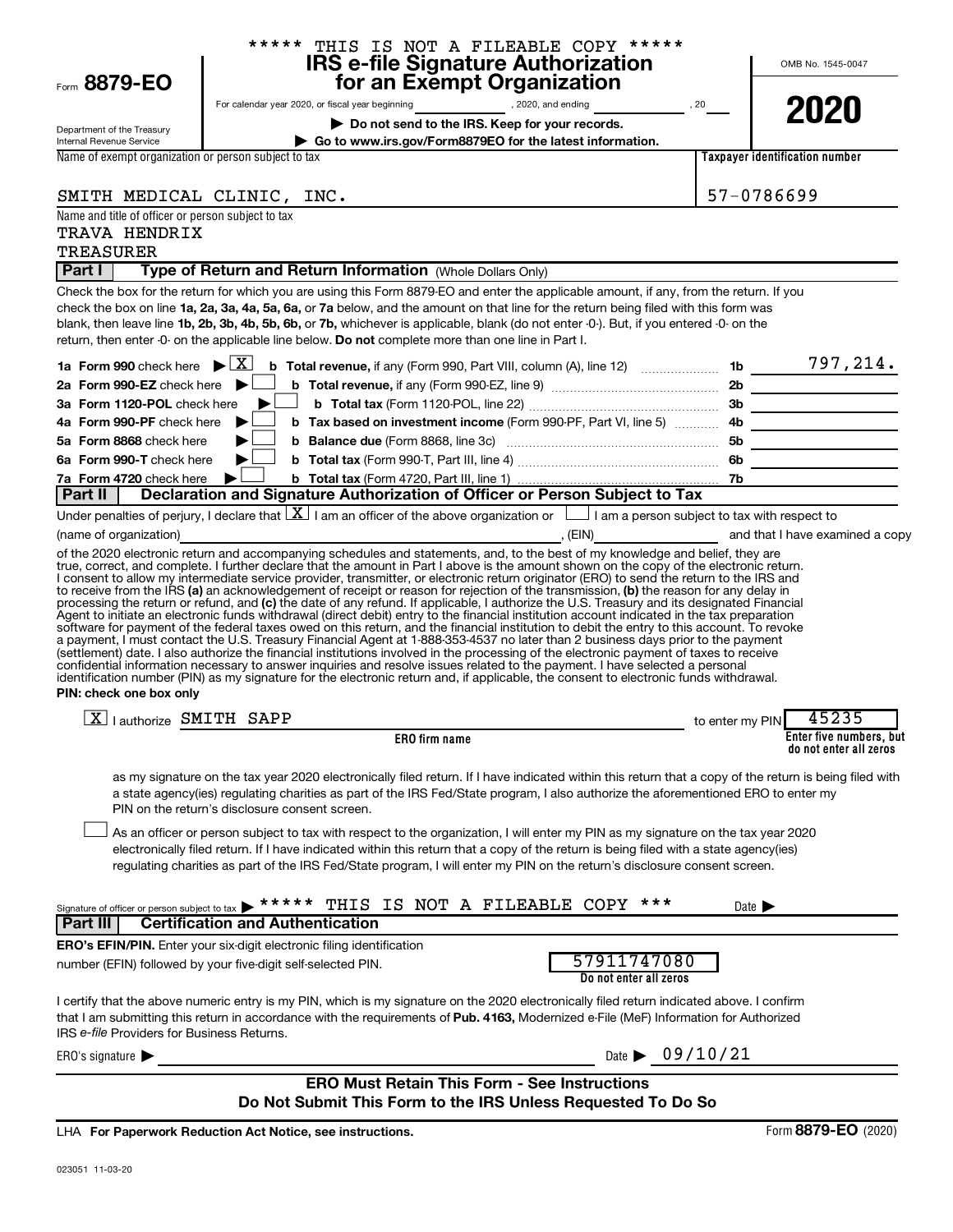\*\*\*\*\* THIS IS NOT A FILEABLE COPY \*\*\*\*\*

Form **8879-EO**

Department of the Treasury
Internal Revenue Service

# IRS e-file Signature Authorization for an Exempt Organization

For calendar year 2020, or fiscal year beginning \_\_\_\_\_\_, 2020, and ending \_\_\_\_\_\_, 20\_\_

**▶ Do not send to the IRS. Keep for your records.**

**▶ Go to www.irs.gov/Form8879EO for the latest information.**

OMB No. 1545-0047

**2020**

| Name of exempt organization or person subject to tax | Taxpayer identification number |
|---|---|
| SMITH MEDICAL CLINIC, INC. | 57-0786699 |

Name and title of officer or person subject to tax
TRAVA HENDRIX
TREASURER

## Part I Type of Return and Return Information (Whole Dollars Only)

Check the box for the return for which you are using this Form 8879-EO and enter the applicable amount, if any, from the return. If you check the box on line **1a, 2a, 3a, 4a, 5a, 6a,** or **7a** below, and the amount on that line for the return being filed with this form was blank, then leave line **1b, 2b, 3b, 4b, 5b, 6b,** or **7b,** whichever is applicable, blank (do not enter -0-). But, if you entered -0- on the return, then enter -0- on the applicable line below. **Do not** complete more than one line in Part I.

| | | | |
|---|---|---|---|
| **1a Form 990** check here ▶ [X] | **b Total revenue,** if any (Form 990, Part VIII, column (A), line 12) | 1b | 797,214. |
| **2a Form 990-EZ** check here ▶ [ ] | **b Total revenue,** if any (Form 990-EZ, line 9) | 2b | |
| **3a Form 1120-POL** check here ▶ [ ] | **b Total tax** (Form 1120-POL, line 22) | 3b | |
| **4a Form 990-PF** check here ▶ [ ] | **b Tax based on investment income** (Form 990-PF, Part VI, line 5) | 4b | |
| **5a Form 8868** check here ▶ [ ] | **b Balance due** (Form 8868, line 3c) | 5b | |
| **6a Form 990-T** check here ▶ [ ] | **b Total tax** (Form 990-T, Part III, line 4) | 6b | |
| **7a Form 4720** check here ▶ [ ] | **b Total tax** (Form 4720, Part III, line 1) | 7b | |

## Part II Declaration and Signature Authorization of Officer or Person Subject to Tax

Under penalties of perjury, I declare that [X] I am an officer of the above organization or [ ] I am a person subject to tax with respect to (name of organization) \_\_\_\_\_\_, (EIN) \_\_\_\_\_\_ and that I have examined a copy of the 2020 electronic return and accompanying schedules and statements, and, to the best of my knowledge and belief, they are true, correct, and complete. I further declare that the amount in Part I above is the amount shown on the copy of the electronic return. I consent to allow my intermediate service provider, transmitter, or electronic return originator (ERO) to send the return to the IRS and to receive from the IRS **(a)** an acknowledgement of receipt or reason for rejection of the transmission, **(b)** the reason for any delay in processing the return or refund, and **(c)** the date of any refund. If applicable, I authorize the U.S. Treasury and its designated Financial Agent to initiate an electronic funds withdrawal (direct debit) entry to the financial institution account indicated in the tax preparation software for payment of the federal taxes owed on this return, and the financial institution to debit the entry to this account. To revoke a payment, I must contact the U.S. Treasury Financial Agent at 1-888-353-4537 no later than 2 business days prior to the payment (settlement) date. I also authorize the financial institutions involved in the processing of the electronic payment of taxes to receive confidential information necessary to answer inquiries and resolve issues related to the payment. I have selected a personal identification number (PIN) as my signature for the electronic return and, if applicable, the consent to electronic funds withdrawal.

**PIN: check one box only**

[X] I authorize SMITH SAPP (**ERO firm name**) to enter my PIN 45235 (**Enter five numbers, but do not enter all zeros**)

as my signature on the tax year 2020 electronically filed return. If I have indicated within this return that a copy of the return is being filed with a state agency(ies) regulating charities as part of the IRS Fed/State program, I also authorize the aforementioned ERO to enter my PIN on the return's disclosure consent screen.

[ ] As an officer or person subject to tax with respect to the organization, I will enter my PIN as my signature on the tax year 2020 electronically filed return. If I have indicated within this return that a copy of the return is being filed with a state agency(ies) regulating charities as part of the IRS Fed/State program, I will enter my PIN on the return's disclosure consent screen.

Signature of officer or person subject to tax ▶ \*\*\*\*\* THIS IS NOT A FILEABLE COPY \*\*\* Date ▶

## Part III Certification and Authentication

**ERO's EFIN/PIN.** Enter your six-digit electronic filing identification number (EFIN) followed by your five-digit self-selected PIN. 57911747080 (**Do not enter all zeros**)

I certify that the above numeric entry is my PIN, which is my signature on the 2020 electronically filed return indicated above. I confirm that I am submitting this return in accordance with the requirements of **Pub. 4163,** Modernized e-File (MeF) Information for Authorized IRS *e-file* Providers for Business Returns.

ERO's signature ▶ Date ▶ 09/10/21

**ERO Must Retain This Form - See Instructions**

**Do Not Submit This Form to the IRS Unless Requested To Do So**

LHA **For Paperwork Reduction Act Notice, see instructions.** Form **8879-EO** (2020)

023051 11-03-20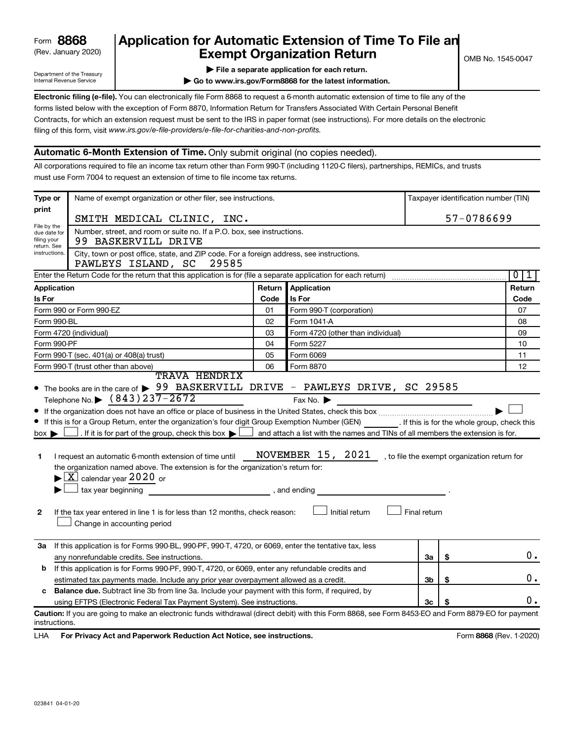Form **8868** (Rev. January 2020)

Department of the Treasury
Internal Revenue Service

# Application for Automatic Extension of Time To File an Exempt Organization Return

OMB No. 1545-0047

▶ **File a separate application for each return.**

▶ **Go to www.irs.gov/Form8868 for the latest information.**

**Electronic filing (e-file).** You can electronically file Form 8868 to request a 6-month automatic extension of time to file any of the forms listed below with the exception of Form 8870, Information Return for Transfers Associated With Certain Personal Benefit Contracts, for which an extension request must be sent to the IRS in paper format (see instructions). For more details on the electronic filing of this form, visit *www.irs.gov/e-file-providers/e-file-for-charities-and-non-profits.*

## Automatic 6-Month Extension of Time. Only submit original (no copies needed).

All corporations required to file an income tax return other than Form 990-T (including 1120-C filers), partnerships, REMICs, and trusts must use Form 7004 to request an extension of time to file income tax returns.

**Type or print**

File by the due date for filing your return. See instructions.

Name of exempt organization or other filer, see instructions: SMITH MEDICAL CLINIC, INC.

Taxpayer identification number (TIN): 57-0786699

Number, street, and room or suite no. If a P.O. box, see instructions: 99 BASKERVILL DRIVE

City, town or post office, state, and ZIP code. For a foreign address, see instructions: PAWLEYS ISLAND, SC 29585

Enter the Return Code for the return that this application is for (file a separate application for each return): 0 1

| Application Is For | Return Code | Application Is For | Return Code |
|---|---|---|---|
| Form 990 or Form 990-EZ | 01 | Form 990-T (corporation) | 07 |
| Form 990-BL | 02 | Form 1041-A | 08 |
| Form 4720 (individual) | 03 | Form 4720 (other than individual) | 09 |
| Form 990-PF | 04 | Form 5227 | 10 |
| Form 990-T (sec. 401(a) or 408(a) trust) | 05 | Form 6069 | 11 |
| Form 990-T (trust other than above) | 06 | Form 8870 | 12 |

- The books are in the care of ▶ TRAVA HENDRIX 99 BASKERVILL DRIVE - PAWLEYS DRIVE, SC 29585
  Telephone No. ▶ (843)237-2672 Fax No. ▶
- If the organization does not have an office or place of business in the United States, check this box ▶ ☐
- If this is for a Group Return, enter the organization's four digit Group Exemption Number (GEN) ______. If this is for the whole group, check this box ▶ ☐. If it is for part of the group, check this box ▶ ☐ and attach a list with the names and TINs of all members the extension is for.

**1** I request an automatic 6-month extension of time until NOVEMBER 15, 2021, to file the exempt organization return for the organization named above. The extension is for the organization's return for:

▶ ☒ calendar year 2020 or

▶ ☐ tax year beginning ______, and ending ______.

**2** If the tax year entered in line 1 is for less than 12 months, check reason: ☐ Initial return ☐ Final return ☐ Change in accounting period

| | | | |
|---|---|---|---|
| **3a** | If this application is for Forms 990-BL, 990-PF, 990-T, 4720, or 6069, enter the tentative tax, less any nonrefundable credits. See instructions. | 3a | $ 0. |
| **b** | If this application is for Forms 990-PF, 990-T, 4720, or 6069, enter any refundable credits and estimated tax payments made. Include any prior year overpayment allowed as a credit. | 3b | $ 0. |
| **c** | **Balance due.** Subtract line 3b from line 3a. Include your payment with this form, if required, by using EFTPS (Electronic Federal Tax Payment System). See instructions. | 3c | $ 0. |

**Caution:** If you are going to make an electronic funds withdrawal (direct debit) with this Form 8868, see Form 8453-EO and Form 8879-EO for payment instructions.

LHA **For Privacy Act and Paperwork Reduction Act Notice, see instructions.** Form **8868** (Rev. 1-2020)

023841 04-01-20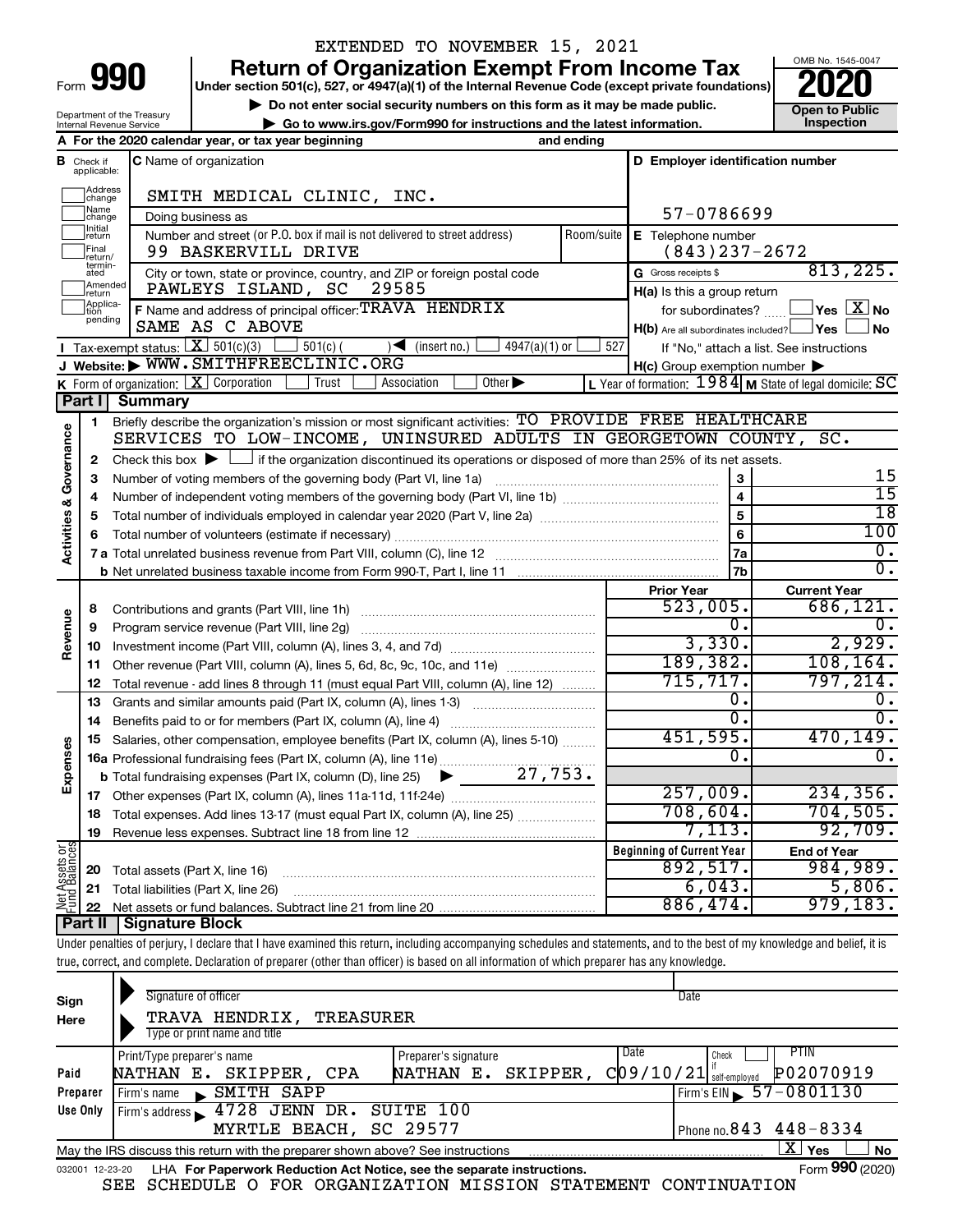EXTENDED TO NOVEMBER 15, 2021

# Form 990 — Return of Organization Exempt From Income Tax (2020)

Under section 501(c), 527, or 4947(a)(1) of the Internal Revenue Code (except private foundations)

▶ Do not enter social security numbers on this form as it may be made public.

▶ Go to www.irs.gov/Form990 for instructions and the latest information.

Department of the Treasury, Internal Revenue Service

OMB No. 1545-0047 — Open to Public Inspection

**A** For the 2020 calendar year, or tax year beginning and ending

**B** Check if applicable: Address change, Name change, Initial return, Final return/terminated, Amended return, Application pending

**C** Name of organization: SMITH MEDICAL CLINIC, INC.

Doing business as

Number and street (or P.O. box if mail is not delivered to street address): 99 BASKERVILL DRIVE — Room/suite

City or town, state or province, country, and ZIP or foreign postal code: PAWLEYS ISLAND, SC 29585

**D** Employer identification number: 57-0786699

**E** Telephone number: (843)237-2672

**G** Gross receipts $ 813,225.

**F** Name and address of principal officer: TRAVA HENDRIX, SAME AS C ABOVE

**H(a)** Is this a group return for subordinates? ☐ Yes ☒ No

**H(b)** Are all subordinates included? ☐ Yes ☐ No — If "No," attach a list. See instructions

**H(c)** Group exemption number ▶

**I** Tax-exempt status: ☒ 501(c)(3) ☐ 501(c) ( ) ◀ (insert no.) ☐ 4947(a)(1) or ☐ 527

**J** Website: ▶ WWW.SMITHFREECLINIC.ORG

**K** Form of organization: ☒ Corporation ☐ Trust ☐ Association ☐ Other ▶

**L** Year of formation: 1984 **M** State of legal domicile: SC

## Part I Summary

**Activities & Governance**

1. Briefly describe the organization's mission or most significant activities: TO PROVIDE FREE HEALTHCARE SERVICES TO LOW-INCOME, UNINSURED ADULTS IN GEORGETOWN COUNTY, SC.
2. Check this box ▶ ☐ if the organization discontinued its operations or disposed of more than 25% of its net assets.

| Line | Description | | Value |
|---|---|---|---|
| 3 | Number of voting members of the governing body (Part VI, line 1a) | 3 | 15 |
| 4 | Number of independent voting members of the governing body (Part VI, line 1b) | 4 | 15 |
| 5 | Total number of individuals employed in calendar year 2020 (Part V, line 2a) | 5 | 18 |
| 6 | Total number of volunteers (estimate if necessary) | 6 | 100 |
| 7a | Total unrelated business revenue from Part VIII, column (C), line 12 | 7a | 0. |
| 7b | Net unrelated business taxable income from Form 990-T, Part I, line 11 | 7b | 0. |

| Line | Description | Prior Year | Current Year |
|---|---|---|---|
| | **Revenue** | | |
| 8 | Contributions and grants (Part VIII, line 1h) | 523,005. | 686,121. |
| 9 | Program service revenue (Part VIII, line 2g) | 0. | 0. |
| 10 | Investment income (Part VIII, column (A), lines 3, 4, and 7d) | 3,330. | 2,929. |
| 11 | Other revenue (Part VIII, column (A), lines 5, 6d, 8c, 9c, 10c, and 11e) | 189,382. | 108,164. |
| 12 | Total revenue - add lines 8 through 11 (must equal Part VIII, column (A), line 12) | 715,717. | 797,214. |
| | **Expenses** | | |
| 13 | Grants and similar amounts paid (Part IX, column (A), lines 1-3) | 0. | 0. |
| 14 | Benefits paid to or for members (Part IX, column (A), line 4) | 0. | 0. |
| 15 | Salaries, other compensation, employee benefits (Part IX, column (A), lines 5-10) | 451,595. | 470,149. |
| 16a | Professional fundraising fees (Part IX, column (A), line 11e) | 0. | 0. |
| b | Total fundraising expenses (Part IX, column (D), line 25) ▶ 27,753. | | |
| 17 | Other expenses (Part IX, column (A), lines 11a-11d, 11f-24e) | 257,009. | 234,356. |
| 18 | Total expenses. Add lines 13-17 (must equal Part IX, column (A), line 25) | 708,604. | 704,505. |
| 19 | Revenue less expenses. Subtract line 18 from line 12 | 7,113. | 92,709. |

| Line | Net Assets or Fund Balances | Beginning of Current Year | End of Year |
|---|---|---|---|
| 20 | Total assets (Part X, line 16) | 892,517. | 984,989. |
| 21 | Total liabilities (Part X, line 26) | 6,043. | 5,806. |
| 22 | Net assets or fund balances. Subtract line 21 from line 20 | 886,474. | 979,183. |

## Part II Signature Block

Under penalties of perjury, I declare that I have examined this return, including accompanying schedules and statements, and to the best of my knowledge and belief, it is true, correct, and complete. Declaration of preparer (other than officer) is based on all information of which preparer has any knowledge.

**Sign Here**

Signature of officer — Date

TRAVA HENDRIX, TREASURER

Type or print name and title

**Paid Preparer Use Only**

| Print/Type preparer's name | Preparer's signature | Date | Check if self-employed | PTIN |
|---|---|---|---|---|
| NATHAN E. SKIPPER, CPA | NATHAN E. SKIPPER, C | 09/10/21 | ☐ | P02070919 |

Firm's name ▶ SMITH SAPP — Firm's EIN ▶ 57-0801130

Firm's address ▶ 4728 JENN DR. SUITE 100, MYRTLE BEACH, SC 29577 — Phone no. 843 448-8334

May the IRS discuss this return with the preparer shown above? See instructions ☒ Yes ☐ No

032001 12-23-20 LHA For Paperwork Reduction Act Notice, see the separate instructions. Form **990** (2020)

SEE SCHEDULE O FOR ORGANIZATION MISSION STATEMENT CONTINUATION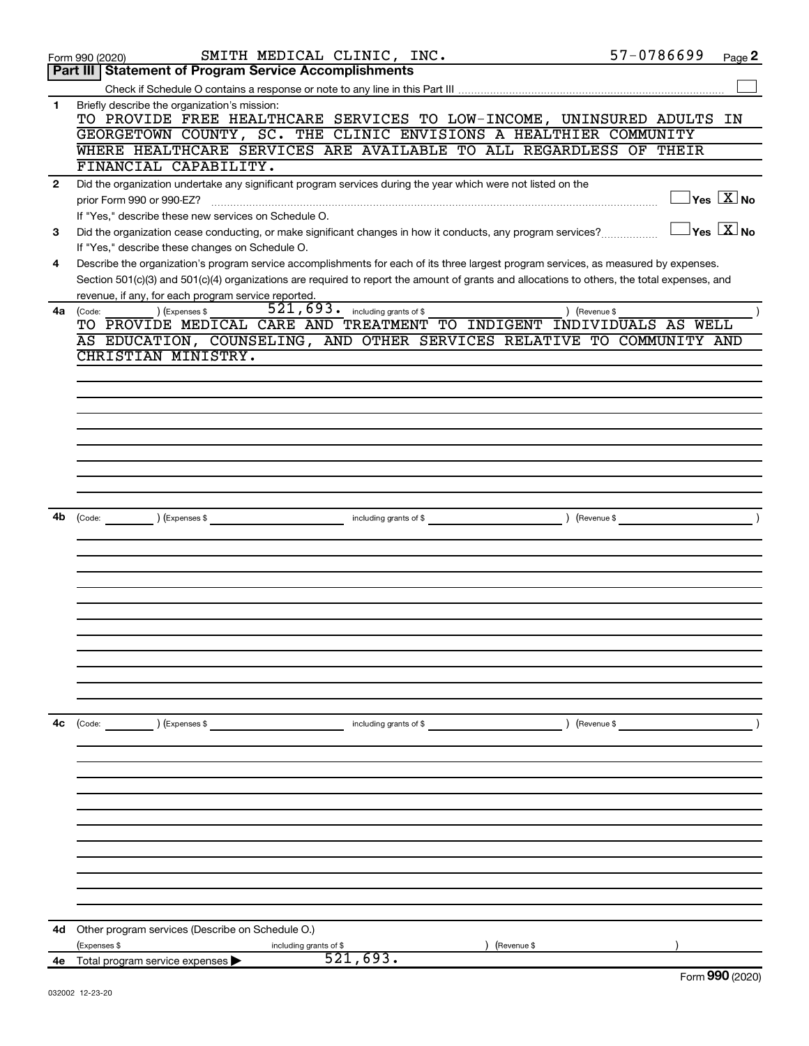Form 990 (2020) SMITH MEDICAL CLINIC, INC. 57-0786699 Page **2**

## Part III | Statement of Program Service Accomplishments

Check if Schedule O contains a response or note to any line in this Part III ☐

**1** Briefly describe the organization's mission:

TO PROVIDE FREE HEALTHCARE SERVICES TO LOW-INCOME, UNINSURED ADULTS IN GEORGETOWN COUNTY, SC. THE CLINIC ENVISIONS A HEALTHIER COMMUNITY WHERE HEALTHCARE SERVICES ARE AVAILABLE TO ALL REGARDLESS OF THEIR FINANCIAL CAPABILITY.

**2** Did the organization undertake any significant program services during the year which were not listed on the prior Form 990 or 990-EZ? ☐ Yes ☒ No

If "Yes," describe these new services on Schedule O.

**3** Did the organization cease conducting, or make significant changes in how it conducts, any program services? ☐ Yes ☒ No

If "Yes," describe these changes on Schedule O.

**4** Describe the organization's program service accomplishments for each of its three largest program services, as measured by expenses. Section 501(c)(3) and 501(c)(4) organizations are required to report the amount of grants and allocations to others, the total expenses, and revenue, if any, for each program service reported.

**4a** (Code: ) (Expenses $ 521,693. including grants of $ ) (Revenue $ )

TO PROVIDE MEDICAL CARE AND TREATMENT TO INDIGENT INDIVIDUALS AS WELL AS EDUCATION, COUNSELING, AND OTHER SERVICES RELATIVE TO COMMUNITY AND CHRISTIAN MINISTRY.

**4b** (Code: ) (Expenses $ including grants of $ ) (Revenue $ )

**4c** (Code: ) (Expenses $ including grants of $ ) (Revenue $ )

**4d** Other program services (Describe on Schedule O.)

(Expenses $ including grants of $ ) (Revenue $ )

**4e** Total program service expenses ▶ 521,693.

Form **990** (2020)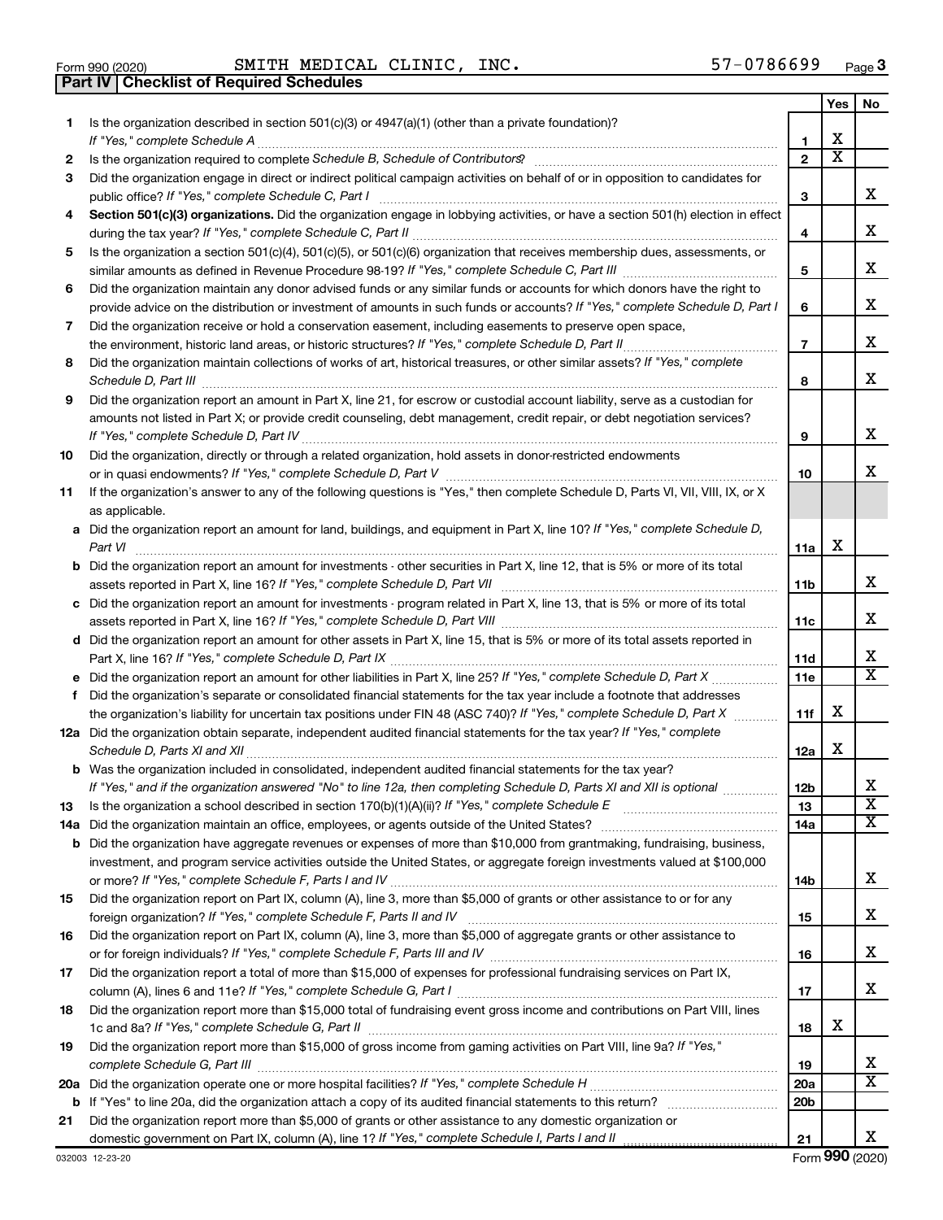Form 990 (2020) SMITH MEDICAL CLINIC, INC. 57-0786699 Page 3

## Part IV | Checklist of Required Schedules

| | | | Yes | No |
|---|---|---|---|---|
| 1 | Is the organization described in section 501(c)(3) or 4947(a)(1) (other than a private foundation)? If "Yes," complete Schedule A | 1 | X | |
| 2 | Is the organization required to complete Schedule B, Schedule of Contributors? | 2 | X | |
| 3 | Did the organization engage in direct or indirect political campaign activities on behalf of or in opposition to candidates for public office? If "Yes," complete Schedule C, Part I | 3 | | X |
| 4 | **Section 501(c)(3) organizations.** Did the organization engage in lobbying activities, or have a section 501(h) election in effect during the tax year? If "Yes," complete Schedule C, Part II | 4 | | X |
| 5 | Is the organization a section 501(c)(4), 501(c)(5), or 501(c)(6) organization that receives membership dues, assessments, or similar amounts as defined in Revenue Procedure 98-19? If "Yes," complete Schedule C, Part III | 5 | | X |
| 6 | Did the organization maintain any donor advised funds or any similar funds or accounts for which donors have the right to provide advice on the distribution or investment of amounts in such funds or accounts? If "Yes," complete Schedule D, Part I | 6 | | X |
| 7 | Did the organization receive or hold a conservation easement, including easements to preserve open space, the environment, historic land areas, or historic structures? If "Yes," complete Schedule D, Part II | 7 | | X |
| 8 | Did the organization maintain collections of works of art, historical treasures, or other similar assets? If "Yes," complete Schedule D, Part III | 8 | | X |
| 9 | Did the organization report an amount in Part X, line 21, for escrow or custodial account liability, serve as a custodian for amounts not listed in Part X; or provide credit counseling, debt management, credit repair, or debt negotiation services? If "Yes," complete Schedule D, Part IV | 9 | | X |
| 10 | Did the organization, directly or through a related organization, hold assets in donor-restricted endowments or in quasi endowments? If "Yes," complete Schedule D, Part V | 10 | | X |
| 11 | If the organization's answer to any of the following questions is "Yes," then complete Schedule D, Parts VI, VII, VIII, IX, or X as applicable. | | | |
| a | Did the organization report an amount for land, buildings, and equipment in Part X, line 10? If "Yes," complete Schedule D, Part VI | 11a | X | |
| b | Did the organization report an amount for investments - other securities in Part X, line 12, that is 5% or more of its total assets reported in Part X, line 16? If "Yes," complete Schedule D, Part VII | 11b | | X |
| c | Did the organization report an amount for investments - program related in Part X, line 13, that is 5% or more of its total assets reported in Part X, line 16? If "Yes," complete Schedule D, Part VIII | 11c | | X |
| d | Did the organization report an amount for other assets in Part X, line 15, that is 5% or more of its total assets reported in Part X, line 16? If "Yes," complete Schedule D, Part IX | 11d | | X |
| e | Did the organization report an amount for other liabilities in Part X, line 25? If "Yes," complete Schedule D, Part X | 11e | | X |
| f | Did the organization's separate or consolidated financial statements for the tax year include a footnote that addresses the organization's liability for uncertain tax positions under FIN 48 (ASC 740)? If "Yes," complete Schedule D, Part X | 11f | X | |
| 12a | Did the organization obtain separate, independent audited financial statements for the tax year? If "Yes," complete Schedule D, Parts XI and XII | 12a | X | |
| b | Was the organization included in consolidated, independent audited financial statements for the tax year? If "Yes," and if the organization answered "No" to line 12a, then completing Schedule D, Parts XI and XII is optional | 12b | | X |
| 13 | Is the organization a school described in section 170(b)(1)(A)(ii)? If "Yes," complete Schedule E | 13 | | X |
| 14a | Did the organization maintain an office, employees, or agents outside of the United States? | 14a | | X |
| b | Did the organization have aggregate revenues or expenses of more than $10,000 from grantmaking, fundraising, business, investment, and program service activities outside the United States, or aggregate foreign investments valued at $100,000 or more? If "Yes," complete Schedule F, Parts I and IV | 14b | | X |
| 15 | Did the organization report on Part IX, column (A), line 3, more than $5,000 of grants or other assistance to or for any foreign organization? If "Yes," complete Schedule F, Parts II and IV | 15 | | X |
| 16 | Did the organization report on Part IX, column (A), line 3, more than $5,000 of aggregate grants or other assistance to or for foreign individuals? If "Yes," complete Schedule F, Parts III and IV | 16 | | X |
| 17 | Did the organization report a total of more than $15,000 of expenses for professional fundraising services on Part IX, column (A), lines 6 and 11e? If "Yes," complete Schedule G, Part I | 17 | | X |
| 18 | Did the organization report more than $15,000 total of fundraising event gross income and contributions on Part VIII, lines 1c and 8a? If "Yes," complete Schedule G, Part II | 18 | X | |
| 19 | Did the organization report more than $15,000 of gross income from gaming activities on Part VIII, line 9a? If "Yes," complete Schedule G, Part III | 19 | | X |
| 20a | Did the organization operate one or more hospital facilities? If "Yes," complete Schedule H | 20a | | X |
| b | If "Yes" to line 20a, did the organization attach a copy of its audited financial statements to this return? | 20b | | |
| 21 | Did the organization report more than $5,000 of grants or other assistance to any domestic organization or domestic government on Part IX, column (A), line 1? If "Yes," complete Schedule I, Parts I and II | 21 | | X |

032003 12-23-20 Form **990** (2020)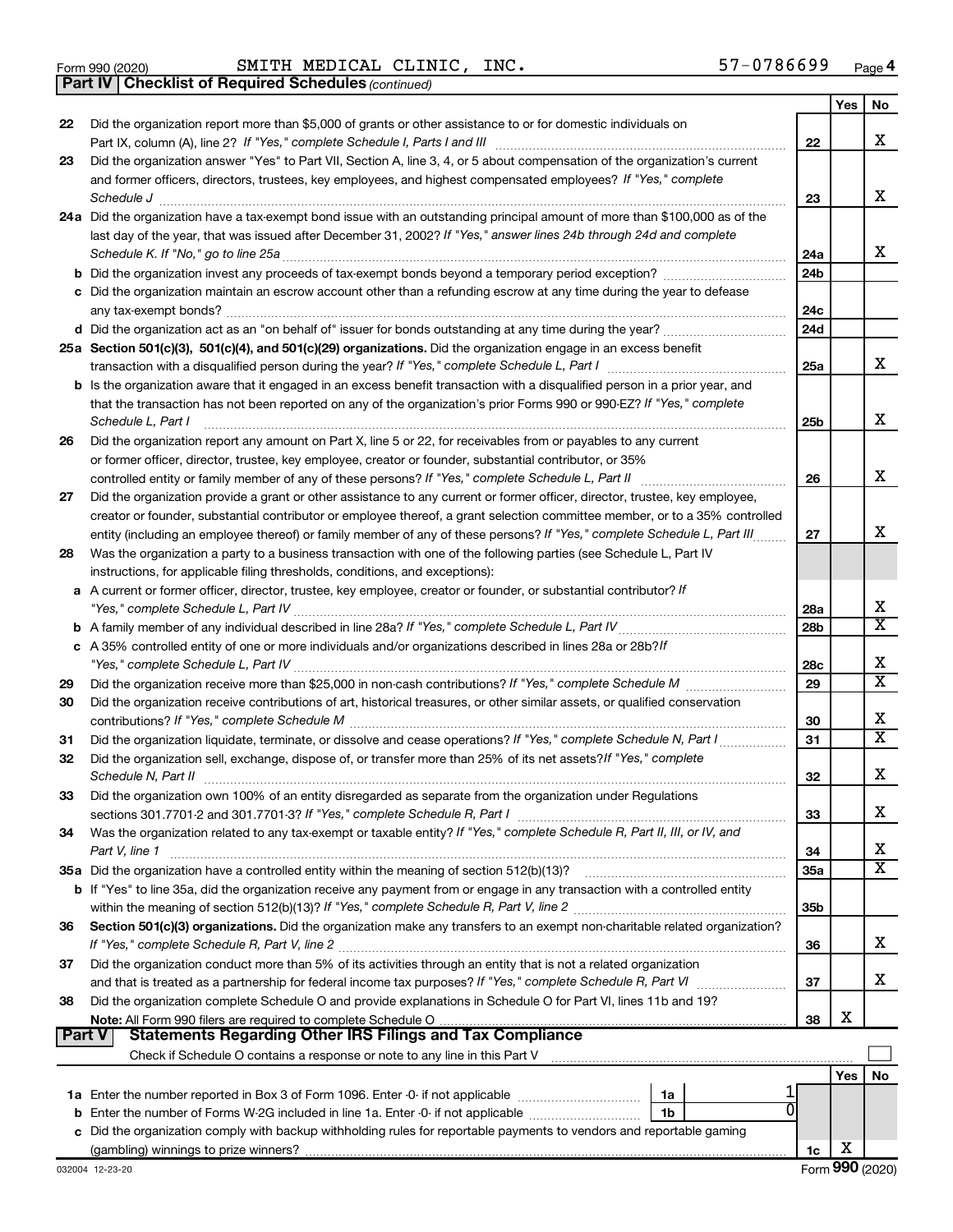Form 990 (2020) SMITH MEDICAL CLINIC, INC. 57-0786699 Page **4**

**Part IV | Checklist of Required Schedules** *(continued)*

| | | | Yes | No |
|---|---|---|---|---|
| 22 | Did the organization report more than $5,000 of grants or other assistance to or for domestic individuals on Part IX, column (A), line 2? *If "Yes," complete Schedule I, Parts I and III* | 22 | | X |
| 23 | Did the organization answer "Yes" to Part VII, Section A, line 3, 4, or 5 about compensation of the organization's current and former officers, directors, trustees, key employees, and highest compensated employees? *If "Yes," complete Schedule J* | 23 | | X |
| 24a | Did the organization have a tax-exempt bond issue with an outstanding principal amount of more than $100,000 as of the last day of the year, that was issued after December 31, 2002? *If "Yes," answer lines 24b through 24d and complete Schedule K. If "No," go to line 25a* | 24a | | X |
| b | Did the organization invest any proceeds of tax-exempt bonds beyond a temporary period exception? | 24b | | |
| c | Did the organization maintain an escrow account other than a refunding escrow at any time during the year to defease any tax-exempt bonds? | 24c | | |
| d | Did the organization act as an "on behalf of" issuer for bonds outstanding at any time during the year? | 24d | | |
| 25a | **Section 501(c)(3), 501(c)(4), and 501(c)(29) organizations.** Did the organization engage in an excess benefit transaction with a disqualified person during the year? *If "Yes," complete Schedule L, Part I* | 25a | | X |
| b | Is the organization aware that it engaged in an excess benefit transaction with a disqualified person in a prior year, and that the transaction has not been reported on any of the organization's prior Forms 990 or 990-EZ? *If "Yes," complete Schedule L, Part I* | 25b | | X |
| 26 | Did the organization report any amount on Part X, line 5 or 22, for receivables from or payables to any current or former officer, director, trustee, key employee, creator or founder, substantial contributor, or 35% controlled entity or family member of any of these persons? *If "Yes," complete Schedule L, Part II* | 26 | | X |
| 27 | Did the organization provide a grant or other assistance to any current or former officer, director, trustee, key employee, creator or founder, substantial contributor or employee thereof, a grant selection committee member, or to a 35% controlled entity (including an employee thereof) or family member of any of these persons? *If "Yes," complete Schedule L, Part III* | 27 | | X |
| 28 | Was the organization a party to a business transaction with one of the following parties (see Schedule L, Part IV instructions, for applicable filing thresholds, conditions, and exceptions): | | | |
| a | A current or former officer, director, trustee, key employee, creator or founder, or substantial contributor? *If "Yes," complete Schedule L, Part IV* | 28a | | X |
| b | A family member of any individual described in line 28a? *If "Yes," complete Schedule L, Part IV* | 28b | | X |
| c | A 35% controlled entity of one or more individuals and/or organizations described in lines 28a or 28b? *If "Yes," complete Schedule L, Part IV* | 28c | | X |
| 29 | Did the organization receive more than $25,000 in non-cash contributions? *If "Yes," complete Schedule M* | 29 | | X |
| 30 | Did the organization receive contributions of art, historical treasures, or other similar assets, or qualified conservation contributions? *If "Yes," complete Schedule M* | 30 | | X |
| 31 | Did the organization liquidate, terminate, or dissolve and cease operations? *If "Yes," complete Schedule N, Part I* | 31 | | X |
| 32 | Did the organization sell, exchange, dispose of, or transfer more than 25% of its net assets? *If "Yes," complete Schedule N, Part II* | 32 | | X |
| 33 | Did the organization own 100% of an entity disregarded as separate from the organization under Regulations sections 301.7701-2 and 301.7701-3? *If "Yes," complete Schedule R, Part I* | 33 | | X |
| 34 | Was the organization related to any tax-exempt or taxable entity? *If "Yes," complete Schedule R, Part II, III, or IV, and Part V, line 1* | 34 | | X |
| 35a | Did the organization have a controlled entity within the meaning of section 512(b)(13)? | 35a | | X |
| b | If "Yes" to line 35a, did the organization receive any payment from or engage in any transaction with a controlled entity within the meaning of section 512(b)(13)? *If "Yes," complete Schedule R, Part V, line 2* | 35b | | |
| 36 | **Section 501(c)(3) organizations.** Did the organization make any transfers to an exempt non-charitable related organization? *If "Yes," complete Schedule R, Part V, line 2* | 36 | | X |
| 37 | Did the organization conduct more than 5% of its activities through an entity that is not a related organization and that is treated as a partnership for federal income tax purposes? *If "Yes," complete Schedule R, Part VI* | 37 | | X |
| 38 | Did the organization complete Schedule O and provide explanations in Schedule O for Part VI, lines 11b and 19? **Note:** All Form 990 filers are required to complete Schedule O | 38 | X | |

**Part V | Statements Regarding Other IRS Filings and Tax Compliance**

Check if Schedule O contains a response or note to any line in this Part V ☐

| | | | | | Yes | No |
|---|---|---|---|---|---|---|
| 1a | Enter the number reported in Box 3 of Form 1096. Enter -0- if not applicable | 1a | 1 | | | |
| b | Enter the number of Forms W-2G included in line 1a. Enter -0- if not applicable | 1b | 0 | | | |
| c | Did the organization comply with backup withholding rules for reportable payments to vendors and reportable gaming (gambling) winnings to prize winners? | | | 1c | X | |

Form **990** (2020)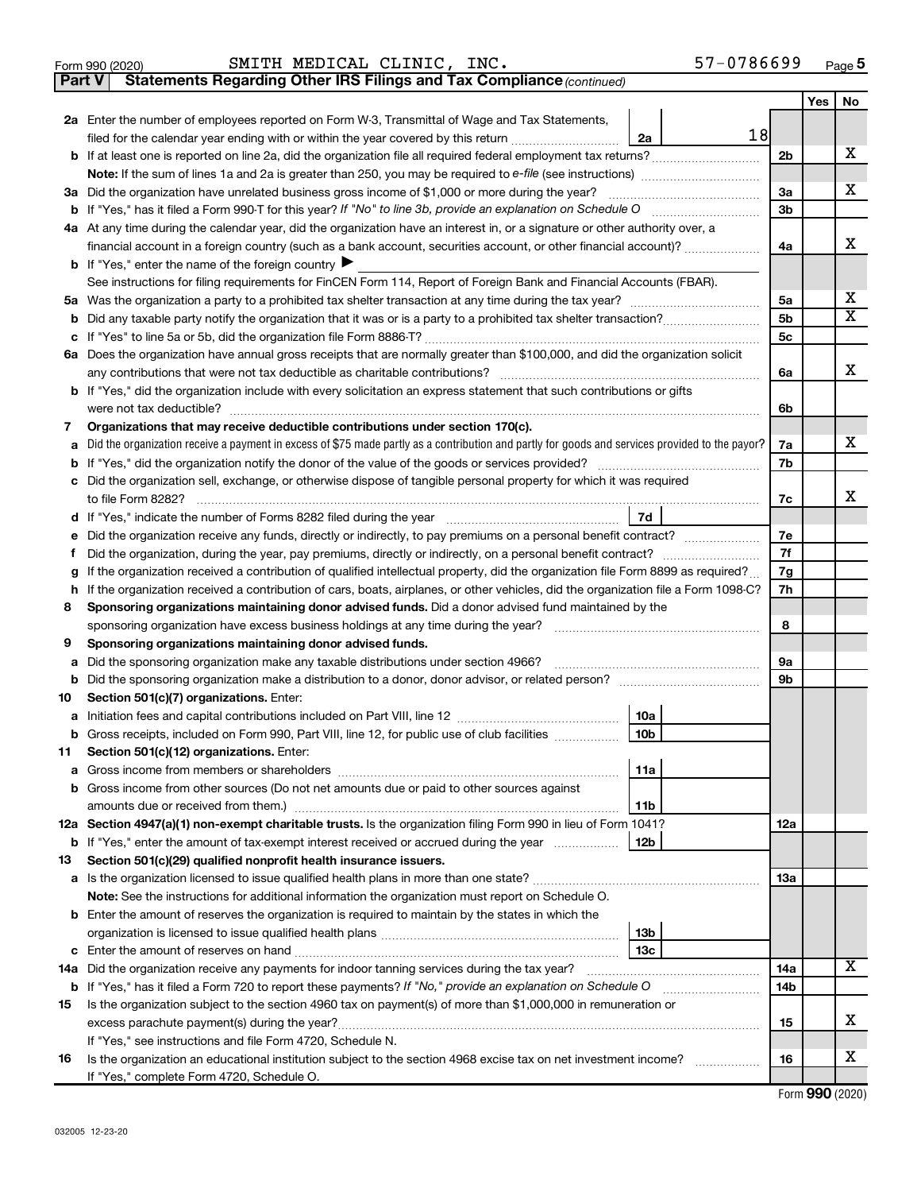Form 990 (2020) SMITH MEDICAL CLINIC, INC. 57-0786699 Page 5

**Part V Statements Regarding Other IRS Filings and Tax Compliance** *(continued)*

| | | | | Yes | No |
|---|---|---|---|---|---|
| **2a** | Enter the number of employees reported on Form W-3, Transmittal of Wage and Tax Statements, filed for the calendar year ending with or within the year covered by this return | 2a | 18 | | |
| **b** | If at least one is reported on line 2a, did the organization file all required federal employment tax returns? | | | 2b | X |
| | **Note:** If the sum of lines 1a and 2a is greater than 250, you may be required to *e-file* (see instructions) | | | | |
| **3a** | Did the organization have unrelated business gross income of $1,000 or more during the year? | | | 3a | X |
| **b** | If "Yes," has it filed a Form 990-T for this year? *If "No" to line 3b, provide an explanation on Schedule O* | | | 3b | |
| **4a** | At any time during the calendar year, did the organization have an interest in, or a signature or other authority over, a financial account in a foreign country (such as a bank account, securities account, or other financial account)? | | | 4a | X |
| **b** | If "Yes," enter the name of the foreign country ▶ | | | | |
| | See instructions for filing requirements for FinCEN Form 114, Report of Foreign Bank and Financial Accounts (FBAR). | | | | |
| **5a** | Was the organization a party to a prohibited tax shelter transaction at any time during the tax year? | | | 5a | X |
| **b** | Did any taxable party notify the organization that it was or is a party to a prohibited tax shelter transaction? | | | 5b | X |
| **c** | If "Yes" to line 5a or 5b, did the organization file Form 8886-T? | | | 5c | |
| **6a** | Does the organization have annual gross receipts that are normally greater than $100,000, and did the organization solicit any contributions that were not tax deductible as charitable contributions? | | | 6a | X |
| **b** | If "Yes," did the organization include with every solicitation an express statement that such contributions or gifts were not tax deductible? | | | 6b | |
| **7** | **Organizations that may receive deductible contributions under section 170(c).** | | | | |
| **a** | Did the organization receive a payment in excess of $75 made partly as a contribution and partly for goods and services provided to the payor? | | | 7a | X |
| **b** | If "Yes," did the organization notify the donor of the value of the goods or services provided? | | | 7b | |
| **c** | Did the organization sell, exchange, or otherwise dispose of tangible personal property for which it was required to file Form 8282? | | | 7c | X |
| **d** | If "Yes," indicate the number of Forms 8282 filed during the year | 7d | | | |
| **e** | Did the organization receive any funds, directly or indirectly, to pay premiums on a personal benefit contract? | | | 7e | |
| **f** | Did the organization, during the year, pay premiums, directly or indirectly, on a personal benefit contract? | | | 7f | |
| **g** | If the organization received a contribution of qualified intellectual property, did the organization file Form 8899 as required? | | | 7g | |
| **h** | If the organization received a contribution of cars, boats, airplanes, or other vehicles, did the organization file a Form 1098-C? | | | 7h | |
| **8** | **Sponsoring organizations maintaining donor advised funds.** Did a donor advised fund maintained by the sponsoring organization have excess business holdings at any time during the year? | | | 8 | |
| **9** | **Sponsoring organizations maintaining donor advised funds.** | | | | |
| **a** | Did the sponsoring organization make any taxable distributions under section 4966? | | | 9a | |
| **b** | Did the sponsoring organization make a distribution to a donor, donor advisor, or related person? | | | 9b | |
| **10** | **Section 501(c)(7) organizations.** Enter: | | | | |
| **a** | Initiation fees and capital contributions included on Part VIII, line 12 | 10a | | | |
| **b** | Gross receipts, included on Form 990, Part VIII, line 12, for public use of club facilities | 10b | | | |
| **11** | **Section 501(c)(12) organizations.** Enter: | | | | |
| **a** | Gross income from members or shareholders | 11a | | | |
| **b** | Gross income from other sources (Do not net amounts due or paid to other sources against amounts due or received from them.) | 11b | | | |
| **12a** | **Section 4947(a)(1) non-exempt charitable trusts.** Is the organization filing Form 990 in lieu of Form 1041? | | | 12a | |
| **b** | If "Yes," enter the amount of tax-exempt interest received or accrued during the year | 12b | | | |
| **13** | **Section 501(c)(29) qualified nonprofit health insurance issuers.** | | | | |
| **a** | Is the organization licensed to issue qualified health plans in more than one state? | | | 13a | |
| | **Note:** See the instructions for additional information the organization must report on Schedule O. | | | | |
| **b** | Enter the amount of reserves the organization is required to maintain by the states in which the organization is licensed to issue qualified health plans | 13b | | | |
| **c** | Enter the amount of reserves on hand | 13c | | | |
| **14a** | Did the organization receive any payments for indoor tanning services during the tax year? | | | 14a | X |
| **b** | If "Yes," has it filed a Form 720 to report these payments? *If "No," provide an explanation on Schedule O* | | | 14b | |
| **15** | Is the organization subject to the section 4960 tax on payment(s) of more than $1,000,000 in remuneration or excess parachute payment(s) during the year? If "Yes," see instructions and file Form 4720, Schedule N. | | | 15 | X |
| **16** | Is the organization an educational institution subject to the section 4968 excise tax on net investment income? If "Yes," complete Form 4720, Schedule O. | | | 16 | X |

Form **990** (2020)

032005 12-23-20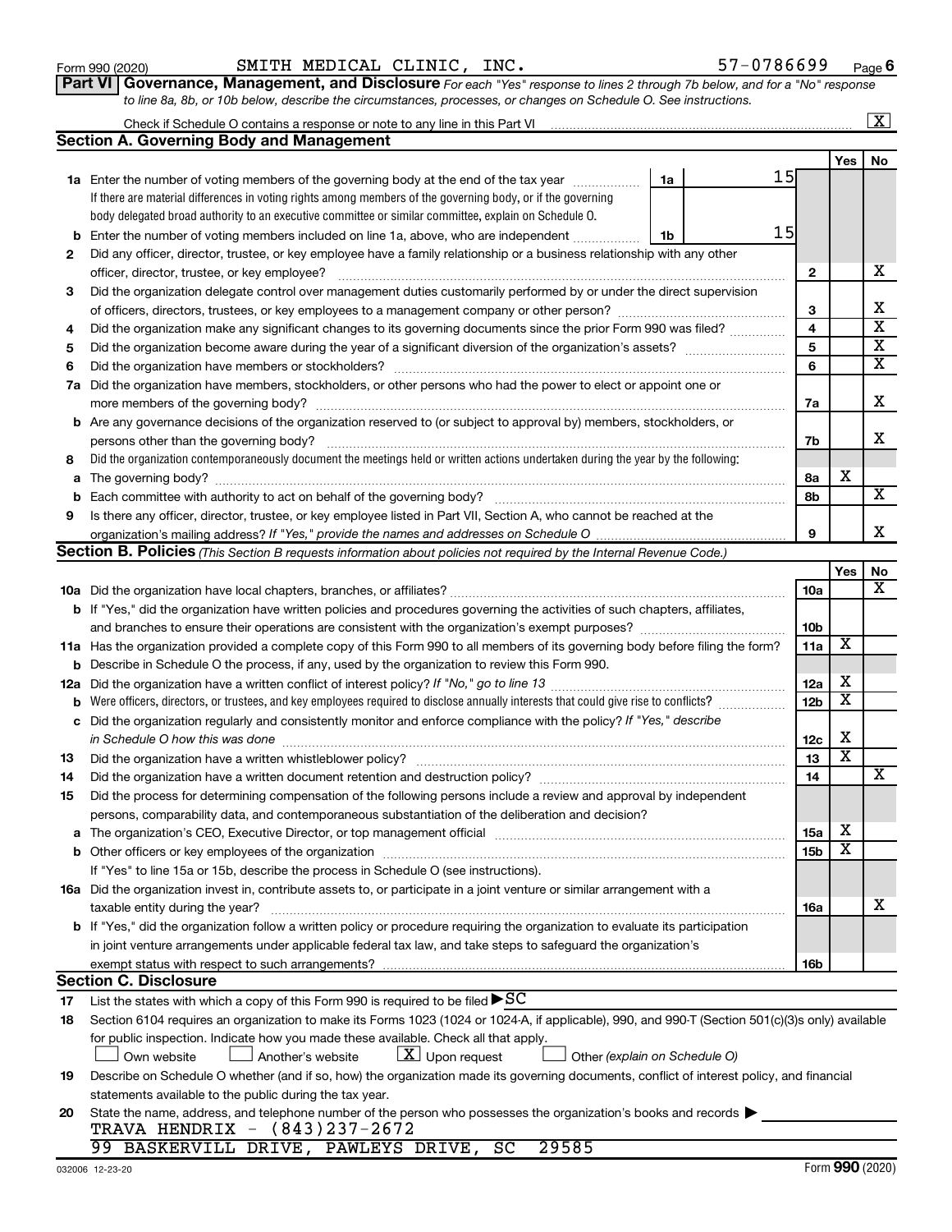Form 990 (2020) SMITH MEDICAL CLINIC, INC. 57-0786699 Page **6**

**Part VI Governance, Management, and Disclosure** *For each "Yes" response to lines 2 through 7b below, and for a "No" response to line 8a, 8b, or 10b below, describe the circumstances, processes, or changes on Schedule O. See instructions.*

Check if Schedule O contains a response or note to any line in this Part VI .......... [X]

## Section A. Governing Body and Management

| | | | | Yes | No |
|---|---|---|---|---|---|
| **1a** | Enter the number of voting members of the governing body at the end of the tax year ........ **1a** 15<br>If there are material differences in voting rights among members of the governing body, or if the governing body delegated broad authority to an executive committee or similar committee, explain on Schedule O. | | | | |
| **b** | Enter the number of voting members included on line 1a, above, who are independent ........ **1b** 15 | | | | |
| **2** | Did any officer, director, trustee, or key employee have a family relationship or a business relationship with any other officer, director, trustee, or key employee? | **2** | | | X |
| **3** | Did the organization delegate control over management duties customarily performed by or under the direct supervision of officers, directors, trustees, or key employees to a management company or other person? | **3** | | | X |
| **4** | Did the organization make any significant changes to its governing documents since the prior Form 990 was filed? | **4** | | | X |
| **5** | Did the organization become aware during the year of a significant diversion of the organization's assets? | **5** | | | X |
| **6** | Did the organization have members or stockholders? | **6** | | | X |
| **7a** | Did the organization have members, stockholders, or other persons who had the power to elect or appoint one or more members of the governing body? | **7a** | | | X |
| **b** | Are any governance decisions of the organization reserved to (or subject to approval by) members, stockholders, or persons other than the governing body? | **7b** | | | X |
| **8** | Did the organization contemporaneously document the meetings held or written actions undertaken during the year by the following: | | | | |
| **a** | The governing body? | **8a** | | X | |
| **b** | Each committee with authority to act on behalf of the governing body? | **8b** | | | X |
| **9** | Is there any officer, director, trustee, or key employee listed in Part VII, Section A, who cannot be reached at the organization's mailing address? *If "Yes," provide the names and addresses on Schedule O* | **9** | | | X |

## Section B. Policies *(This Section B requests information about policies not required by the Internal Revenue Code.)*

| | | | Yes | No |
|---|---|---|---|---|
| **10a** | Did the organization have local chapters, branches, or affiliates? | **10a** | | X |
| **b** | If "Yes," did the organization have written policies and procedures governing the activities of such chapters, affiliates, and branches to ensure their operations are consistent with the organization's exempt purposes? | **10b** | | |
| **11a** | Has the organization provided a complete copy of this Form 990 to all members of its governing body before filing the form? | **11a** | X | |
| **b** | Describe in Schedule O the process, if any, used by the organization to review this Form 990. | | | |
| **12a** | Did the organization have a written conflict of interest policy? *If "No," go to line 13* | **12a** | X | |
| **b** | Were officers, directors, or trustees, and key employees required to disclose annually interests that could give rise to conflicts? | **12b** | X | |
| **c** | Did the organization regularly and consistently monitor and enforce compliance with the policy? *If "Yes," describe in Schedule O how this was done* | **12c** | X | |
| **13** | Did the organization have a written whistleblower policy? | **13** | X | |
| **14** | Did the organization have a written document retention and destruction policy? | **14** | | X |
| **15** | Did the process for determining compensation of the following persons include a review and approval by independent persons, comparability data, and contemporaneous substantiation of the deliberation and decision? | | | |
| **a** | The organization's CEO, Executive Director, or top management official | **15a** | X | |
| **b** | Other officers or key employees of the organization | **15b** | X | |
| | If "Yes" to line 15a or 15b, describe the process in Schedule O (see instructions). | | | |
| **16a** | Did the organization invest in, contribute assets to, or participate in a joint venture or similar arrangement with a taxable entity during the year? | **16a** | | X |
| **b** | If "Yes," did the organization follow a written policy or procedure requiring the organization to evaluate its participation in joint venture arrangements under applicable federal tax law, and take steps to safeguard the organization's exempt status with respect to such arrangements? | **16b** | | |

## Section C. Disclosure

**17** List the states with which a copy of this Form 990 is required to be filed ▶SC

**18** Section 6104 requires an organization to make its Forms 1023 (1024 or 1024-A, if applicable), 990, and 990-T (Section 501(c)(3)s only) available for public inspection. Indicate how you made these available. Check all that apply.

[ ] Own website [ ] Another's website [X] Upon request [ ] Other *(explain on Schedule O)*

**19** Describe on Schedule O whether (and if so, how) the organization made its governing documents, conflict of interest policy, and financial statements available to the public during the tax year.

**20** State the name, address, and telephone number of the person who possesses the organization's books and records ▶

TRAVA HENDRIX - (843)237-2672

99 BASKERVILL DRIVE, PAWLEYS DRIVE, SC 29585

032006 12-23-20 Form **990** (2020)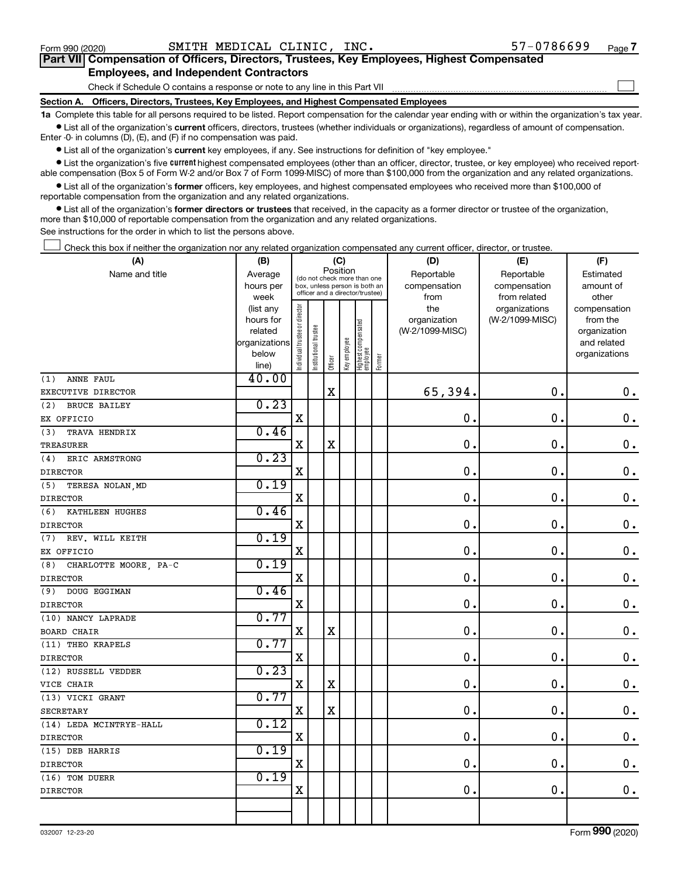Form 990 (2020) SMITH MEDICAL CLINIC, INC. 57-0786699 Page 7

**Part VII Compensation of Officers, Directors, Trustees, Key Employees, Highest Compensated Employees, and Independent Contractors**

Check if Schedule O contains a response or note to any line in this Part VII

**Section A. Officers, Directors, Trustees, Key Employees, and Highest Compensated Employees**

**1a** Complete this table for all persons required to be listed. Report compensation for the calendar year ending with or within the organization's tax year.

- List all of the organization's **current** officers, directors, trustees (whether individuals or organizations), regardless of amount of compensation. Enter -0- in columns (D), (E), and (F) if no compensation was paid.
- List all of the organization's **current** key employees, if any. See instructions for definition of "key employee."
- List the organization's five **current** highest compensated employees (other than an officer, director, trustee, or key employee) who received reportable compensation (Box 5 of Form W-2 and/or Box 7 of Form 1099-MISC) of more than $100,000 from the organization and any related organizations.
- List all of the organization's **former** officers, key employees, and highest compensated employees who received more than $100,000 of reportable compensation from the organization and any related organizations.
- List all of the organization's **former directors or trustees** that received, in the capacity as a former director or trustee of the organization, more than $10,000 of reportable compensation from the organization and any related organizations.

See instructions for the order in which to list the persons above.

Check this box if neither the organization nor any related organization compensated any current officer, director, or trustee.

| (A) Name and title | (B) Average hours per week (list any hours for related organizations below line) | (C) Position: Individual trustee or director | Institutional trustee | Officer | Key employee | Highest compensated employee | Former | (D) Reportable compensation from the organization (W-2/1099-MISC) | (E) Reportable compensation from related organizations (W-2/1099-MISC) | (F) Estimated amount of other compensation from the organization and related organizations |
|---|---|---|---|---|---|---|---|---|---|---|
| (1) ANNE FAUL<br>EXECUTIVE DIRECTOR | 40.00 | | | X | | | | 65,394. | 0. | 0. |
| (2) BRUCE BAILEY<br>EX OFFICIO | 0.23 | X | | | | | | 0. | 0. | 0. |
| (3) TRAVA HENDRIX<br>TREASURER | 0.46 | X | | X | | | | 0. | 0. | 0. |
| (4) ERIC ARMSTRONG<br>DIRECTOR | 0.23 | X | | | | | | 0. | 0. | 0. |
| (5) TERESA NOLAN,MD<br>DIRECTOR | 0.19 | X | | | | | | 0. | 0. | 0. |
| (6) KATHLEEN HUGHES<br>DIRECTOR | 0.46 | X | | | | | | 0. | 0. | 0. |
| (7) REV. WILL KEITH<br>EX OFFICIO | 0.19 | X | | | | | | 0. | 0. | 0. |
| (8) CHARLOTTE MOORE, PA-C<br>DIRECTOR | 0.19 | X | | | | | | 0. | 0. | 0. |
| (9) DOUG EGGIMAN<br>DIRECTOR | 0.46 | X | | | | | | 0. | 0. | 0. |
| (10) NANCY LAPRADE<br>BOARD CHAIR | 0.77 | X | | X | | | | 0. | 0. | 0. |
| (11) THEO KRAPELS<br>DIRECTOR | 0.77 | X | | | | | | 0. | 0. | 0. |
| (12) RUSSELL VEDDER<br>VICE CHAIR | 0.23 | X | | X | | | | 0. | 0. | 0. |
| (13) VICKI GRANT<br>SECRETARY | 0.77 | X | | X | | | | 0. | 0. | 0. |
| (14) LEDA MCINTRYE-HALL<br>DIRECTOR | 0.12 | X | | | | | | 0. | 0. | 0. |
| (15) DEB HARRIS<br>DIRECTOR | 0.19 | X | | | | | | 0. | 0. | 0. |
| (16) TOM DUERR<br>DIRECTOR | 0.19 | X | | | | | | 0. | 0. | 0. |

032007 12-23-20 Form **990** (2020)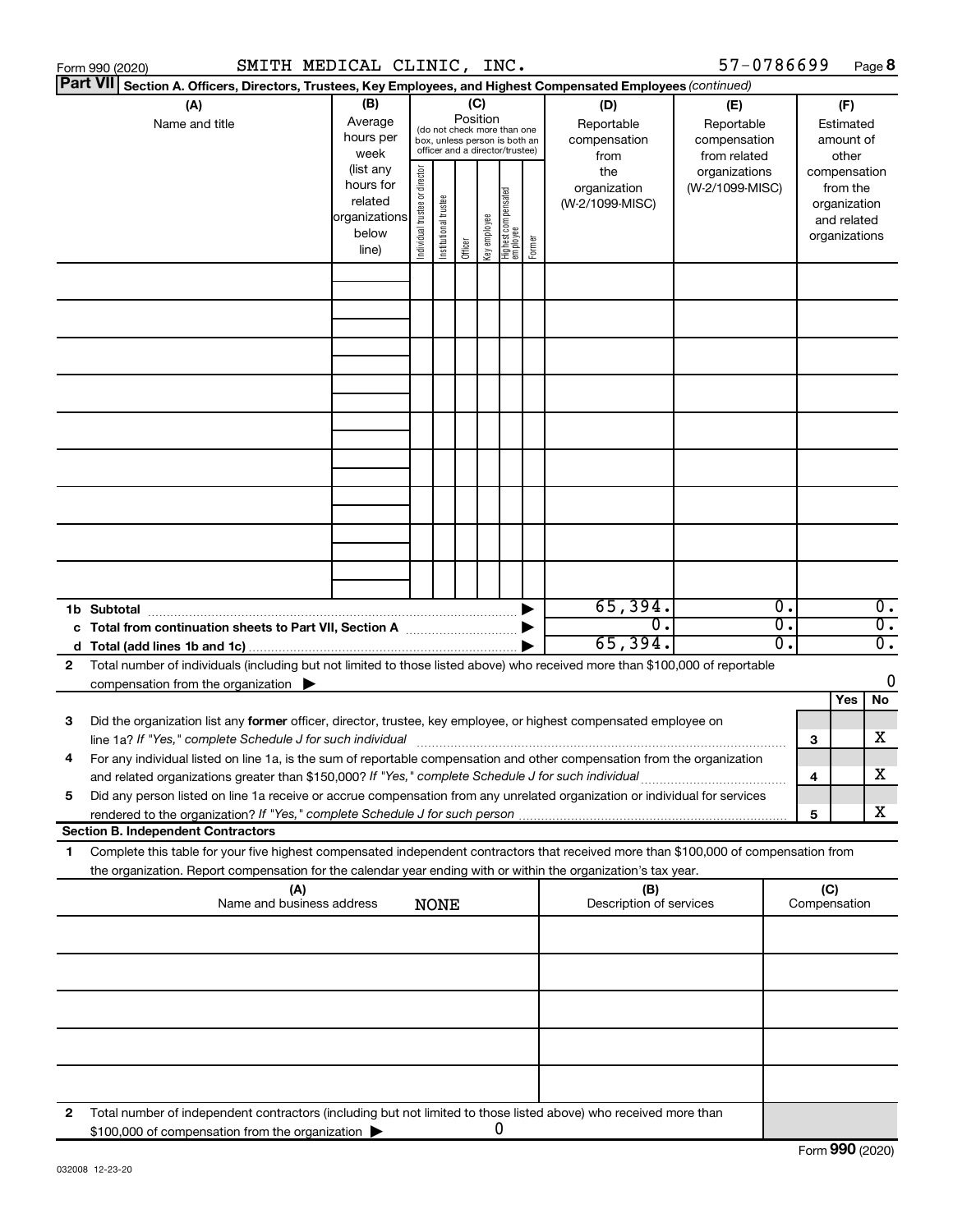Form 990 (2020) SMITH MEDICAL CLINIC, INC. 57-0786699 Page 8

**Part VII Section A. Officers, Directors, Trustees, Key Employees, and Highest Compensated Employees** *(continued)*

| (A) Name and title | (B) Average hours per week (list any hours for related organizations below line) | (C) Position (do not check more than one box, unless person is both an officer and a director/trustee): Individual trustee or director | Institutional trustee | Officer | Key employee | Highest compensated employee | Former | (D) Reportable compensation from the organization (W-2/1099-MISC) | (E) Reportable compensation from related organizations (W-2/1099-MISC) | (F) Estimated amount of other compensation from the organization and related organizations |
|---|---|---|---|---|---|---|---|---|---|---|
| | | | | | | | | | | |
| | | | | | | | | | | |
| | | | | | | | | | | |
| | | | | | | | | | | |
| | | | | | | | | | | |
| | | | | | | | | | | |
| | | | | | | | | | | |
| | | | | | | | | | | |
| | | | | | | | | | | |
| **1b Subtotal** | | | | | | | ▶ | 65,394. | 0. | 0. |
| **c Total from continuation sheets to Part VII, Section A** | | | | | | | ▶ | 0. | 0. | 0. |
| **d Total (add lines 1b and 1c)** | | | | | | | ▶ | 65,394. | 0. | 0. |

**2** Total number of individuals (including but not limited to those listed above) who received more than $100,000 of reportable compensation from the organization ▶ 0

| | | Yes | No |
|---|---|---|---|
| **3** Did the organization list any **former** officer, director, trustee, key employee, or highest compensated employee on line 1a? *If "Yes," complete Schedule J for such individual* | 3 | | X |
| **4** For any individual listed on line 1a, is the sum of reportable compensation and other compensation from the organization and related organizations greater than $150,000? *If "Yes," complete Schedule J for such individual* | 4 | | X |
| **5** Did any person listed on line 1a receive or accrue compensation from any unrelated organization or individual for services rendered to the organization? *If "Yes," complete Schedule J for such person* | 5 | | X |

**Section B. Independent Contractors**

**1** Complete this table for your five highest compensated independent contractors that received more than $100,000 of compensation from the organization. Report compensation for the calendar year ending with or within the organization's tax year.

| (A) Name and business address NONE | (B) Description of services | (C) Compensation |
|---|---|---|
| | | |
| | | |
| | | |
| | | |
| | | |

**2** Total number of independent contractors (including but not limited to those listed above) who received more than $100,000 of compensation from the organization ▶ 0

Form **990** (2020)

032008 12-23-20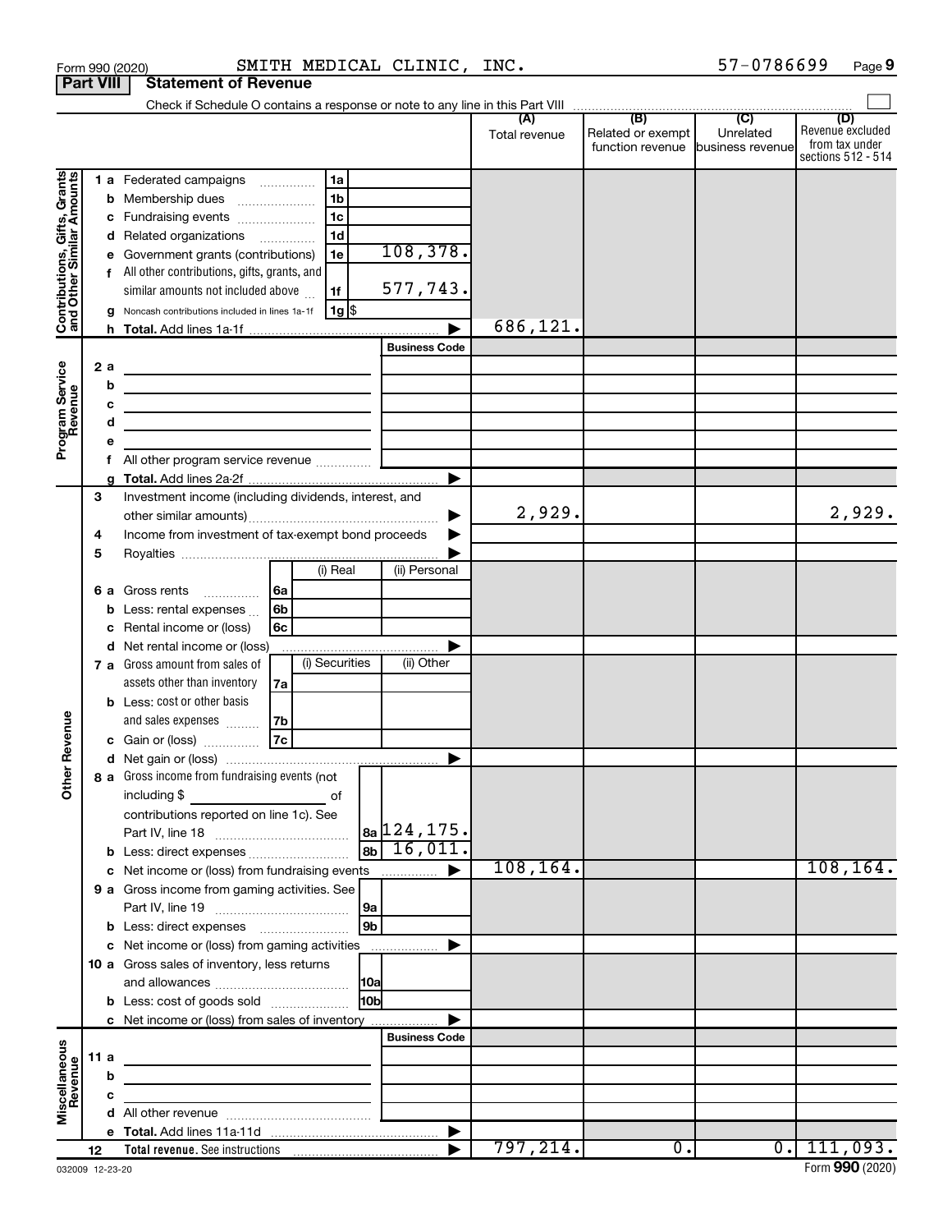Form 990 (2020) SMITH MEDICAL CLINIC, INC. 57-0786699 Page 9

**Part VIII Statement of Revenue**

Check if Schedule O contains a response or note to any line in this Part VIII

| | | | (A) Total revenue | (B) Related or exempt function revenue | (C) Unrelated business revenue | (D) Revenue excluded from tax under sections 512 - 514 |
|---|---|---|---|---|---|---|
| **Contributions, Gifts, Grants and Other Similar Amounts** | 1 a Federated campaigns | 1a | | | | |
| | b Membership dues | 1b | | | | |
| | c Fundraising events | 1c | | | | |
| | d Related organizations | 1d | | | | |
| | e Government grants (contributions) | 1e 108,378. | | | | |
| | f All other contributions, gifts, grants, and similar amounts not included above | 1f 577,743. | | | | |
| | g Noncash contributions included in lines 1a-1f | 1g $ | | | | |
| | h **Total.** Add lines 1a-1f | | 686,121. | | | |
| **Program Service Revenue** | | Business Code | | | | |
| | 2 a | | | | | |
| | b | | | | | |
| | c | | | | | |
| | d | | | | | |
| | e | | | | | |
| | f All other program service revenue | | | | | |
| | g **Total.** Add lines 2a-2f | | | | | |
| **Other Revenue** | 3 Investment income (including dividends, interest, and other similar amounts) | | 2,929. | | | 2,929. |
| | 4 Income from investment of tax-exempt bond proceeds | | | | | |
| | 5 Royalties | | | | | |
| | | (i) Real / (ii) Personal | | | | |
| | 6 a Gross rents | 6a | | | | |
| | b Less: rental expenses | 6b | | | | |
| | c Rental income or (loss) | 6c | | | | |
| | d Net rental income or (loss) | | | | | |
| | | (i) Securities / (ii) Other | | | | |
| | 7 a Gross amount from sales of assets other than inventory | 7a | | | | |
| | b Less: cost or other basis and sales expenses | 7b | | | | |
| | c Gain or (loss) | 7c | | | | |
| | d Net gain or (loss) | | | | | |
| | 8 a Gross income from fundraising events (not including $ of contributions reported on line 1c). See Part IV, line 18 | 8a 124,175. | | | | |
| | b Less: direct expenses | 8b 16,011. | | | | |
| | c Net income or (loss) from fundraising events | | 108,164. | | | 108,164. |
| | 9 a Gross income from gaming activities. See Part IV, line 19 | 9a | | | | |
| | b Less: direct expenses | 9b | | | | |
| | c Net income or (loss) from gaming activities | | | | | |
| | 10 a Gross sales of inventory, less returns and allowances | 10a | | | | |
| | b Less: cost of goods sold | 10b | | | | |
| | c Net income or (loss) from sales of inventory | | | | | |
| **Miscellaneous Revenue** | | Business Code | | | | |
| | 11 a | | | | | |
| | b | | | | | |
| | c | | | | | |
| | d All other revenue | | | | | |
| | e **Total.** Add lines 11a-11d | | | | | |
| | 12 **Total revenue.** See instructions | | 797,214. | 0. | 0. | 111,093. |

032009 12-23-20 Form **990** (2020)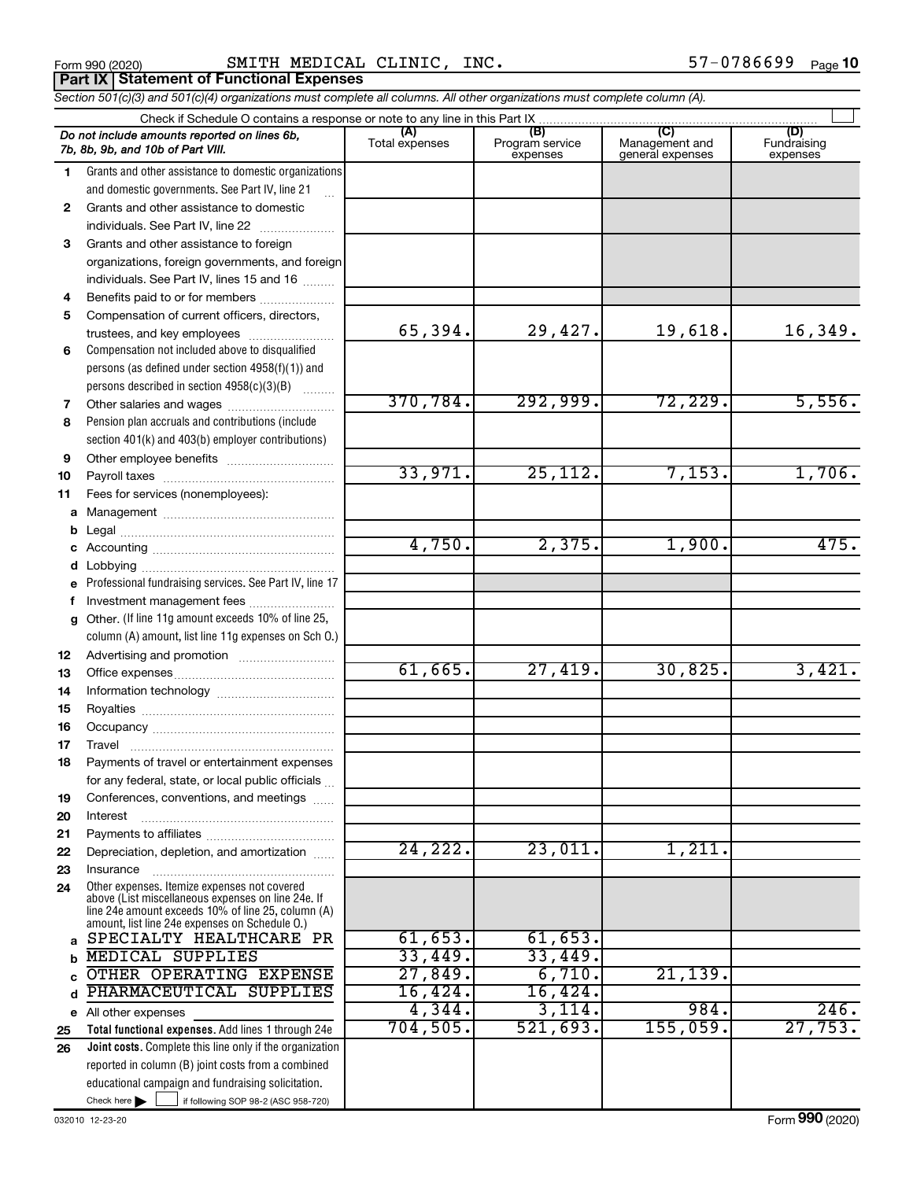Form 990 (2020) SMITH MEDICAL CLINIC, INC. 57-0786699 Page 10

**Part IX Statement of Functional Expenses**

*Section 501(c)(3) and 501(c)(4) organizations must complete all columns. All other organizations must complete column (A).*

Check if Schedule O contains a response or note to any line in this Part IX

| *Do not include amounts reported on lines 6b, 7b, 8b, 9b, and 10b of Part VIII.* | (A) Total expenses | (B) Program service expenses | (C) Management and general expenses | (D) Fundraising expenses |
|---|---|---|---|---|
| 1 Grants and other assistance to domestic organizations and domestic governments. See Part IV, line 21 | | | | |
| 2 Grants and other assistance to domestic individuals. See Part IV, line 22 | | | | |
| 3 Grants and other assistance to foreign organizations, foreign governments, and foreign individuals. See Part IV, lines 15 and 16 | | | | |
| 4 Benefits paid to or for members | | | | |
| 5 Compensation of current officers, directors, trustees, and key employees | 65,394. | 29,427. | 19,618. | 16,349. |
| 6 Compensation not included above to disqualified persons (as defined under section 4958(f)(1)) and persons described in section 4958(c)(3)(B) | | | | |
| 7 Other salaries and wages | 370,784. | 292,999. | 72,229. | 5,556. |
| 8 Pension plan accruals and contributions (include section 401(k) and 403(b) employer contributions) | | | | |
| 9 Other employee benefits | | | | |
| 10 Payroll taxes | 33,971. | 25,112. | 7,153. | 1,706. |
| 11 Fees for services (nonemployees): | | | | |
| a Management | | | | |
| b Legal | | | | |
| c Accounting | 4,750. | 2,375. | 1,900. | 475. |
| d Lobbying | | | | |
| e Professional fundraising services. See Part IV, line 17 | | | | |
| f Investment management fees | | | | |
| g Other. (If line 11g amount exceeds 10% of line 25, column (A) amount, list line 11g expenses on Sch O.) | | | | |
| 12 Advertising and promotion | | | | |
| 13 Office expenses | 61,665. | 27,419. | 30,825. | 3,421. |
| 14 Information technology | | | | |
| 15 Royalties | | | | |
| 16 Occupancy | | | | |
| 17 Travel | | | | |
| 18 Payments of travel or entertainment expenses for any federal, state, or local public officials | | | | |
| 19 Conferences, conventions, and meetings | | | | |
| 20 Interest | | | | |
| 21 Payments to affiliates | | | | |
| 22 Depreciation, depletion, and amortization | 24,222. | 23,011. | 1,211. | |
| 23 Insurance | | | | |
| 24 Other expenses. Itemize expenses not covered above (List miscellaneous expenses on line 24e. If line 24e amount exceeds 10% of line 25, column (A) amount, list line 24e expenses on Schedule O.) | | | | |
| a SPECIALTY HEALTHCARE PR | 61,653. | 61,653. | | |
| b MEDICAL SUPPLIES | 33,449. | 33,449. | | |
| c OTHER OPERATING EXPENSE | 27,849. | 6,710. | 21,139. | |
| d PHARMACEUTICAL SUPPLIES | 16,424. | 16,424. | | |
| e All other expenses | 4,344. | 3,114. | 984. | 246. |
| 25 **Total functional expenses.** Add lines 1 through 24e | 704,505. | 521,693. | 155,059. | 27,753. |
| 26 **Joint costs.** Complete this line only if the organization reported in column (B) joint costs from a combined educational campaign and fundraising solicitation. Check here ☐ if following SOP 98-2 (ASC 958-720) | | | | |

032010 12-23-20 Form **990** (2020)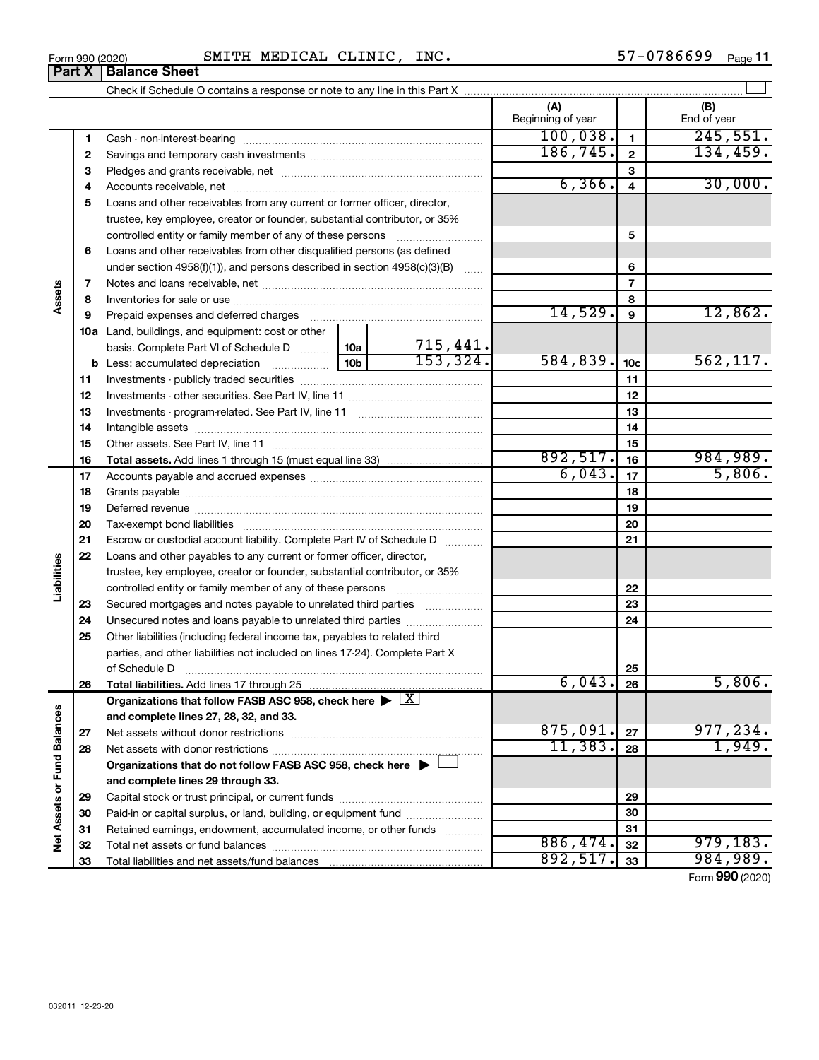Form 990 (2020) SMITH MEDICAL CLINIC, INC. 57-0786699

**Part X | Balance Sheet**

Check if Schedule O contains a response or note to any line in this Part X

| | | | | (A) Beginning of year | | (B) End of year |
|---|---|---|---|---|---|---|
| **Assets** | 1 | Cash - non-interest-bearing | | 100,038. | 1 | 245,551. |
| | 2 | Savings and temporary cash investments | | 186,745. | 2 | 134,459. |
| | 3 | Pledges and grants receivable, net | | | 3 | |
| | 4 | Accounts receivable, net | | 6,366. | 4 | 30,000. |
| | 5 | Loans and other receivables from any current or former officer, director, trustee, key employee, creator or founder, substantial contributor, or 35% controlled entity or family member of any of these persons | | | 5 | |
| | 6 | Loans and other receivables from other disqualified persons (as defined under section 4958(f)(1)), and persons described in section 4958(c)(3)(B) | | | 6 | |
| | 7 | Notes and loans receivable, net | | | 7 | |
| | 8 | Inventories for sale or use | | | 8 | |
| | 9 | Prepaid expenses and deferred charges | | 14,529. | 9 | 12,862. |
| | 10a | Land, buildings, and equipment: cost or other basis. Complete Part VI of Schedule D | 10a 715,441. | | | |
| | b | Less: accumulated depreciation | 10b 153,324. | 584,839. | 10c | 562,117. |
| | 11 | Investments - publicly traded securities | | | 11 | |
| | 12 | Investments - other securities. See Part IV, line 11 | | | 12 | |
| | 13 | Investments - program-related. See Part IV, line 11 | | | 13 | |
| | 14 | Intangible assets | | | 14 | |
| | 15 | Other assets. See Part IV, line 11 | | | 15 | |
| | 16 | **Total assets.** Add lines 1 through 15 (must equal line 33) | | 892,517. | 16 | 984,989. |
| **Liabilities** | 17 | Accounts payable and accrued expenses | | 6,043. | 17 | 5,806. |
| | 18 | Grants payable | | | 18 | |
| | 19 | Deferred revenue | | | 19 | |
| | 20 | Tax-exempt bond liabilities | | | 20 | |
| | 21 | Escrow or custodial account liability. Complete Part IV of Schedule D | | | 21 | |
| | 22 | Loans and other payables to any current or former officer, director, trustee, key employee, creator or founder, substantial contributor, or 35% controlled entity or family member of any of these persons | | | 22 | |
| | 23 | Secured mortgages and notes payable to unrelated third parties | | | 23 | |
| | 24 | Unsecured notes and loans payable to unrelated third parties | | | 24 | |
| | 25 | Other liabilities (including federal income tax, payables to related third parties, and other liabilities not included on lines 17-24). Complete Part X of Schedule D | | | 25 | |
| | 26 | **Total liabilities.** Add lines 17 through 25 | | 6,043. | 26 | 5,806. |
| **Net Assets or Fund Balances** | | **Organizations that follow FASB ASC 958, check here ▶ [X] and complete lines 27, 28, 32, and 33.** | | | | |
| | 27 | Net assets without donor restrictions | | 875,091. | 27 | 977,234. |
| | 28 | Net assets with donor restrictions | | 11,383. | 28 | 1,949. |
| | | **Organizations that do not follow FASB ASC 958, check here ▶ [ ] and complete lines 29 through 33.** | | | | |
| | 29 | Capital stock or trust principal, or current funds | | | 29 | |
| | 30 | Paid-in or capital surplus, or land, building, or equipment fund | | | 30 | |
| | 31 | Retained earnings, endowment, accumulated income, or other funds | | | 31 | |
| | 32 | Total net assets or fund balances | | 886,474. | 32 | 979,183. |
| | 33 | Total liabilities and net assets/fund balances | | 892,517. | 33 | 984,989. |

Form **990** (2020)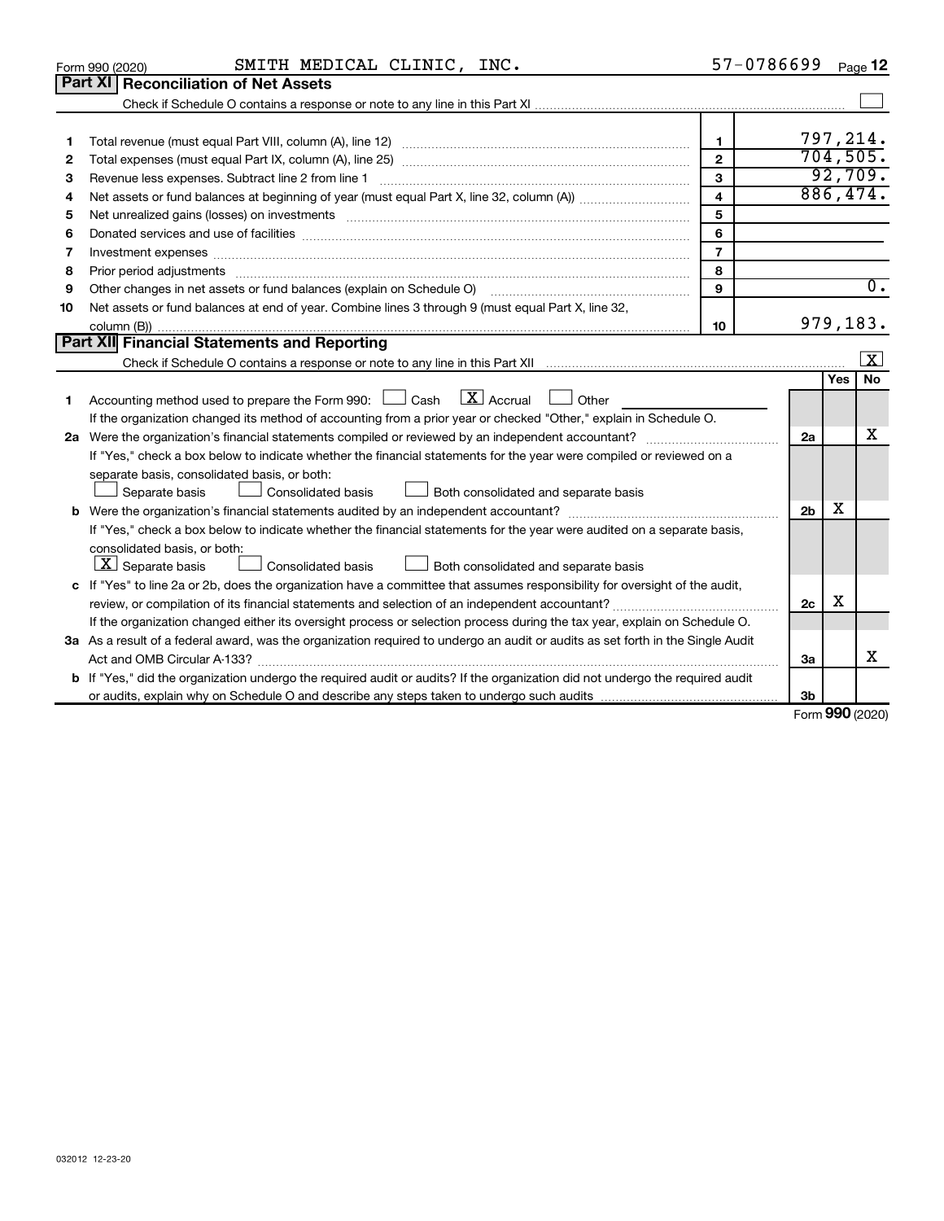Form 990 (2020) SMITH MEDICAL CLINIC, INC. 57-0786699

## Part XI Reconciliation of Net Assets

Check if Schedule O contains a response or note to any line in this Part XI ☐

| | | | |
|---|---|---|---|
| 1 | Total revenue (must equal Part VIII, column (A), line 12) | 1 | 797,214. |
| 2 | Total expenses (must equal Part IX, column (A), line 25) | 2 | 704,505. |
| 3 | Revenue less expenses. Subtract line 2 from line 1 | 3 | 92,709. |
| 4 | Net assets or fund balances at beginning of year (must equal Part X, line 32, column (A)) | 4 | 886,474. |
| 5 | Net unrealized gains (losses) on investments | 5 | |
| 6 | Donated services and use of facilities | 6 | |
| 7 | Investment expenses | 7 | |
| 8 | Prior period adjustments | 8 | |
| 9 | Other changes in net assets or fund balances (explain on Schedule O) | 9 | 0. |
| 10 | Net assets or fund balances at end of year. Combine lines 3 through 9 (must equal Part X, line 32, column (B)) | 10 | 979,183. |

## Part XII Financial Statements and Reporting

Check if Schedule O contains a response or note to any line in this Part XII ☒

| | | | Yes | No |
|---|---|---|---|---|
| 1 | Accounting method used to prepare the Form 990: ☐ Cash ☒ Accrual ☐ Other<br>If the organization changed its method of accounting from a prior year or checked "Other," explain in Schedule O. | | | |
| 2a | Were the organization's financial statements compiled or reviewed by an independent accountant?<br>If "Yes," check a box below to indicate whether the financial statements for the year were compiled or reviewed on a separate basis, consolidated basis, or both:<br>☐ Separate basis ☐ Consolidated basis ☐ Both consolidated and separate basis | 2a | | X |
| b | Were the organization's financial statements audited by an independent accountant?<br>If "Yes," check a box below to indicate whether the financial statements for the year were audited on a separate basis, consolidated basis, or both:<br>☒ Separate basis ☐ Consolidated basis ☐ Both consolidated and separate basis | 2b | X | |
| c | If "Yes" to line 2a or 2b, does the organization have a committee that assumes responsibility for oversight of the audit, review, or compilation of its financial statements and selection of an independent accountant?<br>If the organization changed either its oversight process or selection process during the tax year, explain on Schedule O. | 2c | X | |
| 3a | As a result of a federal award, was the organization required to undergo an audit or audits as set forth in the Single Audit Act and OMB Circular A-133? | 3a | | X |
| b | If "Yes," did the organization undergo the required audit or audits? If the organization did not undergo the required audit or audits, explain why on Schedule O and describe any steps taken to undergo such audits | 3b | | |

Form 990 (2020)

032012 12-23-20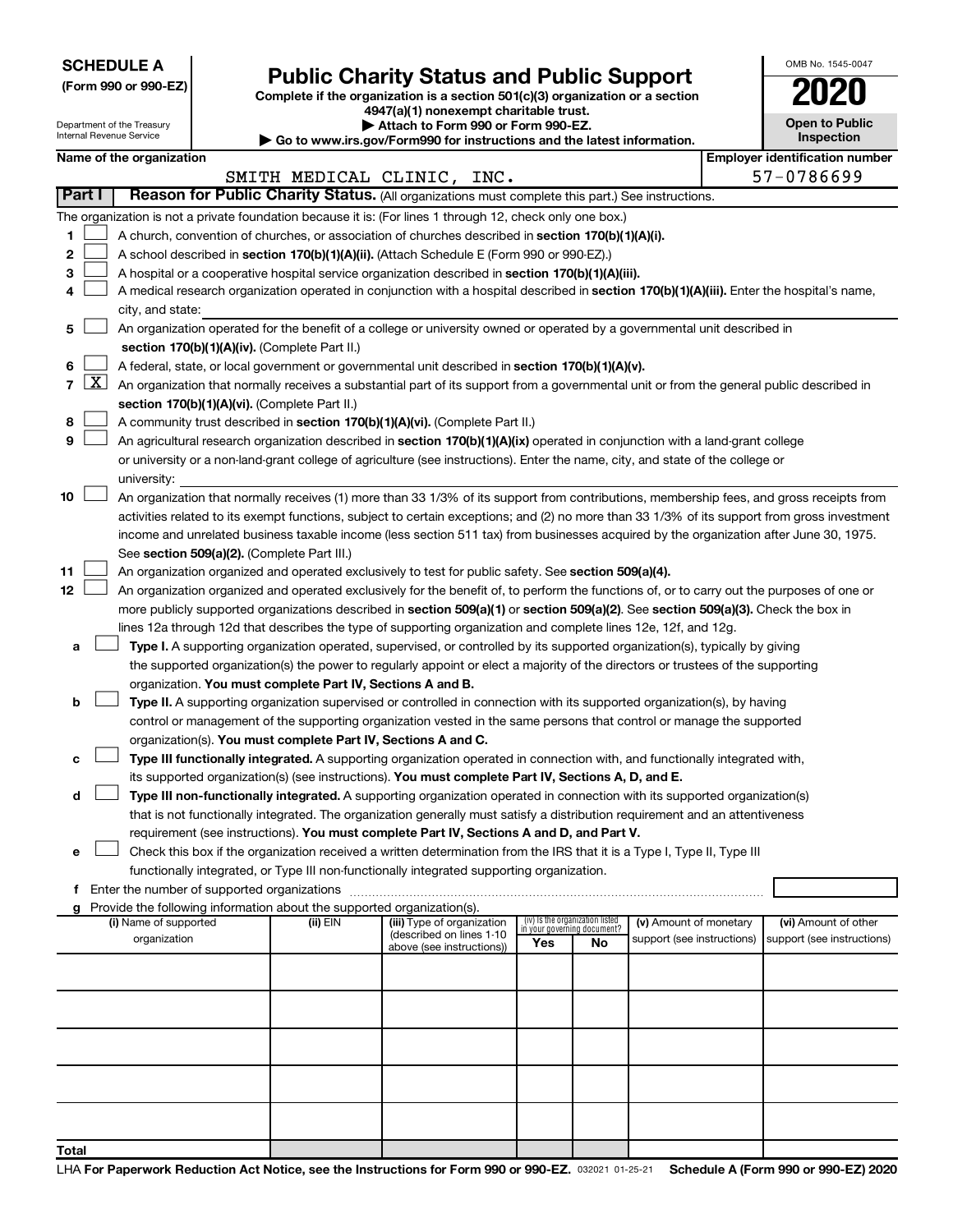**SCHEDULE A**
**(Form 990 or 990-EZ)**

Department of the Treasury
Internal Revenue Service

# Public Charity Status and Public Support

**Complete if the organization is a section 501(c)(3) organization or a section 4947(a)(1) nonexempt charitable trust.**
**▶ Attach to Form 990 or Form 990-EZ.**
**▶ Go to www.irs.gov/Form990 for instructions and the latest information.**

OMB No. 1545-0047

**2020**

**Open to Public Inspection**

**Name of the organization:** SMITH MEDICAL CLINIC, INC.
**Employer identification number:** 57-0786699

## Part I — Reason for Public Charity Status. (All organizations must complete this part.) See instructions.

The organization is not a private foundation because it is: (For lines 1 through 12, check only one box.)

1. ☐ A church, convention of churches, or association of churches described in **section 170(b)(1)(A)(i).**
2. ☐ A school described in **section 170(b)(1)(A)(ii).** (Attach Schedule E (Form 990 or 990-EZ).)
3. ☐ A hospital or a cooperative hospital service organization described in **section 170(b)(1)(A)(iii).**
4. ☐ A medical research organization operated in conjunction with a hospital described in **section 170(b)(1)(A)(iii).** Enter the hospital's name, city, and state:
5. ☐ An organization operated for the benefit of a college or university owned or operated by a governmental unit described in **section 170(b)(1)(A)(iv).** (Complete Part II.)
6. ☐ A federal, state, or local government or governmental unit described in **section 170(b)(1)(A)(v).**
7. ☒ An organization that normally receives a substantial part of its support from a governmental unit or from the general public described in **section 170(b)(1)(A)(vi).** (Complete Part II.)
8. ☐ A community trust described in **section 170(b)(1)(A)(vi).** (Complete Part II.)
9. ☐ An agricultural research organization described in **section 170(b)(1)(A)(ix)** operated in conjunction with a land-grant college or university or a non-land-grant college of agriculture (see instructions). Enter the name, city, and state of the college or university:
10. ☐ An organization that normally receives (1) more than 33 1/3% of its support from contributions, membership fees, and gross receipts from activities related to its exempt functions, subject to certain exceptions; and (2) no more than 33 1/3% of its support from gross investment income and unrelated business taxable income (less section 511 tax) from businesses acquired by the organization after June 30, 1975. See **section 509(a)(2).** (Complete Part III.)
11. ☐ An organization organized and operated exclusively to test for public safety. See **section 509(a)(4).**
12. ☐ An organization organized and operated exclusively for the benefit of, to perform the functions of, or to carry out the purposes of one or more publicly supported organizations described in **section 509(a)(1)** or **section 509(a)(2).** See **section 509(a)(3).** Check the box in lines 12a through 12d that describes the type of supporting organization and complete lines 12e, 12f, and 12g.
   - **a** ☐ **Type I.** A supporting organization operated, supervised, or controlled by its supported organization(s), typically by giving the supported organization(s) the power to regularly appoint or elect a majority of the directors or trustees of the supporting organization. **You must complete Part IV, Sections A and B.**
   - **b** ☐ **Type II.** A supporting organization supervised or controlled in connection with its supported organization(s), by having control or management of the supporting organization vested in the same persons that control or manage the supported organization(s). **You must complete Part IV, Sections A and C.**
   - **c** ☐ **Type III functionally integrated.** A supporting organization operated in connection with, and functionally integrated with, its supported organization(s) (see instructions). **You must complete Part IV, Sections A, D, and E.**
   - **d** ☐ **Type III non-functionally integrated.** A supporting organization operated in connection with its supported organization(s) that is not functionally integrated. The organization generally must satisfy a distribution requirement and an attentiveness requirement (see instructions). **You must complete Part IV, Sections A and D, and Part V.**
   - **e** ☐ Check this box if the organization received a written determination from the IRS that it is a Type I, Type II, Type III functionally integrated, or Type III non-functionally integrated supporting organization.
   - **f** Enter the number of supported organizations
   - **g** Provide the following information about the supported organization(s).

| (i) Name of supported organization | (ii) EIN | (iii) Type of organization (described on lines 1-10 above (see instructions)) | (iv) Is the organization listed in your governing document? Yes | No | (v) Amount of monetary support (see instructions) | (vi) Amount of other support (see instructions) |
|---|---|---|---|---|---|---|
| | | | | | | |
| | | | | | | |
| | | | | | | |
| | | | | | | |
| | | | | | | |
| **Total** | | | | | | |

LHA **For Paperwork Reduction Act Notice, see the Instructions for Form 990 or 990-EZ.** 032021 01-25-21 **Schedule A (Form 990 or 990-EZ) 2020**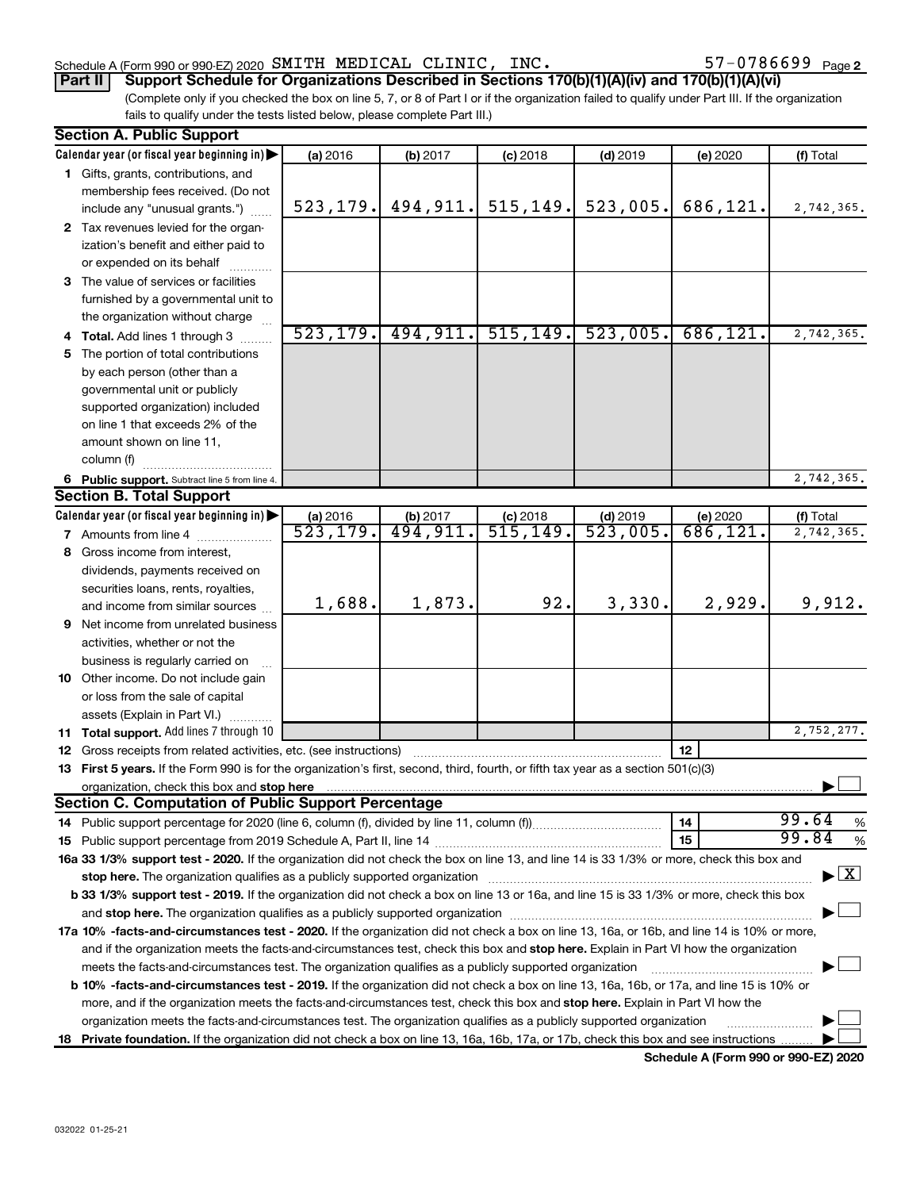Schedule A (Form 990 or 990-EZ) 2020 SMITH MEDICAL CLINIC, INC. 57-0786699 Page 2

**Part II** **Support Schedule for Organizations Described in Sections 170(b)(1)(A)(iv) and 170(b)(1)(A)(vi)**

(Complete only if you checked the box on line 5, 7, or 8 of Part I or if the organization failed to qualify under Part III. If the organization fails to qualify under the tests listed below, please complete Part III.)

**Section A. Public Support**

| Calendar year (or fiscal year beginning in) | (a) 2016 | (b) 2017 | (c) 2018 | (d) 2019 | (e) 2020 | (f) Total |
|---|---|---|---|---|---|---|
| **1** Gifts, grants, contributions, and membership fees received. (Do not include any "unusual grants.") | 523,179. | 494,911. | 515,149. | 523,005. | 686,121. | 2,742,365. |
| **2** Tax revenues levied for the organization's benefit and either paid to or expended on its behalf | | | | | | |
| **3** The value of services or facilities furnished by a governmental unit to the organization without charge | | | | | | |
| **4** **Total.** Add lines 1 through 3 | 523,179. | 494,911. | 515,149. | 523,005. | 686,121. | 2,742,365. |
| **5** The portion of total contributions by each person (other than a governmental unit or publicly supported organization) included on line 1 that exceeds 2% of the amount shown on line 11, column (f) | | | | | | |
| **6** **Public support.** Subtract line 5 from line 4. | | | | | | 2,742,365. |

**Section B. Total Support**

| Calendar year (or fiscal year beginning in) | (a) 2016 | (b) 2017 | (c) 2018 | (d) 2019 | (e) 2020 | (f) Total |
|---|---|---|---|---|---|---|
| **7** Amounts from line 4 | 523,179. | 494,911. | 515,149. | 523,005. | 686,121. | 2,742,365. |
| **8** Gross income from interest, dividends, payments received on securities loans, rents, royalties, and income from similar sources | 1,688. | 1,873. | 92. | 3,330. | 2,929. | 9,912. |
| **9** Net income from unrelated business activities, whether or not the business is regularly carried on | | | | | | |
| **10** Other income. Do not include gain or loss from the sale of capital assets (Explain in Part VI.) | | | | | | |
| **11** **Total support.** Add lines 7 through 10 | | | | | | 2,752,277. |

**12** Gross receipts from related activities, etc. (see instructions) | **12** |

**13** **First 5 years.** If the Form 990 is for the organization's first, second, third, fourth, or fifth tax year as a section 501(c)(3) organization, check this box and **stop here** ☐

**Section C. Computation of Public Support Percentage**

**14** Public support percentage for 2020 (line 6, column (f), divided by line 11, column (f)) | **14** | 99.64 %

**15** Public support percentage from 2019 Schedule A, Part II, line 14 | **15** | 99.84 %

**16a 33 1/3% support test - 2020.** If the organization did not check the box on line 13, and line 14 is 33 1/3% or more, check this box and **stop here.** The organization qualifies as a publicly supported organization ☒

**b 33 1/3% support test - 2019.** If the organization did not check a box on line 13 or 16a, and line 15 is 33 1/3% or more, check this box and **stop here.** The organization qualifies as a publicly supported organization ☐

**17a 10% -facts-and-circumstances test - 2020.** If the organization did not check a box on line 13, 16a, or 16b, and line 14 is 10% or more, and if the organization meets the facts-and-circumstances test, check this box and **stop here.** Explain in Part VI how the organization meets the facts-and-circumstances test. The organization qualifies as a publicly supported organization ☐

**b 10% -facts-and-circumstances test - 2019.** If the organization did not check a box on line 13, 16a, 16b, or 17a, and line 15 is 10% or more, and if the organization meets the facts-and-circumstances test, check this box and **stop here.** Explain in Part VI how the organization meets the facts-and-circumstances test. The organization qualifies as a publicly supported organization ☐

**18** **Private foundation.** If the organization did not check a box on line 13, 16a, 16b, 17a, or 17b, check this box and see instructions ☐

**Schedule A (Form 990 or 990-EZ) 2020**

032022 01-25-21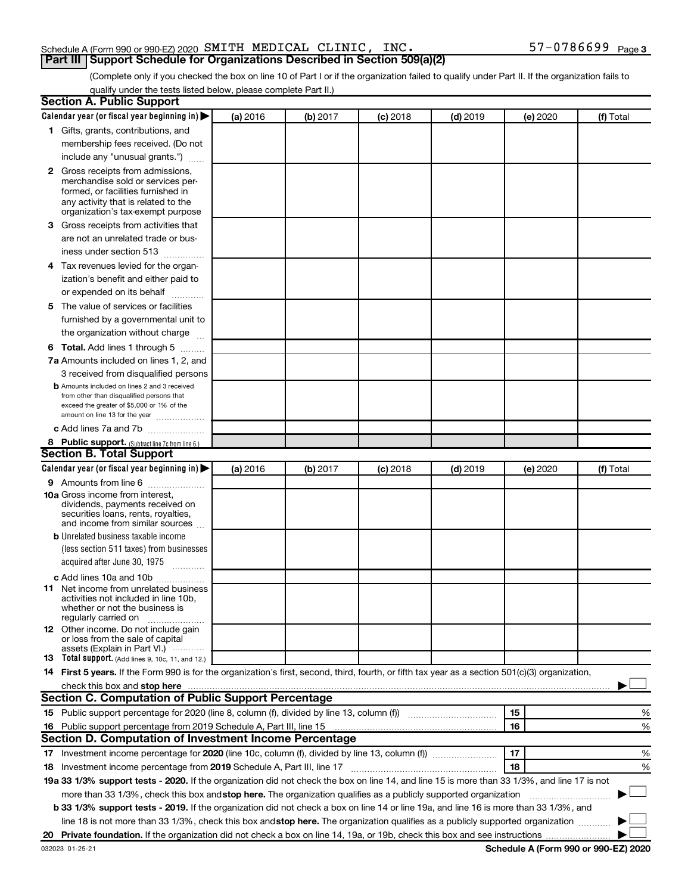Schedule A (Form 990 or 990-EZ) 2020 SMITH MEDICAL CLINIC, INC. 57-0786699 Page 3

## Part III Support Schedule for Organizations Described in Section 509(a)(2)

(Complete only if you checked the box on line 10 of Part I or if the organization failed to qualify under Part II. If the organization fails to qualify under the tests listed below, please complete Part II.)

### Section A. Public Support

| Calendar year (or fiscal year beginning in) ▶ | (a) 2016 | (b) 2017 | (c) 2018 | (d) 2019 | (e) 2020 | (f) Total |
|---|---|---|---|---|---|---|
| 1 Gifts, grants, contributions, and membership fees received. (Do not include any "unusual grants.") | | | | | | |
| 2 Gross receipts from admissions, merchandise sold or services performed, or facilities furnished in any activity that is related to the organization's tax-exempt purpose | | | | | | |
| 3 Gross receipts from activities that are not an unrelated trade or business under section 513 | | | | | | |
| 4 Tax revenues levied for the organization's benefit and either paid to or expended on its behalf | | | | | | |
| 5 The value of services or facilities furnished by a governmental unit to the organization without charge | | | | | | |
| 6 Total. Add lines 1 through 5 | | | | | | |
| 7a Amounts included on lines 1, 2, and 3 received from disqualified persons | | | | | | |
| b Amounts included on lines 2 and 3 received from other than disqualified persons that exceed the greater of $5,000 or 1% of the amount on line 13 for the year | | | | | | |
| c Add lines 7a and 7b | | | | | | |
| 8 Public support. (Subtract line 7c from line 6.) | | | | | | |

### Section B. Total Support

| Calendar year (or fiscal year beginning in) ▶ | (a) 2016 | (b) 2017 | (c) 2018 | (d) 2019 | (e) 2020 | (f) Total |
|---|---|---|---|---|---|---|
| 9 Amounts from line 6 | | | | | | |
| 10a Gross income from interest, dividends, payments received on securities loans, rents, royalties, and income from similar sources | | | | | | |
| b Unrelated business taxable income (less section 511 taxes) from businesses acquired after June 30, 1975 | | | | | | |
| c Add lines 10a and 10b | | | | | | |
| 11 Net income from unrelated business activities not included in line 10b, whether or not the business is regularly carried on | | | | | | |
| 12 Other income. Do not include gain or loss from the sale of capital assets (Explain in Part VI.) | | | | | | |
| 13 Total support. (Add lines 9, 10c, 11, and 12.) | | | | | | |

14 **First 5 years.** If the Form 990 is for the organization's first, second, third, fourth, or fifth tax year as a section 501(c)(3) organization, check this box and **stop here** ▶ ☐

### Section C. Computation of Public Support Percentage

| | | | |
|---|---|---|---|
| 15 | Public support percentage for 2020 (line 8, column (f), divided by line 13, column (f)) | 15 | % |
| 16 | Public support percentage from 2019 Schedule A, Part III, line 15 | 16 | % |

### Section D. Computation of Investment Income Percentage

| | | | |
|---|---|---|---|
| 17 | Investment income percentage for **2020** (line 10c, column (f), divided by line 13, column (f)) | 17 | % |
| 18 | Investment income percentage from **2019** Schedule A, Part III, line 17 | 18 | % |

**19a 33 1/3% support tests - 2020.** If the organization did not check the box on line 14, and line 15 is more than 33 1/3%, and line 17 is not more than 33 1/3%, check this box and **stop here.** The organization qualifies as a publicly supported organization ▶ ☐

**b 33 1/3% support tests - 2019.** If the organization did not check a box on line 14 or line 19a, and line 16 is more than 33 1/3%, and line 18 is not more than 33 1/3%, check this box and **stop here.** The organization qualifies as a publicly supported organization ▶ ☐

**20 Private foundation.** If the organization did not check a box on line 14, 19a, or 19b, check this box and see instructions ▶ ☐

032023 01-25-21 **Schedule A (Form 990 or 990-EZ) 2020**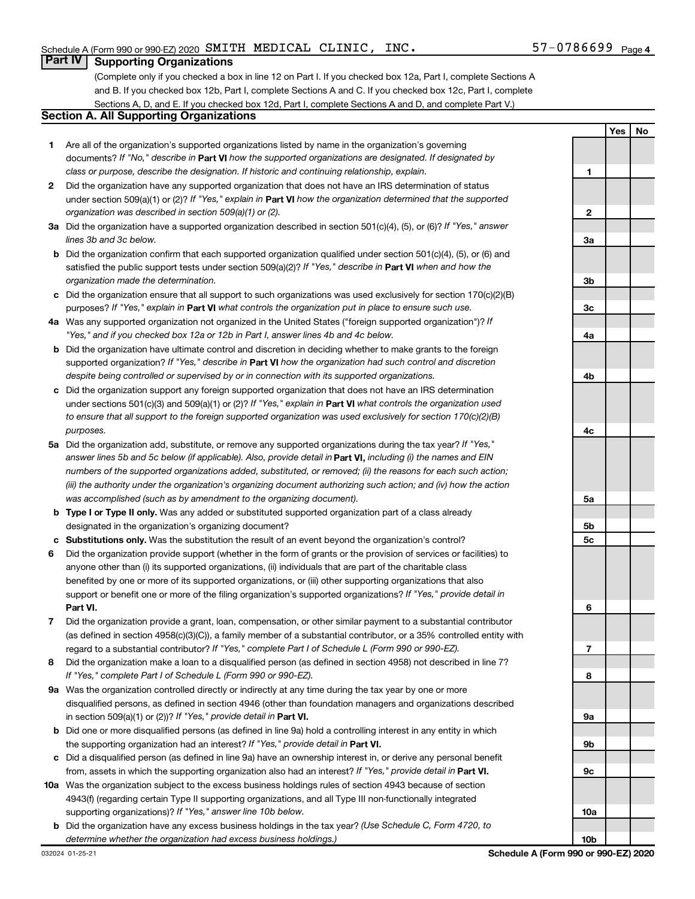Schedule A (Form 990 or 990-EZ) 2020 SMITH MEDICAL CLINIC, INC. 57-0786699 Page 4

## Part IV Supporting Organizations

(Complete only if you checked a box in line 12 on Part I. If you checked box 12a, Part I, complete Sections A and B. If you checked box 12b, Part I, complete Sections A and C. If you checked box 12c, Part I, complete Sections A, D, and E. If you checked box 12d, Part I, complete Sections A and D, and complete Part V.)

### Section A. All Supporting Organizations

| | | | Yes | No |
|---|---|---|---|---|
| **1** | Are all of the organization's supported organizations listed by name in the organization's governing documents? *If "No," describe in* **Part VI** *how the supported organizations are designated. If designated by class or purpose, describe the designation. If historic and continuing relationship, explain.* | 1 | | |
| **2** | Did the organization have any supported organization that does not have an IRS determination of status under section 509(a)(1) or (2)? *If "Yes," explain in* **Part VI** *how the organization determined that the supported organization was described in section 509(a)(1) or (2).* | 2 | | |
| **3a** | Did the organization have a supported organization described in section 501(c)(4), (5), or (6)? *If "Yes," answer lines 3b and 3c below.* | 3a | | |
| **b** | Did the organization confirm that each supported organization qualified under section 501(c)(4), (5), or (6) and satisfied the public support tests under section 509(a)(2)? *If "Yes," describe in* **Part VI** *when and how the organization made the determination.* | 3b | | |
| **c** | Did the organization ensure that all support to such organizations was used exclusively for section 170(c)(2)(B) purposes? *If "Yes," explain in* **Part VI** *what controls the organization put in place to ensure such use.* | 3c | | |
| **4a** | Was any supported organization not organized in the United States ("foreign supported organization")? *If "Yes," and if you checked box 12a or 12b in Part I, answer lines 4b and 4c below.* | 4a | | |
| **b** | Did the organization have ultimate control and discretion in deciding whether to make grants to the foreign supported organization? *If "Yes," describe in* **Part VI** *how the organization had such control and discretion despite being controlled or supervised by or in connection with its supported organizations.* | 4b | | |
| **c** | Did the organization support any foreign supported organization that does not have an IRS determination under sections 501(c)(3) and 509(a)(1) or (2)? *If "Yes," explain in* **Part VI** *what controls the organization used to ensure that all support to the foreign supported organization was used exclusively for section 170(c)(2)(B) purposes.* | 4c | | |
| **5a** | Did the organization add, substitute, or remove any supported organizations during the tax year? *If "Yes," answer lines 5b and 5c below (if applicable). Also, provide detail in* **Part VI,** *including (i) the names and EIN numbers of the supported organizations added, substituted, or removed; (ii) the reasons for each such action; (iii) the authority under the organization's organizing document authorizing such action; and (iv) how the action was accomplished (such as by amendment to the organizing document).* | 5a | | |
| **b** | **Type I or Type II only.** Was any added or substituted supported organization part of a class already designated in the organization's organizing document? | 5b | | |
| **c** | **Substitutions only.** Was the substitution the result of an event beyond the organization's control? | 5c | | |
| **6** | Did the organization provide support (whether in the form of grants or the provision of services or facilities) to anyone other than (i) its supported organizations, (ii) individuals that are part of the charitable class benefited by one or more of its supported organizations, or (iii) other supporting organizations that also support or benefit one or more of the filing organization's supported organizations? *If "Yes," provide detail in* **Part VI.** | 6 | | |
| **7** | Did the organization provide a grant, loan, compensation, or other similar payment to a substantial contributor (as defined in section 4958(c)(3)(C)), a family member of a substantial contributor, or a 35% controlled entity with regard to a substantial contributor? *If "Yes," complete Part I of Schedule L (Form 990 or 990-EZ).* | 7 | | |
| **8** | Did the organization make a loan to a disqualified person (as defined in section 4958) not described in line 7? *If "Yes," complete Part I of Schedule L (Form 990 or 990-EZ).* | 8 | | |
| **9a** | Was the organization controlled directly or indirectly at any time during the tax year by one or more disqualified persons, as defined in section 4946 (other than foundation managers and organizations described in section 509(a)(1) or (2))? *If "Yes," provide detail in* **Part VI.** | 9a | | |
| **b** | Did one or more disqualified persons (as defined in line 9a) hold a controlling interest in any entity in which the supporting organization had an interest? *If "Yes," provide detail in* **Part VI.** | 9b | | |
| **c** | Did a disqualified person (as defined in line 9a) have an ownership interest in, or derive any personal benefit from, assets in which the supporting organization also had an interest? *If "Yes," provide detail in* **Part VI.** | 9c | | |
| **10a** | Was the organization subject to the excess business holdings rules of section 4943 because of section 4943(f) (regarding certain Type II supporting organizations, and all Type III non-functionally integrated supporting organizations)? *If "Yes," answer line 10b below.* | 10a | | |
| **b** | Did the organization have any excess business holdings in the tax year? *(Use Schedule C, Form 4720, to determine whether the organization had excess business holdings.)* | 10b | | |

032024 01-25-21 **Schedule A (Form 990 or 990-EZ) 2020**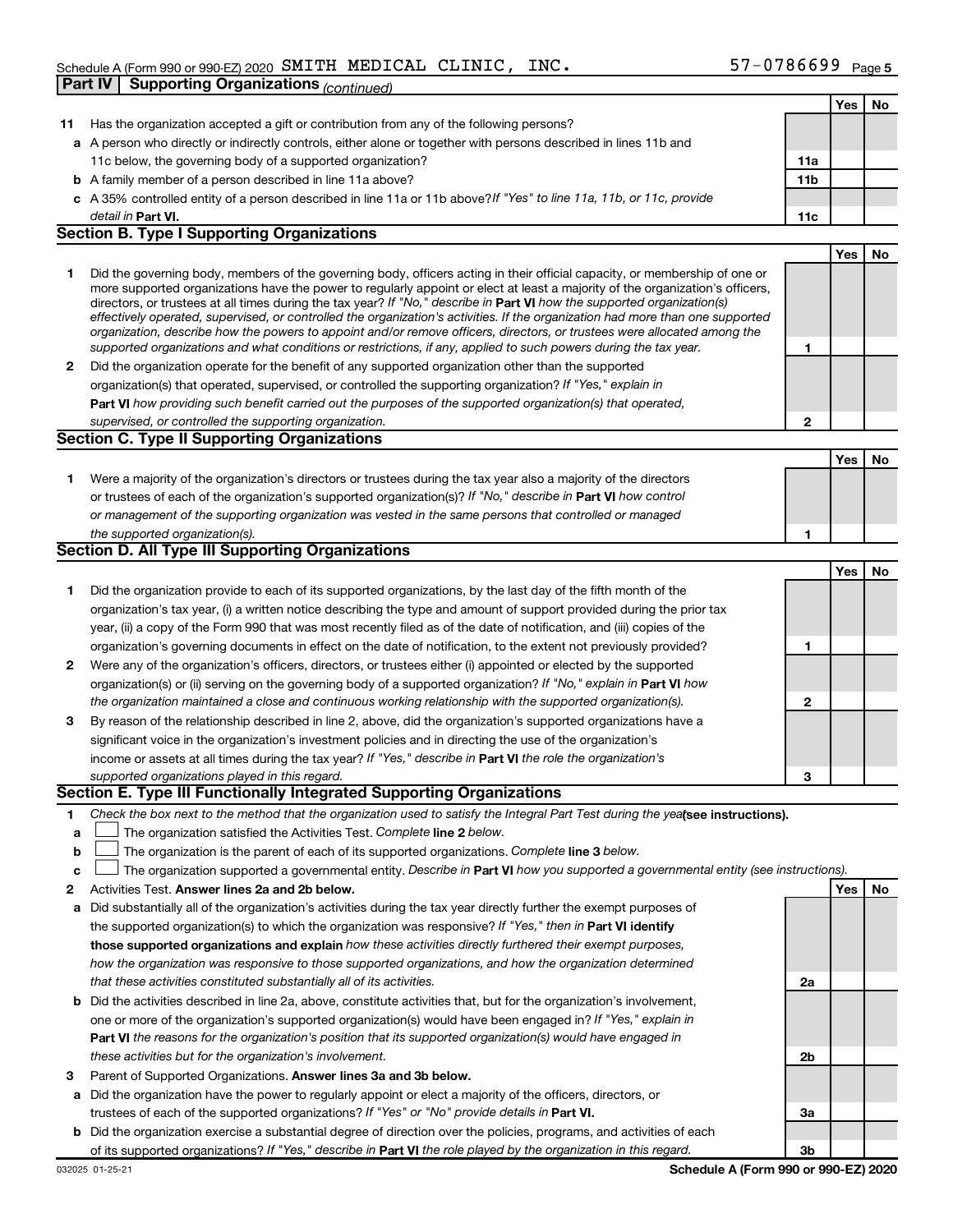Schedule A (Form 990 or 990-EZ) 2020 SMITH MEDICAL CLINIC, INC. 57-0786699 Page 5

**Part IV | Supporting Organizations** *(continued)*

| | | | Yes | No |
|---|---|---|---|---|
| **11** | Has the organization accepted a gift or contribution from any of the following persons? | | | |
| **a** | A person who directly or indirectly controls, either alone or together with persons described in lines 11b and 11c below, the governing body of a supported organization? | **11a** | | |
| **b** | A family member of a person described in line 11a above? | **11b** | | |
| **c** | A 35% controlled entity of a person described in line 11a or 11b above? *If "Yes" to line 11a, 11b, or 11c, provide detail in* **Part VI.** | **11c** | | |

## Section B. Type I Supporting Organizations

| | | | Yes | No |
|---|---|---|---|---|
| **1** | Did the governing body, members of the governing body, officers acting in their official capacity, or membership of one or more supported organizations have the power to regularly appoint or elect at least a majority of the organization's officers, directors, or trustees at all times during the tax year? *If "No," describe in* **Part VI** *how the supported organization(s) effectively operated, supervised, or controlled the organization's activities. If the organization had more than one supported organization, describe how the powers to appoint and/or remove officers, directors, or trustees were allocated among the supported organizations and what conditions or restrictions, if any, applied to such powers during the tax year.* | **1** | | |
| **2** | Did the organization operate for the benefit of any supported organization other than the supported organization(s) that operated, supervised, or controlled the supporting organization? *If "Yes," explain in* **Part VI** *how providing such benefit carried out the purposes of the supported organization(s) that operated, supervised, or controlled the supporting organization.* | **2** | | |

## Section C. Type II Supporting Organizations

| | | | Yes | No |
|---|---|---|---|---|
| **1** | Were a majority of the organization's directors or trustees during the tax year also a majority of the directors or trustees of each of the organization's supported organization(s)? *If "No," describe in* **Part VI** *how control or management of the supporting organization was vested in the same persons that controlled or managed the supported organization(s).* | **1** | | |

## Section D. All Type III Supporting Organizations

| | | | Yes | No |
|---|---|---|---|---|
| **1** | Did the organization provide to each of its supported organizations, by the last day of the fifth month of the organization's tax year, (i) a written notice describing the type and amount of support provided during the prior tax year, (ii) a copy of the Form 990 that was most recently filed as of the date of notification, and (iii) copies of the organization's governing documents in effect on the date of notification, to the extent not previously provided? | **1** | | |
| **2** | Were any of the organization's officers, directors, or trustees either (i) appointed or elected by the supported organization(s) or (ii) serving on the governing body of a supported organization? *If "No," explain in* **Part VI** *how the organization maintained a close and continuous working relationship with the supported organization(s).* | **2** | | |
| **3** | By reason of the relationship described in line 2, above, did the organization's supported organizations have a significant voice in the organization's investment policies and in directing the use of the organization's income or assets at all times during the tax year? *If "Yes," describe in* **Part VI** *the role the organization's supported organizations played in this regard.* | **3** | | |

## Section E. Type III Functionally Integrated Supporting Organizations

**1** *Check the box next to the method that the organization used to satisfy the Integral Part Test during the year* **(see instructions).**

- **a** ☐ The organization satisfied the Activities Test. *Complete* **line 2** *below.*
- **b** ☐ The organization is the parent of each of its supported organizations. *Complete* **line 3** *below.*
- **c** ☐ The organization supported a governmental entity. *Describe in* **Part VI** *how you supported a governmental entity (see instructions).*

| | | | Yes | No |
|---|---|---|---|---|
| **2** | Activities Test. **Answer lines 2a and 2b below.** | | | |
| **a** | Did substantially all of the organization's activities during the tax year directly further the exempt purposes of the supported organization(s) to which the organization was responsive? *If "Yes," then in* **Part VI identify those supported organizations and explain** *how these activities directly furthered their exempt purposes, how the organization was responsive to those supported organizations, and how the organization determined that these activities constituted substantially all of its activities.* | **2a** | | |
| **b** | Did the activities described in line 2a, above, constitute activities that, but for the organization's involvement, one or more of the organization's supported organization(s) would have been engaged in? *If "Yes," explain in* **Part VI** *the reasons for the organization's position that its supported organization(s) would have engaged in these activities but for the organization's involvement.* | **2b** | | |
| **3** | Parent of Supported Organizations. **Answer lines 3a and 3b below.** | | | |
| **a** | Did the organization have the power to regularly appoint or elect a majority of the officers, directors, or trustees of each of the supported organizations? *If "Yes" or "No" provide details in* **Part VI.** | **3a** | | |
| **b** | Did the organization exercise a substantial degree of direction over the policies, programs, and activities of each of its supported organizations? *If "Yes," describe in* **Part VI** *the role played by the organization in this regard.* | **3b** | | |

032025 01-25-21 **Schedule A (Form 990 or 990-EZ) 2020**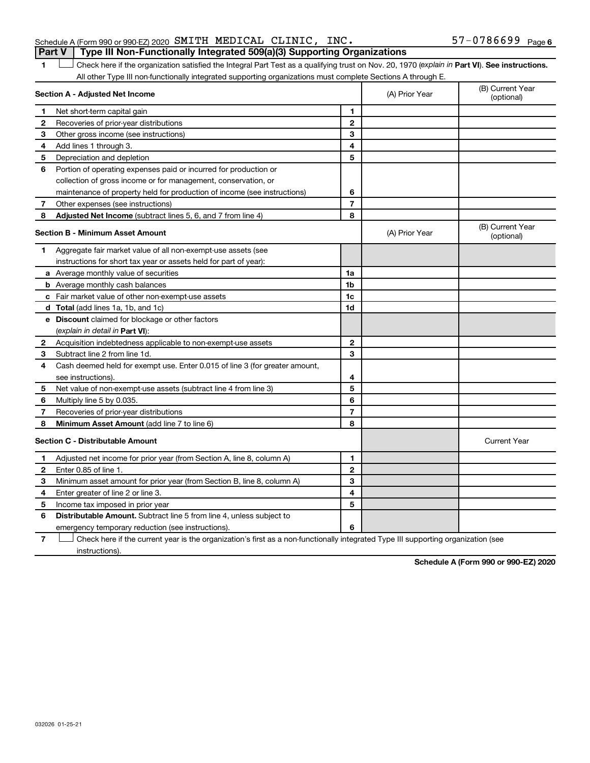Schedule A (Form 990 or 990-EZ) 2020 SMITH MEDICAL CLINIC, INC. 57-0786699 Page 6

## Part V Type III Non-Functionally Integrated 509(a)(3) Supporting Organizations

1 ☐ Check here if the organization satisfied the Integral Part Test as a qualifying trust on Nov. 20, 1970 (*explain in* **Part VI**). **See instructions.** All other Type III non-functionally integrated supporting organizations must complete Sections A through E.

| **Section A - Adjusted Net Income** | | (A) Prior Year | (B) Current Year (optional) |
|---|---|---|---|
| 1 Net short-term capital gain | 1 | | |
| 2 Recoveries of prior-year distributions | 2 | | |
| 3 Other gross income (see instructions) | 3 | | |
| 4 Add lines 1 through 3. | 4 | | |
| 5 Depreciation and depletion | 5 | | |
| 6 Portion of operating expenses paid or incurred for production or collection of gross income or for management, conservation, or maintenance of property held for production of income (see instructions) | 6 | | |
| 7 Other expenses (see instructions) | 7 | | |
| 8 **Adjusted Net Income** (subtract lines 5, 6, and 7 from line 4) | 8 | | |

| **Section B - Minimum Asset Amount** | | (A) Prior Year | (B) Current Year (optional) |
|---|---|---|---|
| 1 Aggregate fair market value of all non-exempt-use assets (see instructions for short tax year or assets held for part of year): | | | |
| a Average monthly value of securities | 1a | | |
| b Average monthly cash balances | 1b | | |
| c Fair market value of other non-exempt-use assets | 1c | | |
| d **Total** (add lines 1a, 1b, and 1c) | 1d | | |
| e **Discount** claimed for blockage or other factors (*explain in detail in* **Part VI**): | | | |
| 2 Acquisition indebtedness applicable to non-exempt-use assets | 2 | | |
| 3 Subtract line 2 from line 1d. | 3 | | |
| 4 Cash deemed held for exempt use. Enter 0.015 of line 3 (for greater amount, see instructions). | 4 | | |
| 5 Net value of non-exempt-use assets (subtract line 4 from line 3) | 5 | | |
| 6 Multiply line 5 by 0.035. | 6 | | |
| 7 Recoveries of prior-year distributions | 7 | | |
| 8 **Minimum Asset Amount** (add line 7 to line 6) | 8 | | |

| **Section C - Distributable Amount** | | | Current Year |
|---|---|---|---|
| 1 Adjusted net income for prior year (from Section A, line 8, column A) | 1 | | |
| 2 Enter 0.85 of line 1. | 2 | | |
| 3 Minimum asset amount for prior year (from Section B, line 8, column A) | 3 | | |
| 4 Enter greater of line 2 or line 3. | 4 | | |
| 5 Income tax imposed in prior year | 5 | | |
| 6 **Distributable Amount.** Subtract line 5 from line 4, unless subject to emergency temporary reduction (see instructions). | 6 | | |

7 ☐ Check here if the current year is the organization's first as a non-functionally integrated Type III supporting organization (see instructions).

**Schedule A (Form 990 or 990-EZ) 2020**

032026 01-25-21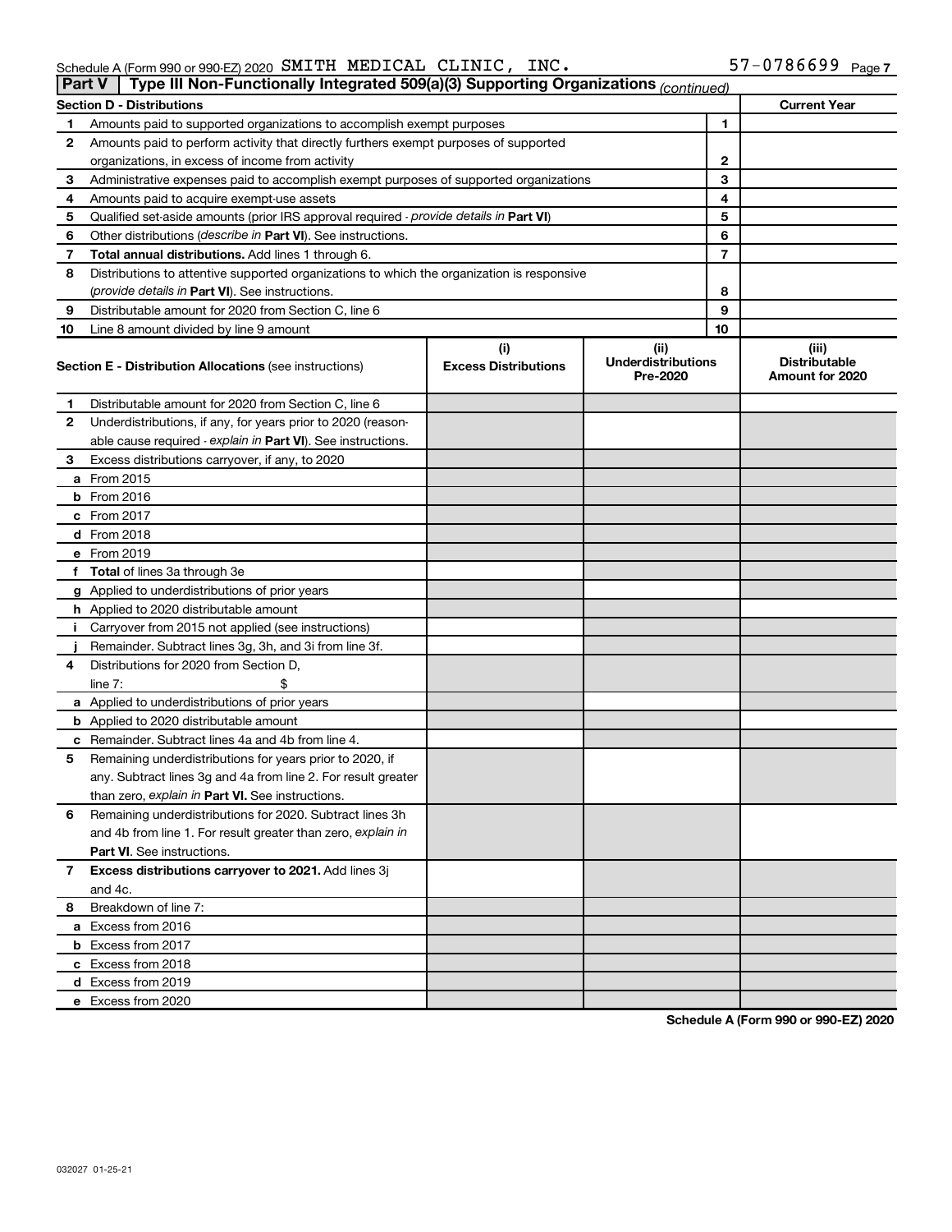Schedule A (Form 990 or 990-EZ) 2020 SMITH MEDICAL CLINIC, INC. 57-0786699 Page 7

## Part V Type III Non-Functionally Integrated 509(a)(3) Supporting Organizations *(continued)*

| Section D - Distributions | | | Current Year |
|---|---|---|---|
| 1 | Amounts paid to supported organizations to accomplish exempt purposes | 1 | |
| 2 | Amounts paid to perform activity that directly furthers exempt purposes of supported organizations, in excess of income from activity | 2 | |
| 3 | Administrative expenses paid to accomplish exempt purposes of supported organizations | 3 | |
| 4 | Amounts paid to acquire exempt-use assets | 4 | |
| 5 | Qualified set-aside amounts (prior IRS approval required - *provide details in* **Part VI**) | 5 | |
| 6 | Other distributions (*describe in* **Part VI**). See instructions. | 6 | |
| 7 | **Total annual distributions.** Add lines 1 through 6. | 7 | |
| 8 | Distributions to attentive supported organizations to which the organization is responsive (*provide details in* **Part VI**). See instructions. | 8 | |
| 9 | Distributable amount for 2020 from Section C, line 6 | 9 | |
| 10 | Line 8 amount divided by line 9 amount | 10 | |

| **Section E - Distribution Allocations** (see instructions) | (i) Excess Distributions | (ii) Underdistributions Pre-2020 | (iii) Distributable Amount for 2020 |
|---|---|---|---|
| **1** Distributable amount for 2020 from Section C, line 6 | | | |
| **2** Underdistributions, if any, for years prior to 2020 (reasonable cause required - *explain in* **Part VI**). See instructions. | | | |
| **3** Excess distributions carryover, if any, to 2020 | | | |
| **a** From 2015 | | | |
| **b** From 2016 | | | |
| **c** From 2017 | | | |
| **d** From 2018 | | | |
| **e** From 2019 | | | |
| **f Total** of lines 3a through 3e | | | |
| **g** Applied to underdistributions of prior years | | | |
| **h** Applied to 2020 distributable amount | | | |
| **i** Carryover from 2015 not applied (see instructions) | | | |
| **j** Remainder. Subtract lines 3g, 3h, and 3i from line 3f. | | | |
| **4** Distributions for 2020 from Section D, line 7: $ | | | |
| **a** Applied to underdistributions of prior years | | | |
| **b** Applied to 2020 distributable amount | | | |
| **c** Remainder. Subtract lines 4a and 4b from line 4. | | | |
| **5** Remaining underdistributions for years prior to 2020, if any. Subtract lines 3g and 4a from line 2. For result greater than zero, *explain in* **Part VI.** See instructions. | | | |
| **6** Remaining underdistributions for 2020. Subtract lines 3h and 4b from line 1. For result greater than zero, *explain in* **Part VI**. See instructions. | | | |
| **7 Excess distributions carryover to 2021.** Add lines 3j and 4c. | | | |
| **8** Breakdown of line 7: | | | |
| **a** Excess from 2016 | | | |
| **b** Excess from 2017 | | | |
| **c** Excess from 2018 | | | |
| **d** Excess from 2019 | | | |
| **e** Excess from 2020 | | | |

**Schedule A (Form 990 or 990-EZ) 2020**

032027 01-25-21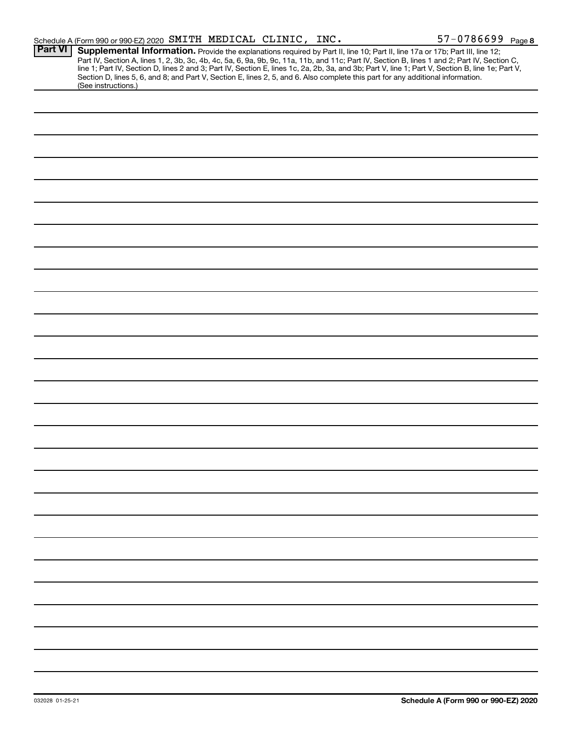Schedule A (Form 990 or 990-EZ) 2020 SMITH MEDICAL CLINIC, INC. 57-0786699 Page 8

**Part VI** **Supplemental Information.** Provide the explanations required by Part II, line 10; Part II, line 17a or 17b; Part III, line 12; Part IV, Section A, lines 1, 2, 3b, 3c, 4b, 4c, 5a, 6, 9a, 9b, 9c, 11a, 11b, and 11c; Part IV, Section B, lines 1 and 2; Part IV, Section C, line 1; Part IV, Section D, lines 2 and 3; Part IV, Section E, lines 1c, 2a, 2b, 3a, and 3b; Part V, line 1; Part V, Section B, line 1e; Part V, Section D, lines 5, 6, and 8; and Part V, Section E, lines 2, 5, and 6. Also complete this part for any additional information. (See instructions.)

032028 01-25-21

**Schedule A (Form 990 or 990-EZ) 2020**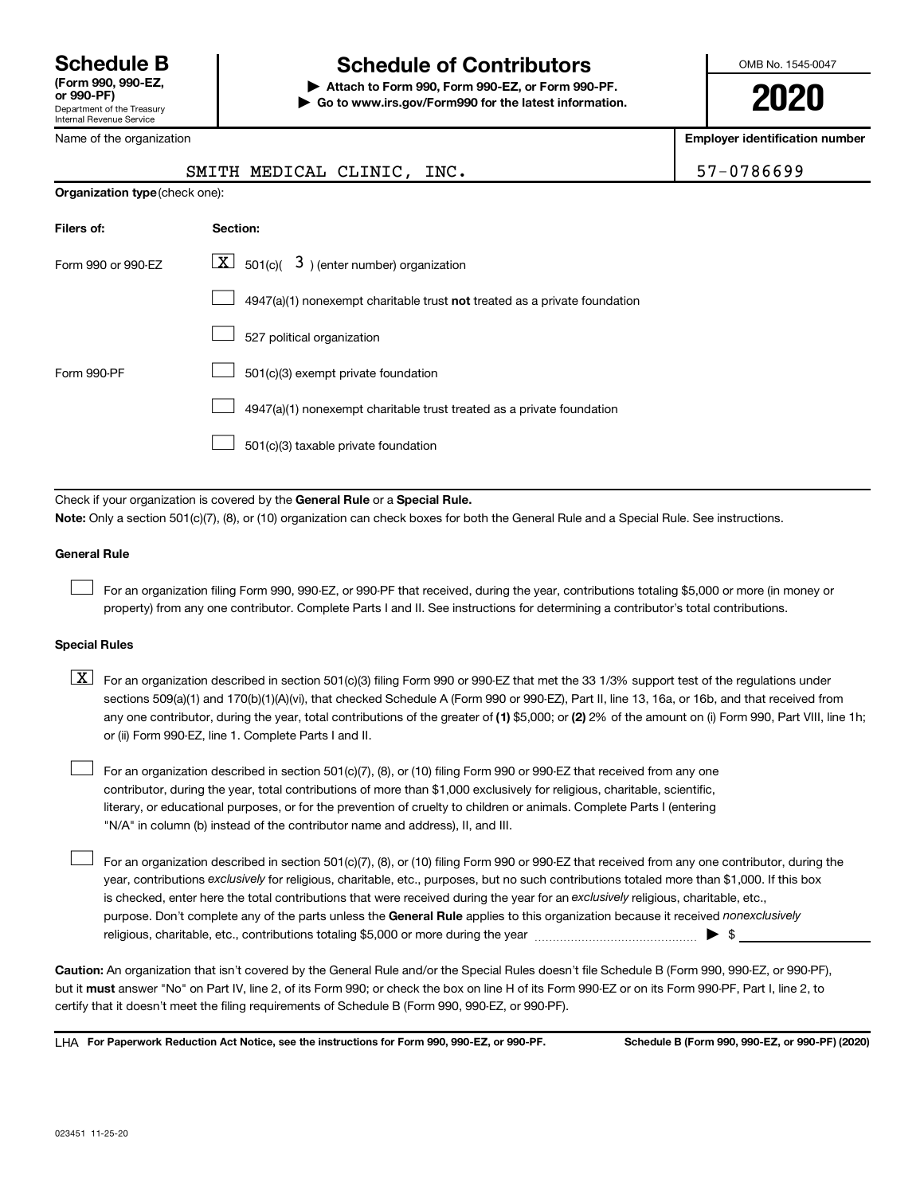# Schedule B

**(Form 990, 990-EZ, or 990-PF)**
Department of the Treasury
Internal Revenue Service

## Schedule of Contributors

**▶ Attach to Form 990, Form 990-EZ, or Form 990-PF.**
**▶ Go to www.irs.gov/Form990 for the latest information.**

OMB No. 1545-0047

**2020**

Name of the organization: SMITH MEDICAL CLINIC, INC.

**Employer identification number:** 57-0786699

**Organization type** (check one):

| Filers of: | Section: |
|---|---|
| Form 990 or 990-EZ | [X] 501(c)( 3 ) (enter number) organization |
| | [ ] 4947(a)(1) nonexempt charitable trust **not** treated as a private foundation |
| | [ ] 527 political organization |
| Form 990-PF | [ ] 501(c)(3) exempt private foundation |
| | [ ] 4947(a)(1) nonexempt charitable trust treated as a private foundation |
| | [ ] 501(c)(3) taxable private foundation |

Check if your organization is covered by the **General Rule** or a **Special Rule.**

**Note:** Only a section 501(c)(7), (8), or (10) organization can check boxes for both the General Rule and a Special Rule. See instructions.

### General Rule

[ ] For an organization filing Form 990, 990-EZ, or 990-PF that received, during the year, contributions totaling $5,000 or more (in money or property) from any one contributor. Complete Parts I and II. See instructions for determining a contributor's total contributions.

### Special Rules

[X] For an organization described in section 501(c)(3) filing Form 990 or 990-EZ that met the 33 1/3% support test of the regulations under sections 509(a)(1) and 170(b)(1)(A)(vi), that checked Schedule A (Form 990 or 990-EZ), Part II, line 13, 16a, or 16b, and that received from any one contributor, during the year, total contributions of the greater of **(1)** $5,000; or **(2)** 2% of the amount on (i) Form 990, Part VIII, line 1h; or (ii) Form 990-EZ, line 1. Complete Parts I and II.

[ ] For an organization described in section 501(c)(7), (8), or (10) filing Form 990 or 990-EZ that received from any one contributor, during the year, total contributions of more than $1,000 exclusively for religious, charitable, scientific, literary, or educational purposes, or for the prevention of cruelty to children or animals. Complete Parts I (entering "N/A" in column (b) instead of the contributor name and address), II, and III.

[ ] For an organization described in section 501(c)(7), (8), or (10) filing Form 990 or 990-EZ that received from any one contributor, during the year, contributions *exclusively* for religious, charitable, etc., purposes, but no such contributions totaled more than $1,000. If this box is checked, enter here the total contributions that were received during the year for an *exclusively* religious, charitable, etc., purpose. Don't complete any of the parts unless the **General Rule** applies to this organization because it received *nonexclusively* religious, charitable, etc., contributions totaling $5,000 or more during the year ▶ $ ______

**Caution:** An organization that isn't covered by the General Rule and/or the Special Rules doesn't file Schedule B (Form 990, 990-EZ, or 990-PF), but it **must** answer "No" on Part IV, line 2, of its Form 990; or check the box on line H of its Form 990-EZ or on its Form 990-PF, Part I, line 2, to certify that it doesn't meet the filing requirements of Schedule B (Form 990, 990-EZ, or 990-PF).

LHA **For Paperwork Reduction Act Notice, see the instructions for Form 990, 990-EZ, or 990-PF.** **Schedule B (Form 990, 990-EZ, or 990-PF) (2020)**

023451 11-25-20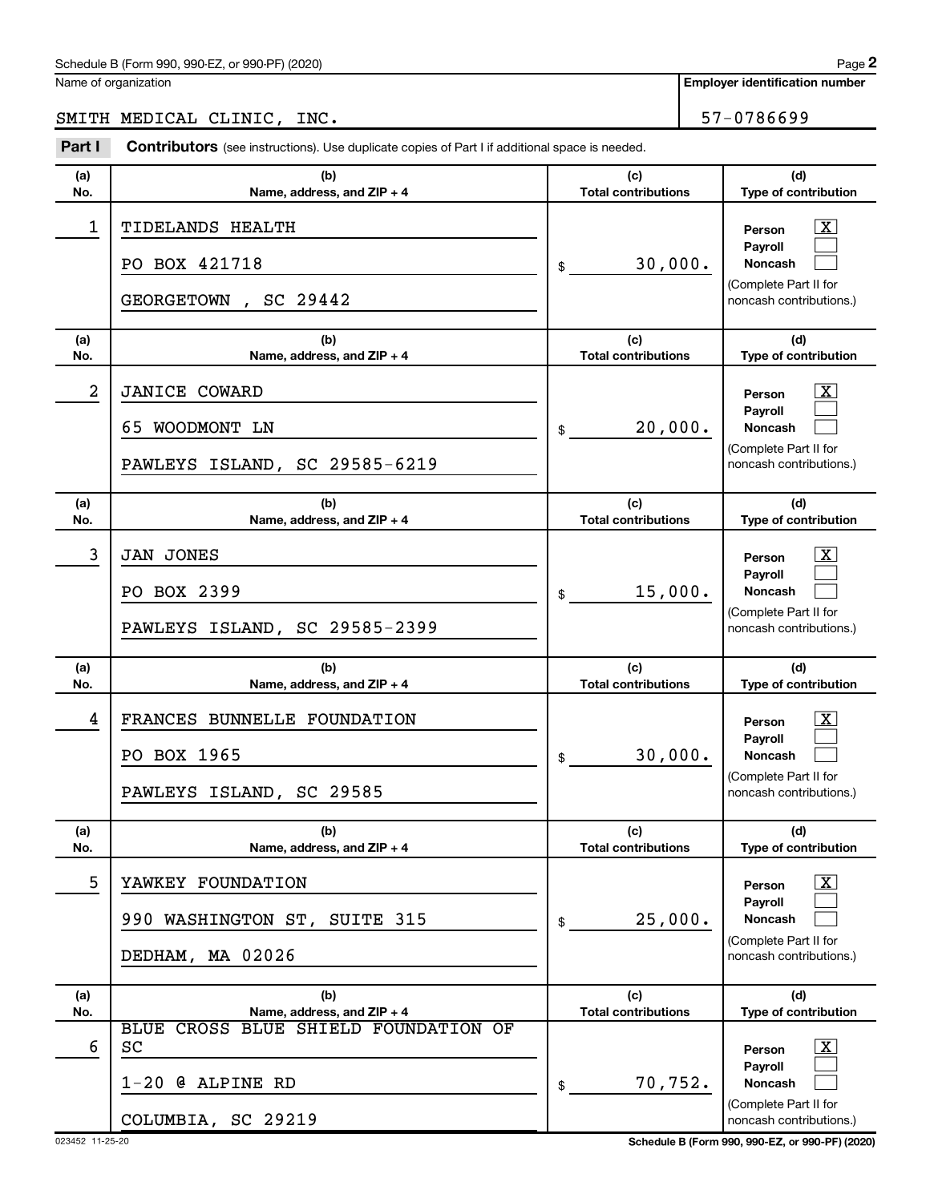Schedule B (Form 990, 990-EZ, or 990-PF) (2020)

Name of organization: SMITH MEDICAL CLINIC, INC.

Employer identification number: 57-0786699

**Part I** **Contributors** (see instructions). Use duplicate copies of Part I if additional space is needed.

| (a) No. | (b) Name, address, and ZIP + 4 | (c) Total contributions | (d) Type of contribution |
|---|---|---|---|
| 1 | TIDELANDS HEALTH<br>PO BOX 421718<br>GEORGETOWN , SC 29442 | $ 30,000. | Person [X]<br>Payroll [ ]<br>Noncash [ ]<br>(Complete Part II for noncash contributions.) |
| 2 | JANICE COWARD<br>65 WOODMONT LN<br>PAWLEYS ISLAND, SC 29585-6219 | $ 20,000. | Person [X]<br>Payroll [ ]<br>Noncash [ ]<br>(Complete Part II for noncash contributions.) |
| 3 | JAN JONES<br>PO BOX 2399<br>PAWLEYS ISLAND, SC 29585-2399 | $ 15,000. | Person [X]<br>Payroll [ ]<br>Noncash [ ]<br>(Complete Part II for noncash contributions.) |
| 4 | FRANCES BUNNELLE FOUNDATION<br>PO BOX 1965<br>PAWLEYS ISLAND, SC 29585 | $ 30,000. | Person [X]<br>Payroll [ ]<br>Noncash [ ]<br>(Complete Part II for noncash contributions.) |
| 5 | YAWKEY FOUNDATION<br>990 WASHINGTON ST, SUITE 315<br>DEDHAM, MA 02026 | $ 25,000. | Person [X]<br>Payroll [ ]<br>Noncash [ ]<br>(Complete Part II for noncash contributions.) |
| 6 | BLUE CROSS BLUE SHIELD FOUNDATION OF SC<br>1-20 @ ALPINE RD<br>COLUMBIA, SC 29219 | $ 70,752. | Person [X]<br>Payroll [ ]<br>Noncash [ ]<br>(Complete Part II for noncash contributions.) |

023452 11-25-20

Schedule B (Form 990, 990-EZ, or 990-PF) (2020)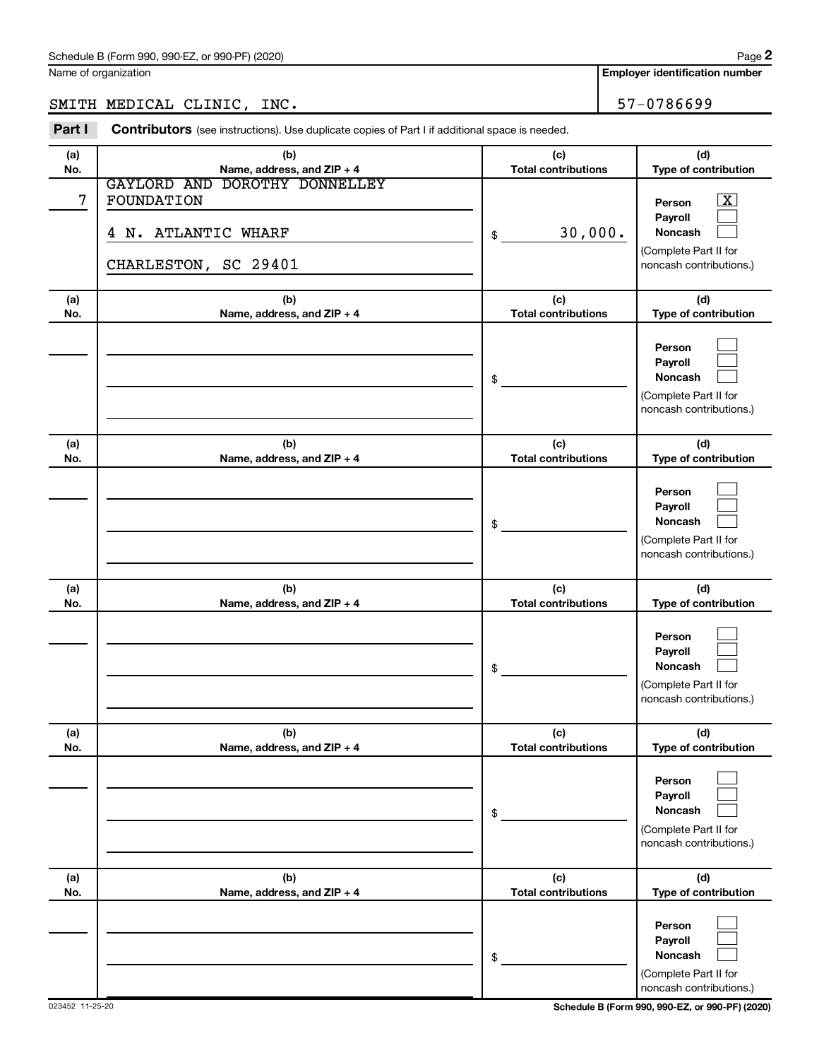Schedule B (Form 990, 990-EZ, or 990-PF) (2020)

Name of organization: SMITH MEDICAL CLINIC, INC.

Employer identification number: 57-0786699

**Part I** **Contributors** (see instructions). Use duplicate copies of Part I if additional space is needed.

| (a) No. | (b) Name, address, and ZIP + 4 | (c) Total contributions | (d) Type of contribution |
|---|---|---|---|
| 7 | GAYLORD AND DOROTHY DONNELLEY FOUNDATION<br>4 N. ATLANTIC WHARF<br>CHARLESTON, SC 29401 | $ 30,000. | Person [X]<br>Payroll [ ]<br>Noncash [ ]<br>(Complete Part II for noncash contributions.) |
| | | $ | Person [ ]<br>Payroll [ ]<br>Noncash [ ]<br>(Complete Part II for noncash contributions.) |
| | | $ | Person [ ]<br>Payroll [ ]<br>Noncash [ ]<br>(Complete Part II for noncash contributions.) |
| | | $ | Person [ ]<br>Payroll [ ]<br>Noncash [ ]<br>(Complete Part II for noncash contributions.) |
| | | $ | Person [ ]<br>Payroll [ ]<br>Noncash [ ]<br>(Complete Part II for noncash contributions.) |
| | | $ | Person [ ]<br>Payroll [ ]<br>Noncash [ ]<br>(Complete Part II for noncash contributions.) |

023452 11-25-20

Schedule B (Form 990, 990-EZ, or 990-PF) (2020)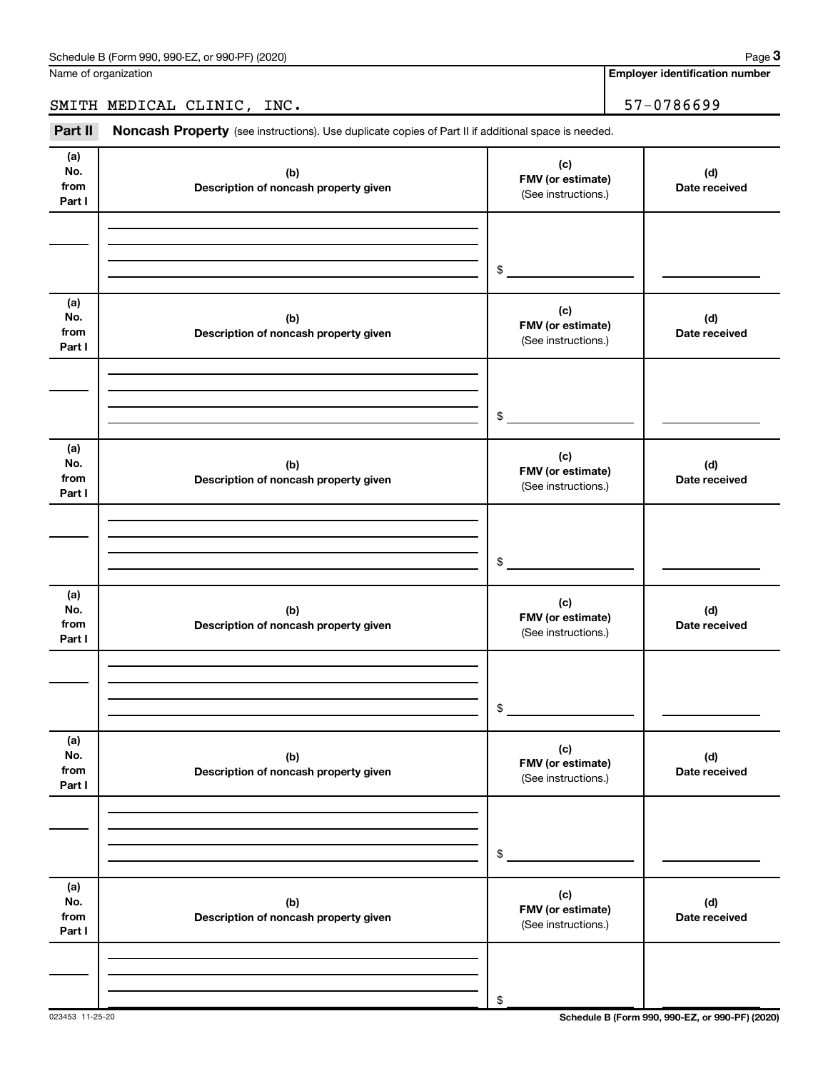Name of organization

SMITH MEDICAL CLINIC, INC.

**Employer identification number**

57-0786699

**Part II** **Noncash Property** (see instructions). Use duplicate copies of Part II if additional space is needed.

| (a) No. from Part I | (b) Description of noncash property given | (c) FMV (or estimate) (See instructions.) | (d) Date received |
|---|---|---|---|
| | | $ | |

| (a) No. from Part I | (b) Description of noncash property given | (c) FMV (or estimate) (See instructions.) | (d) Date received |
|---|---|---|---|
| | | $ | |

| (a) No. from Part I | (b) Description of noncash property given | (c) FMV (or estimate) (See instructions.) | (d) Date received |
|---|---|---|---|
| | | $ | |

| (a) No. from Part I | (b) Description of noncash property given | (c) FMV (or estimate) (See instructions.) | (d) Date received |
|---|---|---|---|
| | | $ | |

| (a) No. from Part I | (b) Description of noncash property given | (c) FMV (or estimate) (See instructions.) | (d) Date received |
|---|---|---|---|
| | | $ | |

| (a) No. from Part I | (b) Description of noncash property given | (c) FMV (or estimate) (See instructions.) | (d) Date received |
|---|---|---|---|
| | | $ | |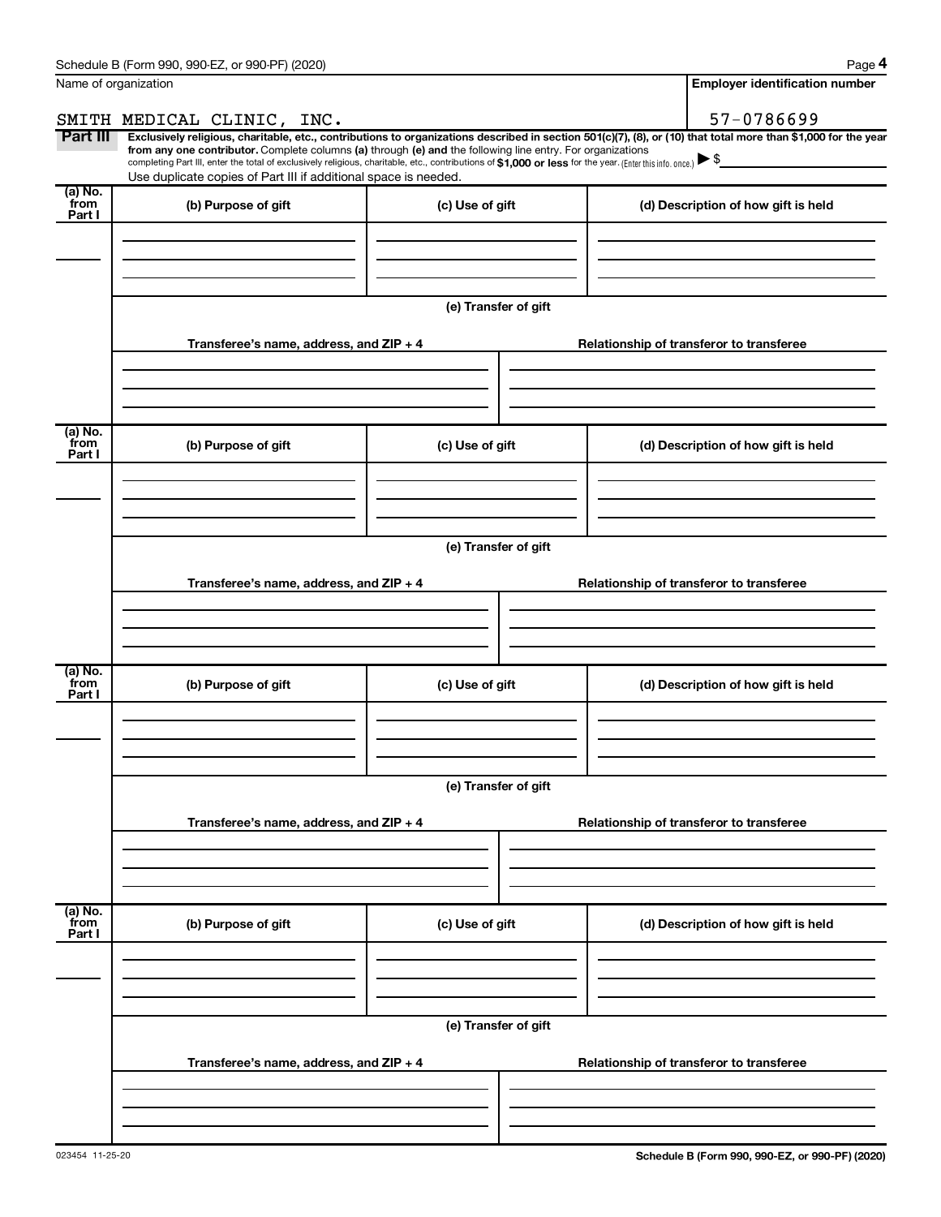Name of organization

SMITH MEDICAL CLINIC, INC.

**Employer identification number**

57-0786699

**Part III** **Exclusively religious, charitable, etc., contributions to organizations described in section 501(c)(7), (8), or (10) that total more than $1,000 for the year from any one contributor.** Complete columns **(a)** through **(e) and** the following line entry. For organizations completing Part III, enter the total of exclusively religious, charitable, etc., contributions of **$1,000 or less** for the year. (Enter this info. once.) ▶ $

Use duplicate copies of Part III if additional space is needed.

| (a) No. from Part I | (b) Purpose of gift | (c) Use of gift | (d) Description of how gift is held |
|---|---|---|---|
| | | | |

**(e) Transfer of gift**

| Transferee's name, address, and ZIP + 4 | Relationship of transferor to transferee |
|---|---|
| | |

| (a) No. from Part I | (b) Purpose of gift | (c) Use of gift | (d) Description of how gift is held |
|---|---|---|---|
| | | | |

**(e) Transfer of gift**

| Transferee's name, address, and ZIP + 4 | Relationship of transferor to transferee |
|---|---|
| | |

| (a) No. from Part I | (b) Purpose of gift | (c) Use of gift | (d) Description of how gift is held |
|---|---|---|---|
| | | | |

**(e) Transfer of gift**

| Transferee's name, address, and ZIP + 4 | Relationship of transferor to transferee |
|---|---|
| | |

| (a) No. from Part I | (b) Purpose of gift | (c) Use of gift | (d) Description of how gift is held |
|---|---|---|---|
| | | | |

**(e) Transfer of gift**

| Transferee's name, address, and ZIP + 4 | Relationship of transferor to transferee |
|---|---|
| | |

023454 11-25-20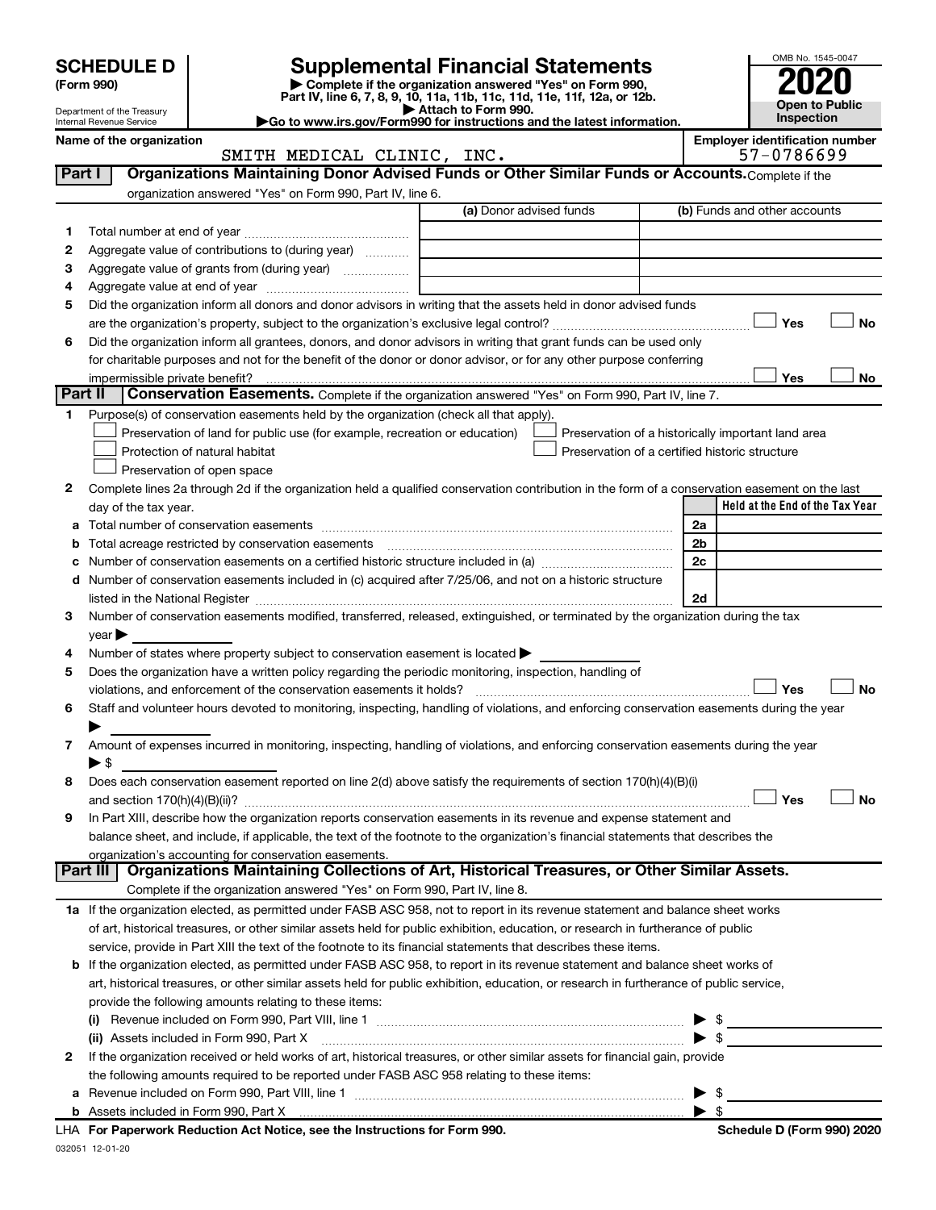# SCHEDULE D (Form 990)

Department of the Treasury
Internal Revenue Service

# Supplemental Financial Statements

▶ Complete if the organization answered "Yes" on Form 990, Part IV, line 6, 7, 8, 9, 10, 11a, 11b, 11c, 11d, 11e, 11f, 12a, or 12b.
▶ Attach to Form 990.
▶Go to www.irs.gov/Form990 for instructions and the latest information.

OMB No. 1545-0047

**2020**

**Open to Public Inspection**

**Name of the organization**
SMITH MEDICAL CLINIC, INC.

**Employer identification number**
57-0786699

## Part I Organizations Maintaining Donor Advised Funds or Other Similar Funds or Accounts.
Complete if the organization answered "Yes" on Form 990, Part IV, line 6.

| | | (a) Donor advised funds | (b) Funds and other accounts |
|---|---|---|---|
| 1 | Total number at end of year | | |
| 2 | Aggregate value of contributions to (during year) | | |
| 3 | Aggregate value of grants from (during year) | | |
| 4 | Aggregate value at end of year | | |

5 Did the organization inform all donors and donor advisors in writing that the assets held in donor advised funds are the organization's property, subject to the organization's exclusive legal control? ☐ Yes ☐ No

6 Did the organization inform all grantees, donors, and donor advisors in writing that grant funds can be used only for charitable purposes and not for the benefit of the donor or donor advisor, or for any other purpose conferring impermissible private benefit? ☐ Yes ☐ No

## Part II Conservation Easements.
Complete if the organization answered "Yes" on Form 990, Part IV, line 7.

1 Purpose(s) of conservation easements held by the organization (check all that apply).
- ☐ Preservation of land for public use (for example, recreation or education)
- ☐ Protection of natural habitat
- ☐ Preservation of open space
- ☐ Preservation of a historically important land area
- ☐ Preservation of a certified historic structure

2 Complete lines 2a through 2d if the organization held a qualified conservation contribution in the form of a conservation easement on the last day of the tax year.

| | | | Held at the End of the Tax Year |
|---|---|---|---|
| a | Total number of conservation easements | 2a | |
| b | Total acreage restricted by conservation easements | 2b | |
| c | Number of conservation easements on a certified historic structure included in (a) | 2c | |
| d | Number of conservation easements included in (c) acquired after 7/25/06, and not on a historic structure listed in the National Register | 2d | |

3 Number of conservation easements modified, transferred, released, extinguished, or terminated by the organization during the tax year ▶

4 Number of states where property subject to conservation easement is located ▶

5 Does the organization have a written policy regarding the periodic monitoring, inspection, handling of violations, and enforcement of the conservation easements it holds? ☐ Yes ☐ No

6 Staff and volunteer hours devoted to monitoring, inspecting, handling of violations, and enforcing conservation easements during the year ▶

7 Amount of expenses incurred in monitoring, inspecting, handling of violations, and enforcing conservation easements during the year ▶ $

8 Does each conservation easement reported on line 2(d) above satisfy the requirements of section 170(h)(4)(B)(i) and section 170(h)(4)(B)(ii)? ☐ Yes ☐ No

9 In Part XIII, describe how the organization reports conservation easements in its revenue and expense statement and balance sheet, and include, if applicable, the text of the footnote to the organization's financial statements that describes the organization's accounting for conservation easements.

## Part III Organizations Maintaining Collections of Art, Historical Treasures, or Other Similar Assets.
Complete if the organization answered "Yes" on Form 990, Part IV, line 8.

1a If the organization elected, as permitted under FASB ASC 958, not to report in its revenue statement and balance sheet works of art, historical treasures, or other similar assets held for public exhibition, education, or research in furtherance of public service, provide in Part XIII the text of the footnote to its financial statements that describes these items.

b If the organization elected, as permitted under FASB ASC 958, to report in its revenue statement and balance sheet works of art, historical treasures, or other similar assets held for public exhibition, education, or research in furtherance of public service, provide the following amounts relating to these items:

(i) Revenue included on Form 990, Part VIII, line 1 ▶ $

(ii) Assets included in Form 990, Part X ▶ $

2 If the organization received or held works of art, historical treasures, or other similar assets for financial gain, provide the following amounts required to be reported under FASB ASC 958 relating to these items:

a Revenue included on Form 990, Part VIII, line 1 ▶ $

b Assets included in Form 990, Part X ▶ $

LHA For Paperwork Reduction Act Notice, see the Instructions for Form 990. Schedule D (Form 990) 2020

032051 12-01-20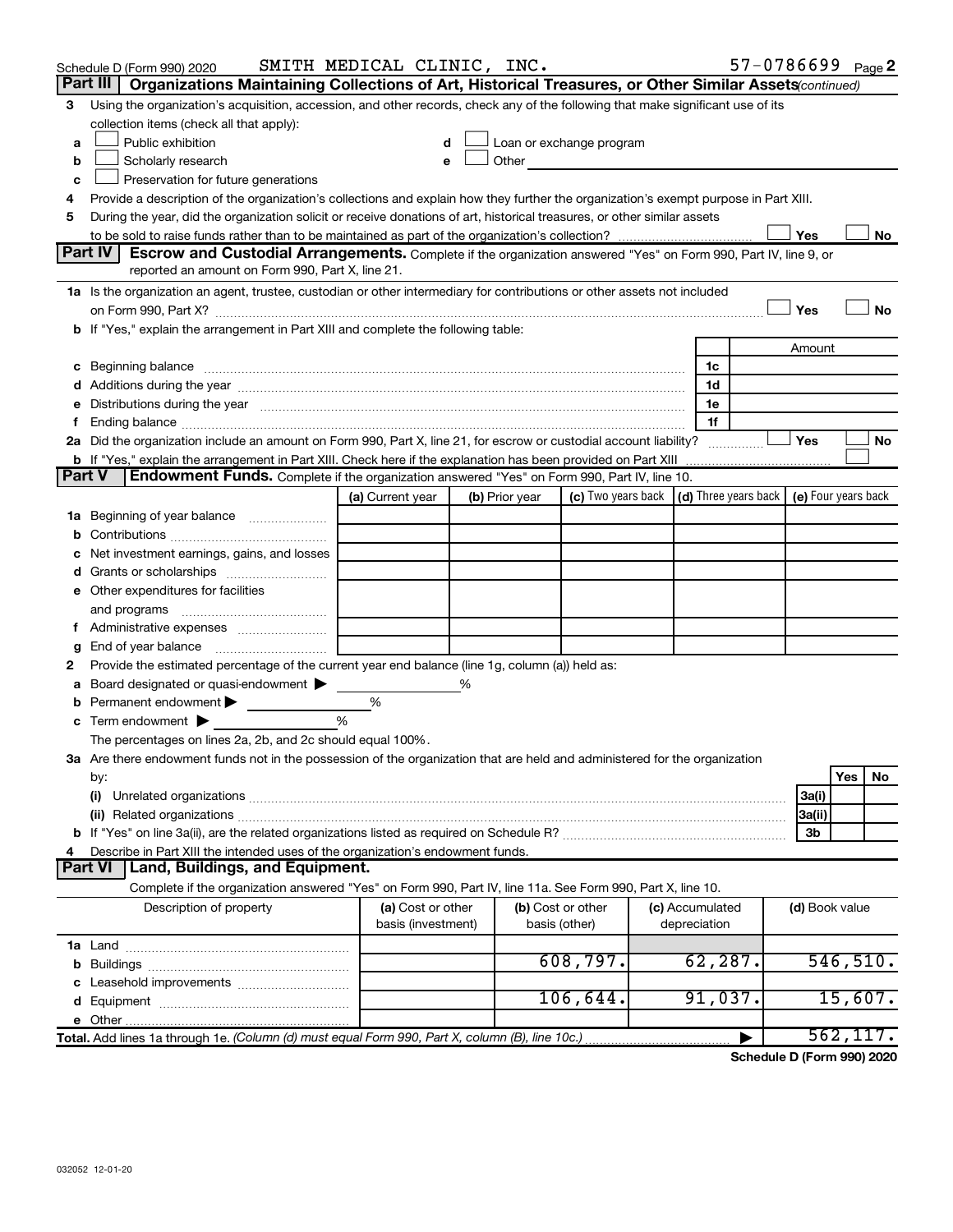Schedule D (Form 990) 2020 SMITH MEDICAL CLINIC, INC. 57-0786699 Page 2

**Part III Organizations Maintaining Collections of Art, Historical Treasures, or Other Similar Assets** *(continued)*

3 Using the organization's acquisition, accession, and other records, check any of the following that make significant use of its collection items (check all that apply):

a ☐ Public exhibition
b ☐ Scholarly research
c ☐ Preservation for future generations
d ☐ Loan or exchange program
e ☐ Other

4 Provide a description of the organization's collections and explain how they further the organization's exempt purpose in Part XIII.

5 During the year, did the organization solicit or receive donations of art, historical treasures, or other similar assets to be sold to raise funds rather than to be maintained as part of the organization's collection? ☐ Yes ☐ No

**Part IV Escrow and Custodial Arrangements.** Complete if the organization answered "Yes" on Form 990, Part IV, line 9, or reported an amount on Form 990, Part X, line 21.

1a Is the organization an agent, trustee, custodian or other intermediary for contributions or other assets not included on Form 990, Part X? ☐ Yes ☐ No

b If "Yes," explain the arrangement in Part XIII and complete the following table:

| | | Amount |
|---|---|---|
| c Beginning balance | 1c | |
| d Additions during the year | 1d | |
| e Distributions during the year | 1e | |
| f Ending balance | 1f | |

2a Did the organization include an amount on Form 990, Part X, line 21, for escrow or custodial account liability? ☐ Yes ☐ No

b If "Yes," explain the arrangement in Part XIII. Check here if the explanation has been provided on Part XIII ☐

**Part V Endowment Funds.** Complete if the organization answered "Yes" on Form 990, Part IV, line 10.

| | (a) Current year | (b) Prior year | (c) Two years back | (d) Three years back | (e) Four years back |
|---|---|---|---|---|---|
| 1a Beginning of year balance | | | | | |
| b Contributions | | | | | |
| c Net investment earnings, gains, and losses | | | | | |
| d Grants or scholarships | | | | | |
| e Other expenditures for facilities and programs | | | | | |
| f Administrative expenses | | | | | |
| g End of year balance | | | | | |

2 Provide the estimated percentage of the current year end balance (line 1g, column (a)) held as:

a Board designated or quasi-endowment ▶ %
b Permanent endowment ▶ %
c Term endowment ▶ %

The percentages on lines 2a, 2b, and 2c should equal 100%.

3a Are there endowment funds not in the possession of the organization that are held and administered for the organization by:

| | | Yes | No |
|---|---|---|---|
| (i) Unrelated organizations | 3a(i) | | |
| (ii) Related organizations | 3a(ii) | | |
| b If "Yes" on line 3a(ii), are the related organizations listed as required on Schedule R? | 3b | | |

4 Describe in Part XIII the intended uses of the organization's endowment funds.

**Part VI Land, Buildings, and Equipment.**

Complete if the organization answered "Yes" on Form 990, Part IV, line 11a. See Form 990, Part X, line 10.

| Description of property | (a) Cost or other basis (investment) | (b) Cost or other basis (other) | (c) Accumulated depreciation | (d) Book value |
|---|---|---|---|---|
| 1a Land | | | | |
| b Buildings | | 608,797. | 62,287. | 546,510. |
| c Leasehold improvements | | | | |
| d Equipment | | 106,644. | 91,037. | 15,607. |
| e Other | | | | |
| **Total.** Add lines 1a through 1e. *(Column (d) must equal Form 990, Part X, column (B), line 10c.)* | | | ▶ | 562,117. |

**Schedule D (Form 990) 2020**

032052 12-01-20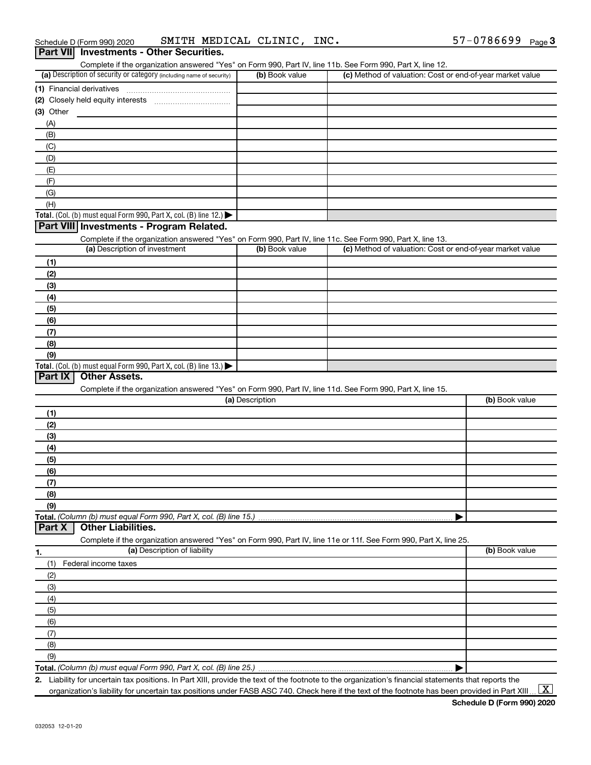Schedule D (Form 990) 2020 SMITH MEDICAL CLINIC, INC. 57-0786699 Page 3

## Part VII Investments - Other Securities.

Complete if the organization answered "Yes" on Form 990, Part IV, line 11b. See Form 990, Part X, line 12.

| (a) Description of security or category (including name of security) | (b) Book value | (c) Method of valuation: Cost or end-of-year market value |
|---|---|---|
| (1) Financial derivatives | | |
| (2) Closely held equity interests | | |
| (3) Other | | |
| (A) | | |
| (B) | | |
| (C) | | |
| (D) | | |
| (E) | | |
| (F) | | |
| (G) | | |
| (H) | | |
| **Total.** (Col. (b) must equal Form 990, Part X, col. (B) line 12.) ▶ | | |

## Part VIII Investments - Program Related.

Complete if the organization answered "Yes" on Form 990, Part IV, line 11c. See Form 990, Part X, line 13.

| (a) Description of investment | (b) Book value | (c) Method of valuation: Cost or end-of-year market value |
|---|---|---|
| (1) | | |
| (2) | | |
| (3) | | |
| (4) | | |
| (5) | | |
| (6) | | |
| (7) | | |
| (8) | | |
| (9) | | |
| **Total.** (Col. (b) must equal Form 990, Part X, col. (B) line 13.) ▶ | | |

## Part IX Other Assets.

Complete if the organization answered "Yes" on Form 990, Part IV, line 11d. See Form 990, Part X, line 15.

| (a) Description | (b) Book value |
|---|---|
| (1) | |
| (2) | |
| (3) | |
| (4) | |
| (5) | |
| (6) | |
| (7) | |
| (8) | |
| (9) | |
| **Total.** *(Column (b) must equal Form 990, Part X, col. (B) line 15.)* ▶ | |

## Part X Other Liabilities.

Complete if the organization answered "Yes" on Form 990, Part IV, line 11e or 11f. See Form 990, Part X, line 25.

| 1. (a) Description of liability | (b) Book value |
|---|---|
| (1) Federal income taxes | |
| (2) | |
| (3) | |
| (4) | |
| (5) | |
| (6) | |
| (7) | |
| (8) | |
| (9) | |
| **Total.** *(Column (b) must equal Form 990, Part X, col. (B) line 25.)* ▶ | |

2. Liability for uncertain tax positions. In Part XIII, provide the text of the footnote to the organization's financial statements that reports the organization's liability for uncertain tax positions under FASB ASC 740. Check here if the text of the footnote has been provided in Part XIII ... [X]

**Schedule D (Form 990) 2020**

032053 12-01-20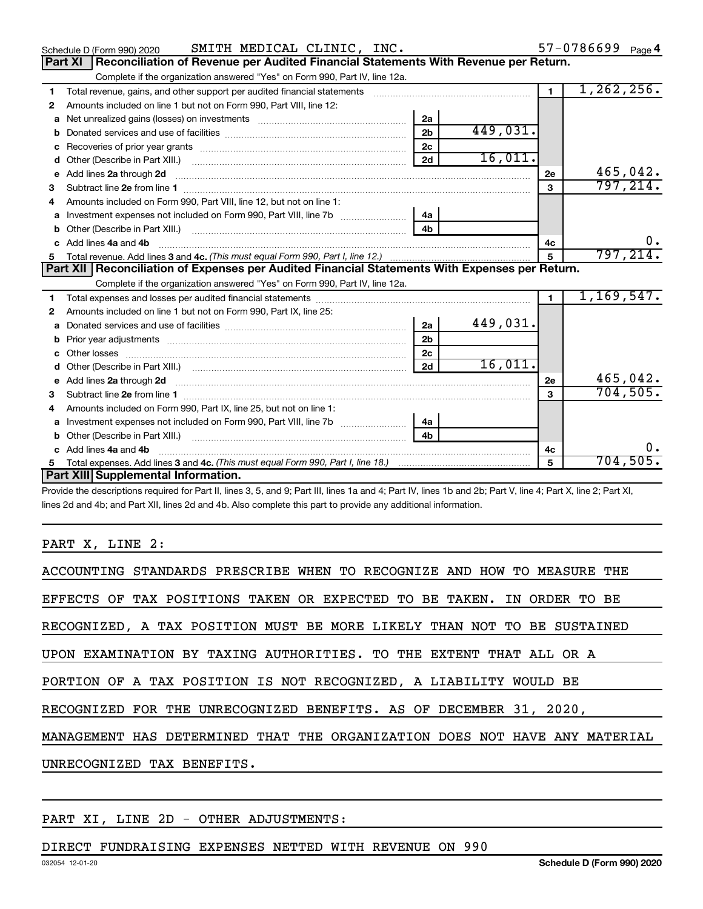Schedule D (Form 990) 2020 SMITH MEDICAL CLINIC, INC. 57-0786699 Page 4

## Part XI Reconciliation of Revenue per Audited Financial Statements With Revenue per Return.

Complete if the organization answered "Yes" on Form 990, Part IV, line 12a.

| | | | | | |
|---|---|---|---|---|---|
| 1 | Total revenue, gains, and other support per audited financial statements | | | 1 | 1,262,256. |
| 2 | Amounts included on line 1 but not on Form 990, Part VIII, line 12: | | | | |
| a | Net unrealized gains (losses) on investments | 2a | | | |
| b | Donated services and use of facilities | 2b | 449,031. | | |
| c | Recoveries of prior year grants | 2c | | | |
| d | Other (Describe in Part XIII.) | 2d | 16,011. | | |
| e | Add lines 2a through 2d | | | 2e | 465,042. |
| 3 | Subtract line 2e from line 1 | | | 3 | 797,214. |
| 4 | Amounts included on Form 990, Part VIII, line 12, but not on line 1: | | | | |
| a | Investment expenses not included on Form 990, Part VIII, line 7b | 4a | | | |
| b | Other (Describe in Part XIII.) | 4b | | | |
| c | Add lines 4a and 4b | | | 4c | 0. |
| 5 | Total revenue. Add lines 3 and 4c. *(This must equal Form 990, Part I, line 12.)* | | | 5 | 797,214. |

## Part XII Reconciliation of Expenses per Audited Financial Statements With Expenses per Return.

Complete if the organization answered "Yes" on Form 990, Part IV, line 12a.

| | | | | | |
|---|---|---|---|---|---|
| 1 | Total expenses and losses per audited financial statements | | | 1 | 1,169,547. |
| 2 | Amounts included on line 1 but not on Form 990, Part IX, line 25: | | | | |
| a | Donated services and use of facilities | 2a | 449,031. | | |
| b | Prior year adjustments | 2b | | | |
| c | Other losses | 2c | | | |
| d | Other (Describe in Part XIII.) | 2d | 16,011. | | |
| e | Add lines 2a through 2d | | | 2e | 465,042. |
| 3 | Subtract line 2e from line 1 | | | 3 | 704,505. |
| 4 | Amounts included on Form 990, Part IX, line 25, but not on line 1: | | | | |
| a | Investment expenses not included on Form 990, Part VIII, line 7b | 4a | | | |
| b | Other (Describe in Part XIII.) | 4b | | | |
| c | Add lines 4a and 4b | | | 4c | 0. |
| 5 | Total expenses. Add lines 3 and 4c. *(This must equal Form 990, Part I, line 18.)* | | | 5 | 704,505. |

## Part XIII Supplemental Information.

Provide the descriptions required for Part II, lines 3, 5, and 9; Part III, lines 1a and 4; Part IV, lines 1b and 2b; Part V, line 4; Part X, line 2; Part XI, lines 2d and 4b; and Part XII, lines 2d and 4b. Also complete this part to provide any additional information.

PART X, LINE 2:

ACCOUNTING STANDARDS PRESCRIBE WHEN TO RECOGNIZE AND HOW TO MEASURE THE EFFECTS OF TAX POSITIONS TAKEN OR EXPECTED TO BE TAKEN. IN ORDER TO BE RECOGNIZED, A TAX POSITION MUST BE MORE LIKELY THAN NOT TO BE SUSTAINED UPON EXAMINATION BY TAXING AUTHORITIES. TO THE EXTENT THAT ALL OR A PORTION OF A TAX POSITION IS NOT RECOGNIZED, A LIABILITY WOULD BE RECOGNIZED FOR THE UNRECOGNIZED BENEFITS. AS OF DECEMBER 31, 2020, MANAGEMENT HAS DETERMINED THAT THE ORGANIZATION DOES NOT HAVE ANY MATERIAL UNRECOGNIZED TAX BENEFITS.

PART XI, LINE 2D - OTHER ADJUSTMENTS:

DIRECT FUNDRAISING EXPENSES NETTED WITH REVENUE ON 990

032054 12-01-20 **Schedule D (Form 990) 2020**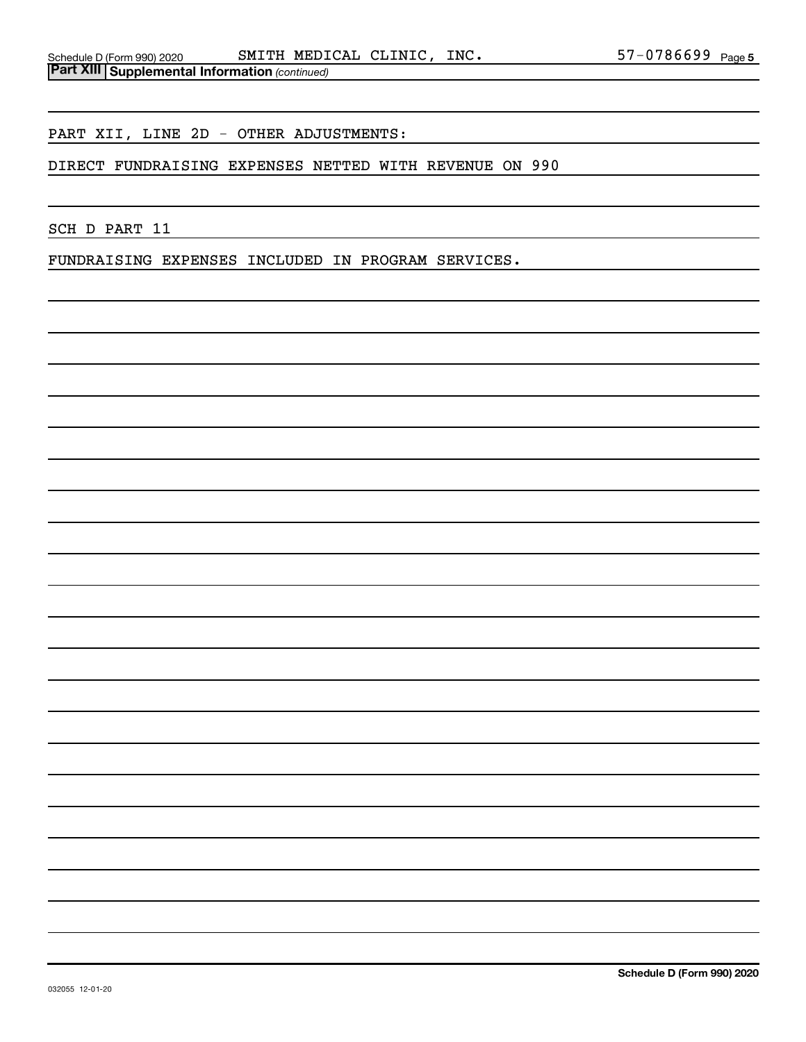Schedule D (Form 990) 2020 SMITH MEDICAL CLINIC, INC. 57-0786699 Page 5

**Part XIII | Supplemental Information** *(continued)*

PART XII, LINE 2D - OTHER ADJUSTMENTS:

DIRECT FUNDRAISING EXPENSES NETTED WITH REVENUE ON 990

SCH D PART 11

FUNDRAISING EXPENSES INCLUDED IN PROGRAM SERVICES.

**Schedule D (Form 990) 2020**

032055 12-01-20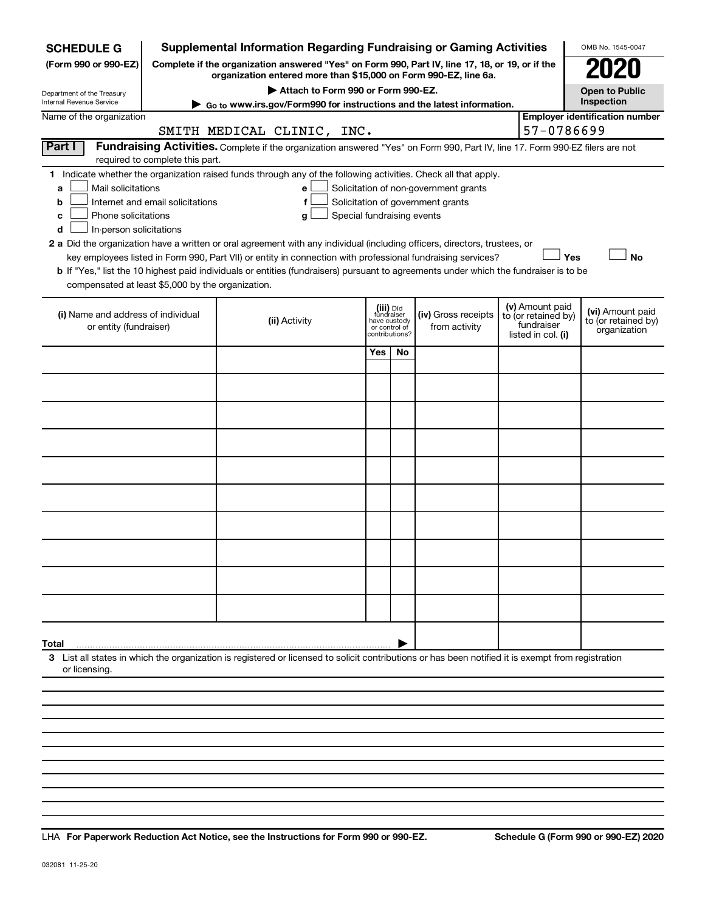**SCHEDULE G**
**(Form 990 or 990-EZ)**

Department of the Treasury
Internal Revenue Service

# Supplemental Information Regarding Fundraising or Gaming Activities

**Complete if the organization answered "Yes" on Form 990, Part IV, line 17, 18, or 19, or if the organization entered more than $15,000 on Form 990-EZ, line 6a.**

**▶ Attach to Form 990 or Form 990-EZ.**

**▶ Go to www.irs.gov/Form990 for instructions and the latest information.**

OMB No. 1545-0047

**2020**

**Open to Public Inspection**

Name of the organization: SMITH MEDICAL CLINIC, INC.

**Employer identification number** 57-0786699

**Part I** **Fundraising Activities.** Complete if the organization answered "Yes" on Form 990, Part IV, line 17. Form 990-EZ filers are not required to complete this part.

**1** Indicate whether the organization raised funds through any of the following activities. Check all that apply.

- **a** ☐ Mail solicitations
- **b** ☐ Internet and email solicitations
- **c** ☐ Phone solicitations
- **d** ☐ In-person solicitations
- **e** ☐ Solicitation of non-government grants
- **f** ☐ Solicitation of government grants
- **g** ☐ Special fundraising events

**2 a** Did the organization have a written or oral agreement with any individual (including officers, directors, trustees, or key employees listed in Form 990, Part VII) or entity in connection with professional fundraising services? ☐ **Yes** ☐ **No**

**b** If "Yes," list the 10 highest paid individuals or entities (fundraisers) pursuant to agreements under which the fundraiser is to be compensated at least $5,000 by the organization.

| (i) Name and address of individual or entity (fundraiser) | (ii) Activity | (iii) Did fundraiser have custody or control of contributions? | | (iv) Gross receipts from activity | (v) Amount paid to (or retained by) fundraiser listed in col. (i) | (vi) Amount paid to (or retained by) organization |
|---|---|---|---|---|---|---|
| | | Yes | No | | | |
| | | | | | | |
| | | | | | | |
| | | | | | | |
| | | | | | | |
| | | | | | | |
| | | | | | | |
| | | | | | | |
| | | | | | | |
| | | | | | | |
| | | | | | | |
| **Total** ▶ | | | | | | |

**3** List all states in which the organization is registered or licensed to solicit contributions or has been notified it is exempt from registration or licensing.

LHA **For Paperwork Reduction Act Notice, see the Instructions for Form 990 or 990-EZ.** **Schedule G (Form 990 or 990-EZ) 2020**

032081 11-25-20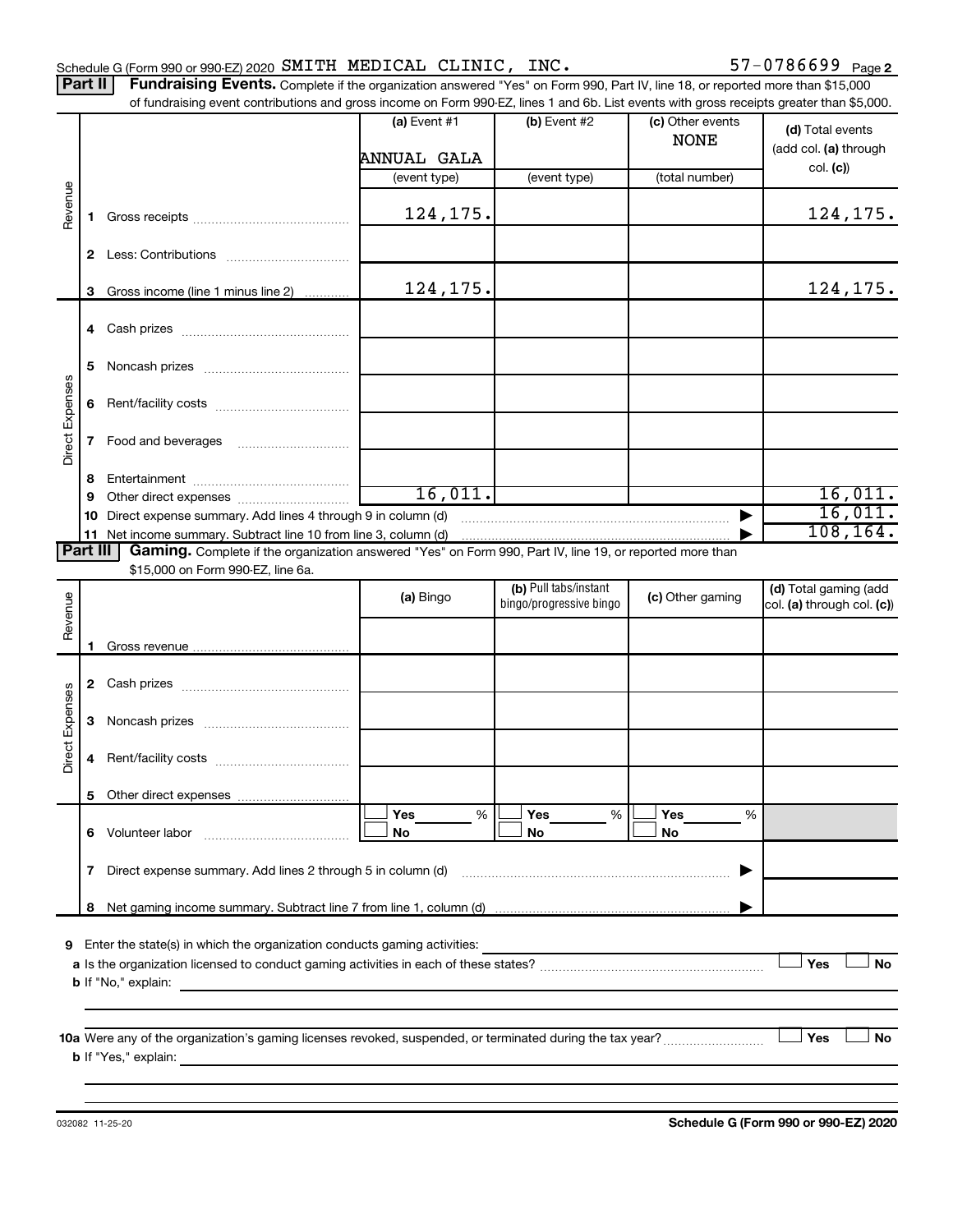Schedule G (Form 990 or 990-EZ) 2020 SMITH MEDICAL CLINIC, INC. 57-0786699 Page 2

**Part II** **Fundraising Events.** Complete if the organization answered "Yes" on Form 990, Part IV, line 18, or reported more than $15,000 of fundraising event contributions and gross income on Form 990-EZ, lines 1 and 6b. List events with gross receipts greater than $5,000.

| | | (a) Event #1 | (b) Event #2 | (c) Other events | (d) Total events (add col. (a) through col. (c)) |
|---|---|---|---|---|---|
| | | ANNUAL GALA | | NONE | |
| | | (event type) | (event type) | (total number) | |
| Revenue | 1 Gross receipts | 124,175. | | | 124,175. |
| | 2 Less: Contributions | | | | |
| | 3 Gross income (line 1 minus line 2) | 124,175. | | | 124,175. |
| Direct Expenses | 4 Cash prizes | | | | |
| | 5 Noncash prizes | | | | |
| | 6 Rent/facility costs | | | | |
| | 7 Food and beverages | | | | |
| | 8 Entertainment | | | | |
| | 9 Other direct expenses | 16,011. | | | 16,011. |
| | 10 Direct expense summary. Add lines 4 through 9 in column (d) | | | | 16,011. |
| | 11 Net income summary. Subtract line 10 from line 3, column (d) | | | | 108,164. |

**Part III** **Gaming.** Complete if the organization answered "Yes" on Form 990, Part IV, line 19, or reported more than $15,000 on Form 990-EZ, line 6a.

| | | (a) Bingo | (b) Pull tabs/instant bingo/progressive bingo | (c) Other gaming | (d) Total gaming (add col. (a) through col. (c)) |
|---|---|---|---|---|---|
| Revenue | 1 Gross revenue | | | | |
| Direct Expenses | 2 Cash prizes | | | | |
| | 3 Noncash prizes | | | | |
| | 4 Rent/facility costs | | | | |
| | 5 Other direct expenses | | | | |
| | 6 Volunteer labor | ☐ Yes ___ % ☐ No | ☐ Yes ___ % ☐ No | ☐ Yes ___ % ☐ No | |
| | 7 Direct expense summary. Add lines 2 through 5 in column (d) | | | | |
| | 8 Net gaming income summary. Subtract line 7 from line 1, column (d) | | | | |

9 Enter the state(s) in which the organization conducts gaming activities:

a Is the organization licensed to conduct gaming activities in each of these states? ☐ Yes ☐ No

b If "No," explain:

10a Were any of the organization's gaming licenses revoked, suspended, or terminated during the tax year? ☐ Yes ☐ No

b If "Yes," explain:

032082 11-25-20 **Schedule G (Form 990 or 990-EZ) 2020**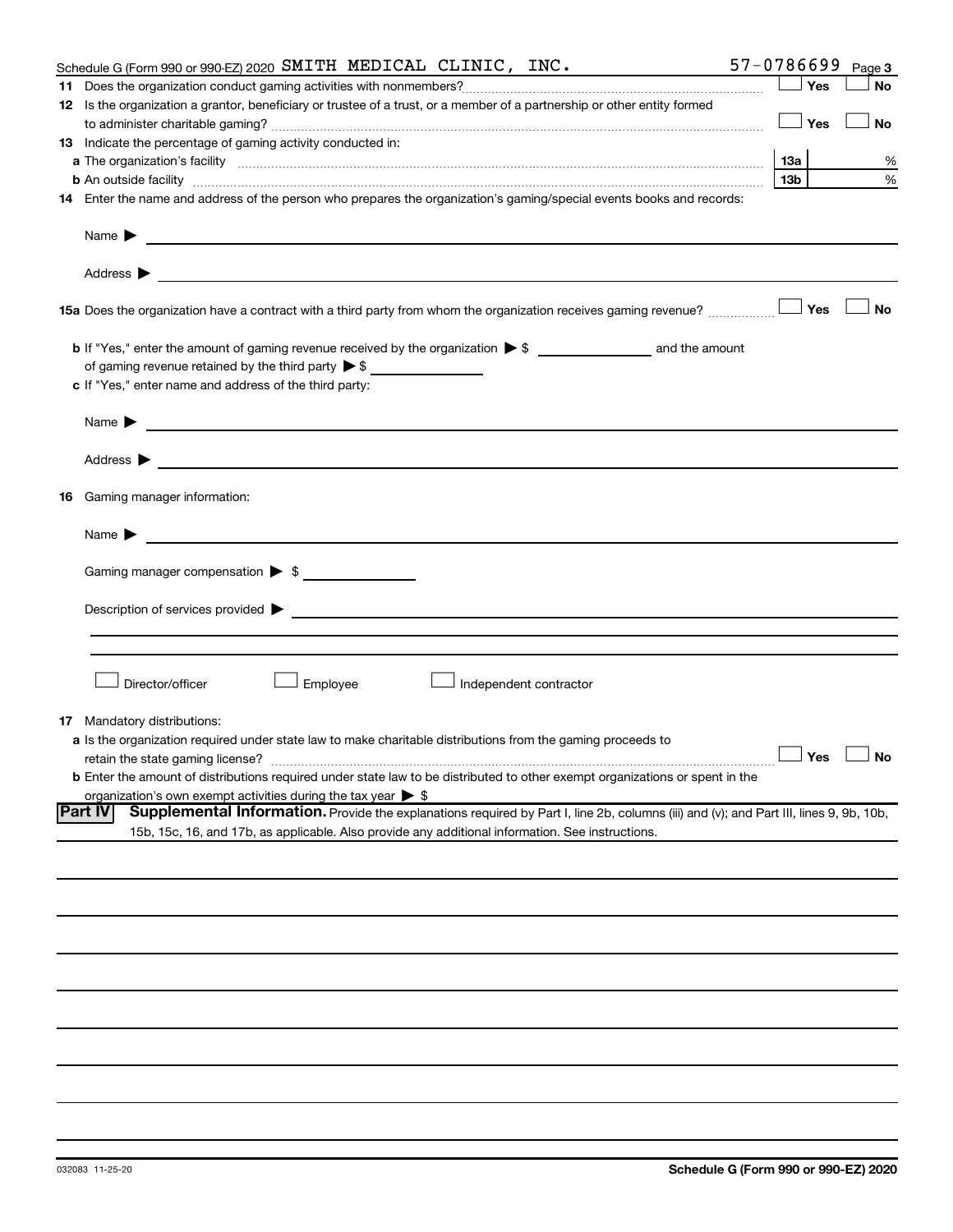Schedule G (Form 990 or 990-EZ) 2020 SMITH MEDICAL CLINIC, INC. 57-0786699 Page 3

**11** Does the organization conduct gaming activities with nonmembers? ☐ Yes ☐ No

**12** Is the organization a grantor, beneficiary or trustee of a trust, or a member of a partnership or other entity formed to administer charitable gaming? ☐ Yes ☐ No

**13** Indicate the percentage of gaming activity conducted in:

**a** The organization's facility **13a** %

**b** An outside facility **13b** %

**14** Enter the name and address of the person who prepares the organization's gaming/special events books and records:

Name ▶

Address ▶

**15a** Does the organization have a contract with a third party from whom the organization receives gaming revenue? ☐ Yes ☐ No

**b** If "Yes," enter the amount of gaming revenue received by the organization ▶ $ ______ and the amount of gaming revenue retained by the third party ▶ $ ______

**c** If "Yes," enter name and address of the third party:

Name ▶

Address ▶

**16** Gaming manager information:

Name ▶

Gaming manager compensation ▶ $

Description of services provided ▶

☐ Director/officer ☐ Employee ☐ Independent contractor

**17** Mandatory distributions:

**a** Is the organization required under state law to make charitable distributions from the gaming proceeds to retain the state gaming license? ☐ Yes ☐ No

**b** Enter the amount of distributions required under state law to be distributed to other exempt organizations or spent in the organization's own exempt activities during the tax year ▶ $

## Part IV Supplemental Information.

Provide the explanations required by Part I, line 2b, columns (iii) and (v); and Part III, lines 9, 9b, 10b, 15b, 15c, 16, and 17b, as applicable. Also provide any additional information. See instructions.

032083 11-25-20 **Schedule G (Form 990 or 990-EZ) 2020**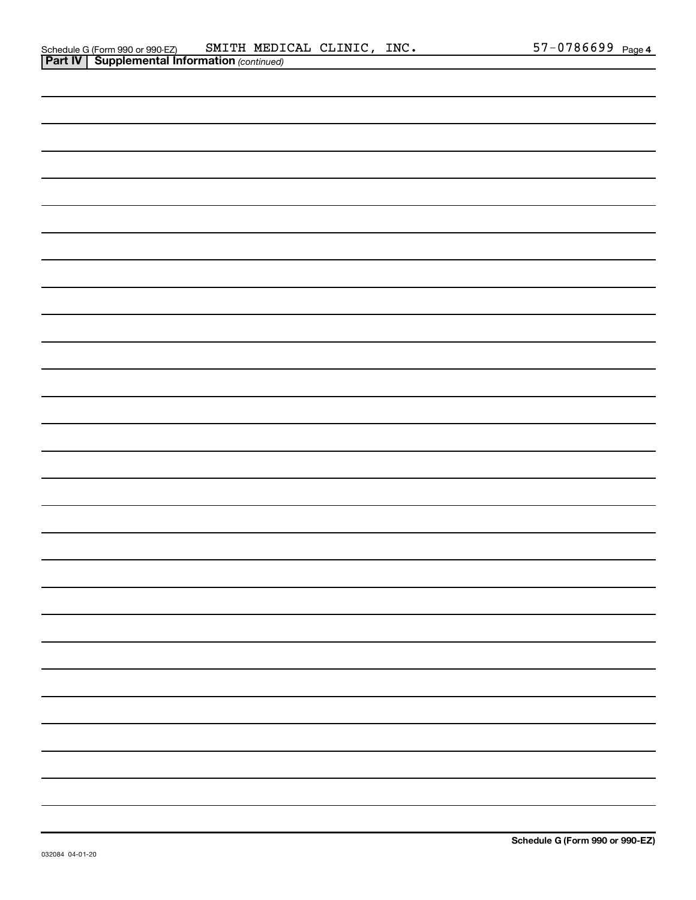Schedule G (Form 990 or 990-EZ) SMITH MEDICAL CLINIC, INC. 57-0786699 Page 4

**Part IV | Supplemental Information** *(continued)*

**Schedule G (Form 990 or 990-EZ)**

032084 04-01-20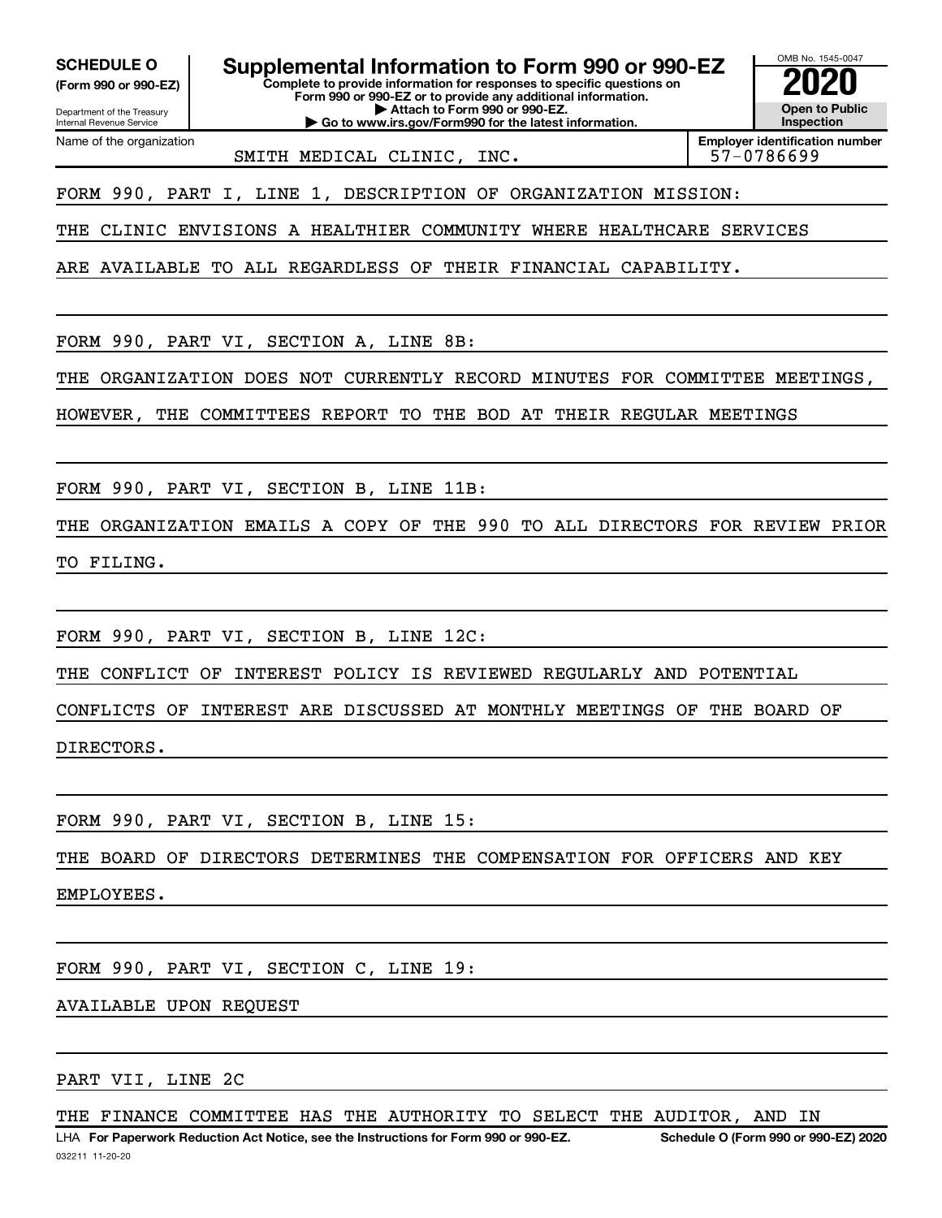**SCHEDULE O** **(Form 990 or 990-EZ)**

Department of the Treasury
Internal Revenue Service

# Supplemental Information to Form 990 or 990-EZ

**Complete to provide information for responses to specific questions on Form 990 or 990-EZ or to provide any additional information.**
**▶ Attach to Form 990 or 990-EZ.**
**▶ Go to www.irs.gov/Form990 for the latest information.**

OMB No. 1545-0047

**2020**

**Open to Public Inspection**

Name of the organization: SMITH MEDICAL CLINIC, INC.

**Employer identification number:** 57-0786699

FORM 990, PART I, LINE 1, DESCRIPTION OF ORGANIZATION MISSION:

THE CLINIC ENVISIONS A HEALTHIER COMMUNITY WHERE HEALTHCARE SERVICES ARE AVAILABLE TO ALL REGARDLESS OF THEIR FINANCIAL CAPABILITY.

FORM 990, PART VI, SECTION A, LINE 8B:

THE ORGANIZATION DOES NOT CURRENTLY RECORD MINUTES FOR COMMITTEE MEETINGS, HOWEVER, THE COMMITTEES REPORT TO THE BOD AT THEIR REGULAR MEETINGS

FORM 990, PART VI, SECTION B, LINE 11B:

THE ORGANIZATION EMAILS A COPY OF THE 990 TO ALL DIRECTORS FOR REVIEW PRIOR TO FILING.

FORM 990, PART VI, SECTION B, LINE 12C:

THE CONFLICT OF INTEREST POLICY IS REVIEWED REGULARLY AND POTENTIAL CONFLICTS OF INTEREST ARE DISCUSSED AT MONTHLY MEETINGS OF THE BOARD OF DIRECTORS.

FORM 990, PART VI, SECTION B, LINE 15:

THE BOARD OF DIRECTORS DETERMINES THE COMPENSATION FOR OFFICERS AND KEY EMPLOYEES.

FORM 990, PART VI, SECTION C, LINE 19:

AVAILABLE UPON REQUEST

PART VII, LINE 2C

THE FINANCE COMMITTEE HAS THE AUTHORITY TO SELECT THE AUDITOR, AND IN

LHA **For Paperwork Reduction Act Notice, see the Instructions for Form 990 or 990-EZ.** **Schedule O (Form 990 or 990-EZ) 2020**

032211 11-20-20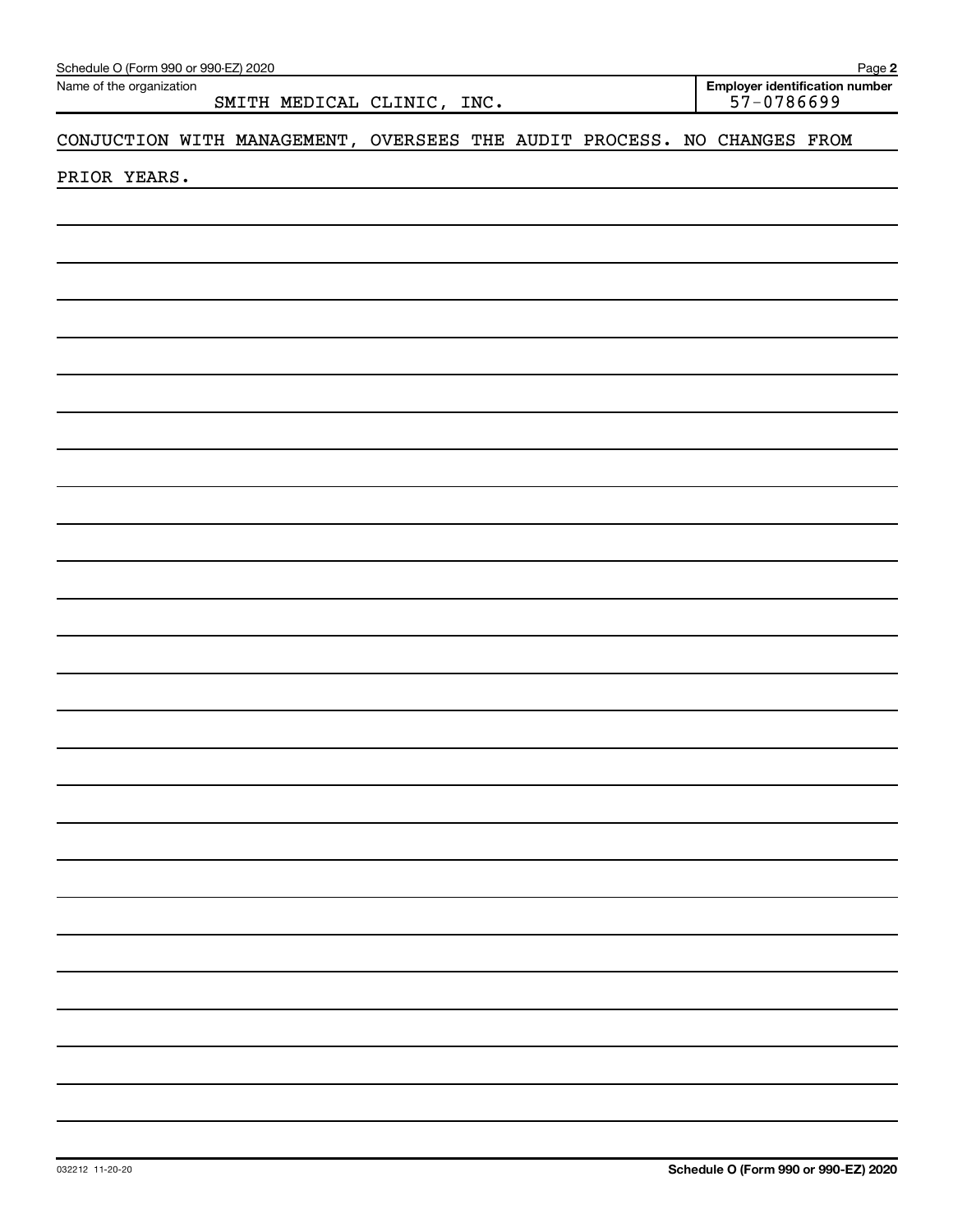Name of the organization: SMITH MEDICAL CLINIC, INC.

Employer identification number: 57-0786699

CONJUCTION WITH MANAGEMENT, OVERSEES THE AUDIT PROCESS. NO CHANGES FROM PRIOR YEARS.